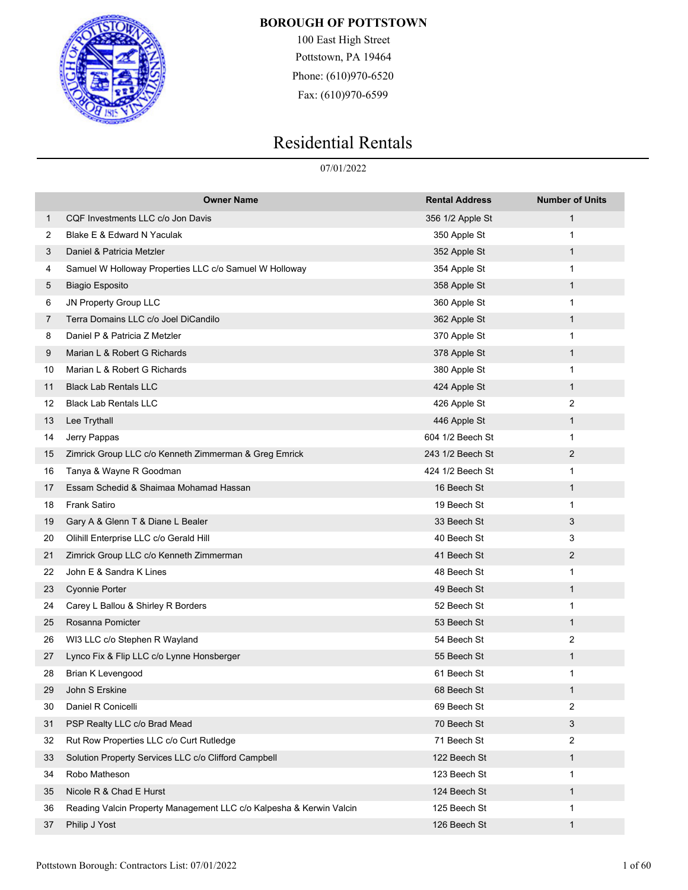**BOROUGH OF POTTSTOWN**

100 East High Street
Pottstown, PA 19464
Phone: (610)970-6520
Fax: (610)970-6599

# Residential Rentals

07/01/2022

| | Owner Name | Rental Address | Number of Units |
|---|---|---|---|
| 1 | CQF Investments LLC c/o Jon Davis | 356 1/2 Apple St | 1 |
| 2 | Blake E & Edward N Yaculak | 350 Apple St | 1 |
| 3 | Daniel & Patricia Metzler | 352 Apple St | 1 |
| 4 | Samuel W Holloway Properties LLC c/o Samuel W Holloway | 354 Apple St | 1 |
| 5 | Biagio Esposito | 358 Apple St | 1 |
| 6 | JN Property Group LLC | 360 Apple St | 1 |
| 7 | Terra Domains LLC c/o Joel DiCandilo | 362 Apple St | 1 |
| 8 | Daniel P & Patricia Z Metzler | 370 Apple St | 1 |
| 9 | Marian L & Robert G Richards | 378 Apple St | 1 |
| 10 | Marian L & Robert G Richards | 380 Apple St | 1 |
| 11 | Black Lab Rentals LLC | 424 Apple St | 1 |
| 12 | Black Lab Rentals LLC | 426 Apple St | 2 |
| 13 | Lee Trythall | 446 Apple St | 1 |
| 14 | Jerry Pappas | 604 1/2 Beech St | 1 |
| 15 | Zimrick Group LLC c/o Kenneth Zimmerman & Greg Emrick | 243 1/2 Beech St | 2 |
| 16 | Tanya & Wayne R Goodman | 424 1/2 Beech St | 1 |
| 17 | Essam Schedid & Shaimaa Mohamad Hassan | 16 Beech St | 1 |
| 18 | Frank Satiro | 19 Beech St | 1 |
| 19 | Gary A & Glenn T & Diane L Bealer | 33 Beech St | 3 |
| 20 | Olihill Enterprise LLC c/o Gerald Hill | 40 Beech St | 3 |
| 21 | Zimrick Group LLC c/o Kenneth Zimmerman | 41 Beech St | 2 |
| 22 | John E & Sandra K Lines | 48 Beech St | 1 |
| 23 | Cyonnie Porter | 49 Beech St | 1 |
| 24 | Carey L Ballou & Shirley R Borders | 52 Beech St | 1 |
| 25 | Rosanna Pomicter | 53 Beech St | 1 |
| 26 | WI3 LLC c/o Stephen R Wayland | 54 Beech St | 2 |
| 27 | Lynco Fix & Flip LLC c/o Lynne Honsberger | 55 Beech St | 1 |
| 28 | Brian K Levengood | 61 Beech St | 1 |
| 29 | John S Erskine | 68 Beech St | 1 |
| 30 | Daniel R Conicelli | 69 Beech St | 2 |
| 31 | PSP Realty LLC c/o Brad Mead | 70 Beech St | 3 |
| 32 | Rut Row Properties LLC c/o Curt Rutledge | 71 Beech St | 2 |
| 33 | Solution Property Services LLC c/o Clifford Campbell | 122 Beech St | 1 |
| 34 | Robo Matheson | 123 Beech St | 1 |
| 35 | Nicole R & Chad E Hurst | 124 Beech St | 1 |
| 36 | Reading Valcin Property Management LLC c/o Kalpesha & Kerwin Valcin | 125 Beech St | 1 |
| 37 | Philip J Yost | 126 Beech St | 1 |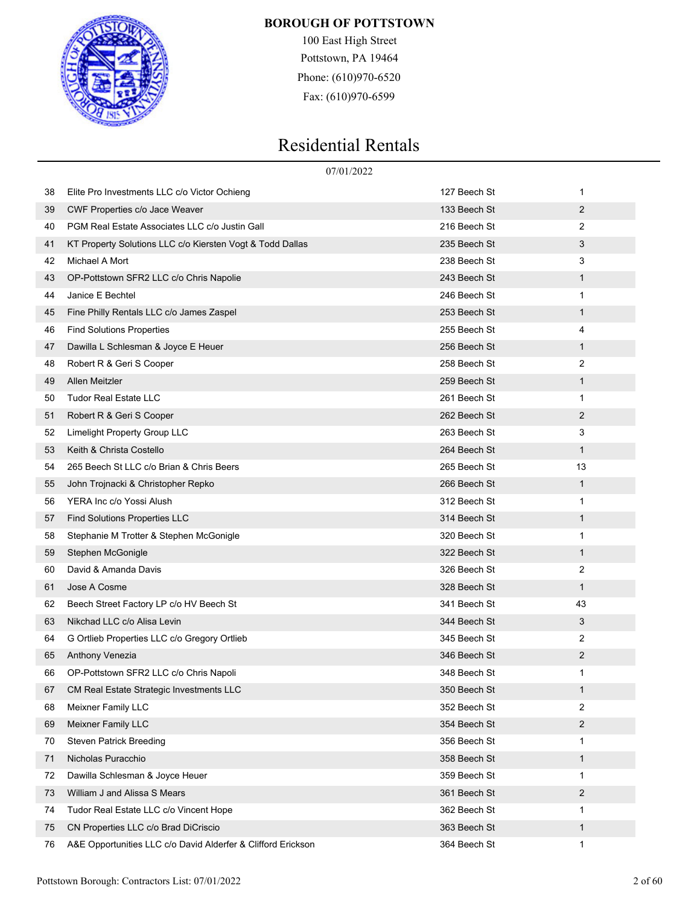**BOROUGH OF POTTSTOWN**

100 East High Street
Pottstown, PA 19464
Phone: (610)970-6520
Fax: (610)970-6599

# Residential Rentals

07/01/2022

| | | | |
|---|---|---|---|
| 38 | Elite Pro Investments LLC c/o Victor Ochieng | 127 Beech St | 1 |
| 39 | CWF Properties c/o Jace Weaver | 133 Beech St | 2 |
| 40 | PGM Real Estate Associates LLC c/o Justin Gall | 216 Beech St | 2 |
| 41 | KT Property Solutions LLC c/o Kiersten Vogt & Todd Dallas | 235 Beech St | 3 |
| 42 | Michael A Mort | 238 Beech St | 3 |
| 43 | OP-Pottstown SFR2 LLC c/o Chris Napolie | 243 Beech St | 1 |
| 44 | Janice E Bechtel | 246 Beech St | 1 |
| 45 | Fine Philly Rentals LLC c/o James Zaspel | 253 Beech St | 1 |
| 46 | Find Solutions Properties | 255 Beech St | 4 |
| 47 | Dawilla L Schlesman & Joyce E Heuer | 256 Beech St | 1 |
| 48 | Robert R & Geri S Cooper | 258 Beech St | 2 |
| 49 | Allen Meitzler | 259 Beech St | 1 |
| 50 | Tudor Real Estate LLC | 261 Beech St | 1 |
| 51 | Robert R & Geri S Cooper | 262 Beech St | 2 |
| 52 | Limelight Property Group LLC | 263 Beech St | 3 |
| 53 | Keith & Christa Costello | 264 Beech St | 1 |
| 54 | 265 Beech St LLC c/o Brian & Chris Beers | 265 Beech St | 13 |
| 55 | John Trojnacki & Christopher Repko | 266 Beech St | 1 |
| 56 | YERA Inc c/o Yossi Alush | 312 Beech St | 1 |
| 57 | Find Solutions Properties LLC | 314 Beech St | 1 |
| 58 | Stephanie M Trotter & Stephen McGonigle | 320 Beech St | 1 |
| 59 | Stephen McGonigle | 322 Beech St | 1 |
| 60 | David & Amanda Davis | 326 Beech St | 2 |
| 61 | Jose A Cosme | 328 Beech St | 1 |
| 62 | Beech Street Factory LP c/o HV Beech St | 341 Beech St | 43 |
| 63 | Nikchad LLC c/o Alisa Levin | 344 Beech St | 3 |
| 64 | G Ortlieb Properties LLC c/o Gregory Ortlieb | 345 Beech St | 2 |
| 65 | Anthony Venezia | 346 Beech St | 2 |
| 66 | OP-Pottstown SFR2 LLC c/o Chris Napoli | 348 Beech St | 1 |
| 67 | CM Real Estate Strategic Investments LLC | 350 Beech St | 1 |
| 68 | Meixner Family LLC | 352 Beech St | 2 |
| 69 | Meixner Family LLC | 354 Beech St | 2 |
| 70 | Steven Patrick Breeding | 356 Beech St | 1 |
| 71 | Nicholas Puracchio | 358 Beech St | 1 |
| 72 | Dawilla Schlesman & Joyce Heuer | 359 Beech St | 1 |
| 73 | William J and Alissa S Mears | 361 Beech St | 2 |
| 74 | Tudor Real Estate LLC c/o Vincent Hope | 362 Beech St | 1 |
| 75 | CN Properties LLC c/o Brad DiCriscio | 363 Beech St | 1 |
| 76 | A&E Opportunities LLC c/o David Alderfer & Clifford Erickson | 364 Beech St | 1 |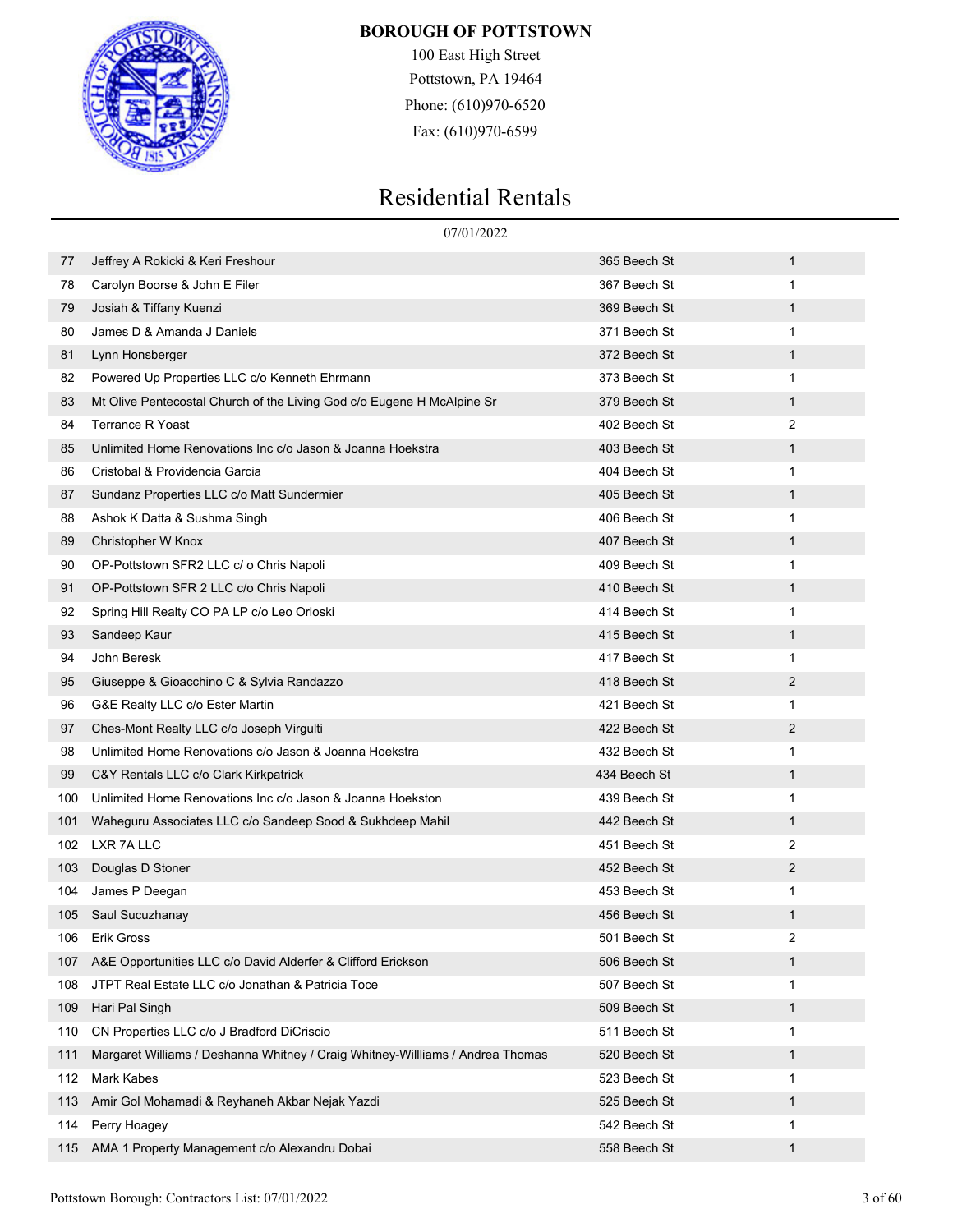**BOROUGH OF POTTSTOWN**

100 East High Street
Pottstown, PA 19464
Phone: (610)970-6520
Fax: (610)970-6599

# Residential Rentals

07/01/2022

| | | | |
|---|---|---|---|
| 77 | Jeffrey A Rokicki & Keri Freshour | 365 Beech St | 1 |
| 78 | Carolyn Boorse & John E Filer | 367 Beech St | 1 |
| 79 | Josiah & Tiffany Kuenzi | 369 Beech St | 1 |
| 80 | James D & Amanda J Daniels | 371 Beech St | 1 |
| 81 | Lynn Honsberger | 372 Beech St | 1 |
| 82 | Powered Up Properties LLC c/o Kenneth Ehrmann | 373 Beech St | 1 |
| 83 | Mt Olive Pentecostal Church of the Living God c/o Eugene H McAlpine Sr | 379 Beech St | 1 |
| 84 | Terrance R Yoast | 402 Beech St | 2 |
| 85 | Unlimited Home Renovations Inc c/o Jason & Joanna Hoekstra | 403 Beech St | 1 |
| 86 | Cristobal & Providencia Garcia | 404 Beech St | 1 |
| 87 | Sundanz Properties LLC c/o Matt Sundermier | 405 Beech St | 1 |
| 88 | Ashok K Datta & Sushma Singh | 406 Beech St | 1 |
| 89 | Christopher W Knox | 407 Beech St | 1 |
| 90 | OP-Pottstown SFR2 LLC c/ o Chris Napoli | 409 Beech St | 1 |
| 91 | OP-Pottstown SFR 2 LLC c/o Chris Napoli | 410 Beech St | 1 |
| 92 | Spring Hill Realty CO PA LP c/o Leo Orloski | 414 Beech St | 1 |
| 93 | Sandeep Kaur | 415 Beech St | 1 |
| 94 | John Beresk | 417 Beech St | 1 |
| 95 | Giuseppe & Gioacchino C & Sylvia Randazzo | 418 Beech St | 2 |
| 96 | G&E Realty LLC c/o Ester Martin | 421 Beech St | 1 |
| 97 | Ches-Mont Realty LLC c/o Joseph Virgulti | 422 Beech St | 2 |
| 98 | Unlimited Home Renovations c/o Jason & Joanna Hoekstra | 432 Beech St | 1 |
| 99 | C&Y Rentals LLC c/o Clark Kirkpatrick | 434 Beech St | 1 |
| 100 | Unlimited Home Renovations Inc c/o Jason & Joanna Hoekston | 439 Beech St | 1 |
| 101 | Waheguru Associates LLC c/o Sandeep Sood & Sukhdeep Mahil | 442 Beech St | 1 |
| 102 | LXR 7A LLC | 451 Beech St | 2 |
| 103 | Douglas D Stoner | 452 Beech St | 2 |
| 104 | James P Deegan | 453 Beech St | 1 |
| 105 | Saul Sucuzhanay | 456 Beech St | 1 |
| 106 | Erik Gross | 501 Beech St | 2 |
| 107 | A&E Opportunities LLC c/o David Alderfer & Clifford Erickson | 506 Beech St | 1 |
| 108 | JTPT Real Estate LLC c/o Jonathan & Patricia Toce | 507 Beech St | 1 |
| 109 | Hari Pal Singh | 509 Beech St | 1 |
| 110 | CN Properties LLC c/o J Bradford DiCriscio | 511 Beech St | 1 |
| 111 | Margaret Williams / Deshanna Whitney / Craig Whitney-Willliams / Andrea Thomas | 520 Beech St | 1 |
| 112 | Mark Kabes | 523 Beech St | 1 |
| 113 | Amir Gol Mohamadi & Reyhaneh Akbar Nejak Yazdi | 525 Beech St | 1 |
| 114 | Perry Hoagey | 542 Beech St | 1 |
| 115 | AMA 1 Property Management c/o Alexandru Dobai | 558 Beech St | 1 |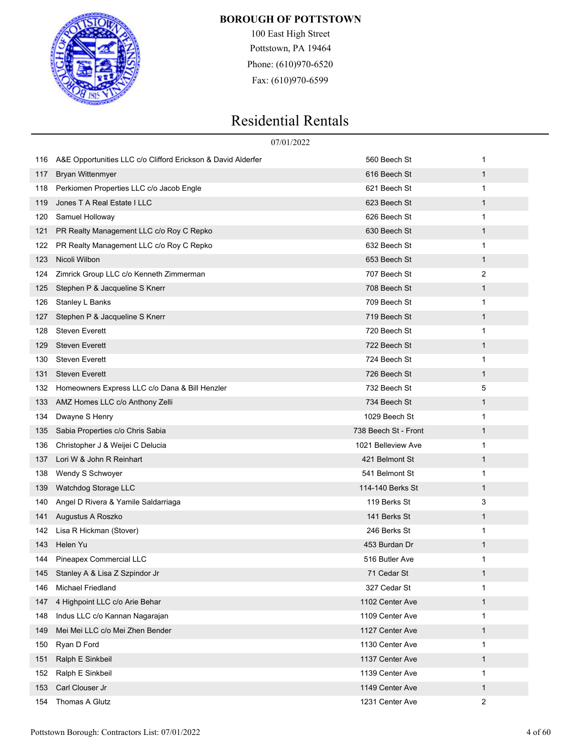**BOROUGH OF POTTSTOWN**

100 East High Street
Pottstown, PA 19464
Phone: (610)970-6520
Fax: (610)970-6599

# Residential Rentals

07/01/2022

| | | | |
|---|---|---|---|
| 116 | A&E Opportunities LLC c/o Clifford Erickson & David Alderfer | 560 Beech St | 1 |
| 117 | Bryan Wittenmyer | 616 Beech St | 1 |
| 118 | Perkiomen Properties LLC c/o Jacob Engle | 621 Beech St | 1 |
| 119 | Jones T A Real Estate I LLC | 623 Beech St | 1 |
| 120 | Samuel Holloway | 626 Beech St | 1 |
| 121 | PR Realty Management LLC c/o Roy C Repko | 630 Beech St | 1 |
| 122 | PR Realty Management LLC c/o Roy C Repko | 632 Beech St | 1 |
| 123 | Nicoli Wilbon | 653 Beech St | 1 |
| 124 | Zimrick Group LLC c/o Kenneth Zimmerman | 707 Beech St | 2 |
| 125 | Stephen P & Jacqueline S Knerr | 708 Beech St | 1 |
| 126 | Stanley L Banks | 709 Beech St | 1 |
| 127 | Stephen P & Jacqueline S Knerr | 719 Beech St | 1 |
| 128 | Steven Everett | 720 Beech St | 1 |
| 129 | Steven Everett | 722 Beech St | 1 |
| 130 | Steven Everett | 724 Beech St | 1 |
| 131 | Steven Everett | 726 Beech St | 1 |
| 132 | Homeowners Express LLC c/o Dana & Bill Henzler | 732 Beech St | 5 |
| 133 | AMZ Homes LLC c/o Anthony Zelli | 734 Beech St | 1 |
| 134 | Dwayne S Henry | 1029 Beech St | 1 |
| 135 | Sabia Properties c/o Chris Sabia | 738 Beech St - Front | 1 |
| 136 | Christopher J & Weijei C Delucia | 1021 Belleview Ave | 1 |
| 137 | Lori W & John R Reinhart | 421 Belmont St | 1 |
| 138 | Wendy S Schwoyer | 541 Belmont St | 1 |
| 139 | Watchdog Storage LLC | 114-140 Berks St | 1 |
| 140 | Angel D Rivera & Yamile Saldarriaga | 119 Berks St | 3 |
| 141 | Augustus A Roszko | 141 Berks St | 1 |
| 142 | Lisa R Hickman (Stover) | 246 Berks St | 1 |
| 143 | Helen Yu | 453 Burdan Dr | 1 |
| 144 | Pineapex Commercial LLC | 516 Butler Ave | 1 |
| 145 | Stanley A & Lisa Z Szpindor Jr | 71 Cedar St | 1 |
| 146 | Michael Friedland | 327 Cedar St | 1 |
| 147 | 4 Highpoint LLC c/o Arie Behar | 1102 Center Ave | 1 |
| 148 | Indus LLC c/o Kannan Nagarajan | 1109 Center Ave | 1 |
| 149 | Mei Mei LLC c/o Mei Zhen Bender | 1127 Center Ave | 1 |
| 150 | Ryan D Ford | 1130 Center Ave | 1 |
| 151 | Ralph E Sinkbeil | 1137 Center Ave | 1 |
| 152 | Ralph E Sinkbeil | 1139 Center Ave | 1 |
| 153 | Carl Clouser Jr | 1149 Center Ave | 1 |
| 154 | Thomas A Glutz | 1231 Center Ave | 2 |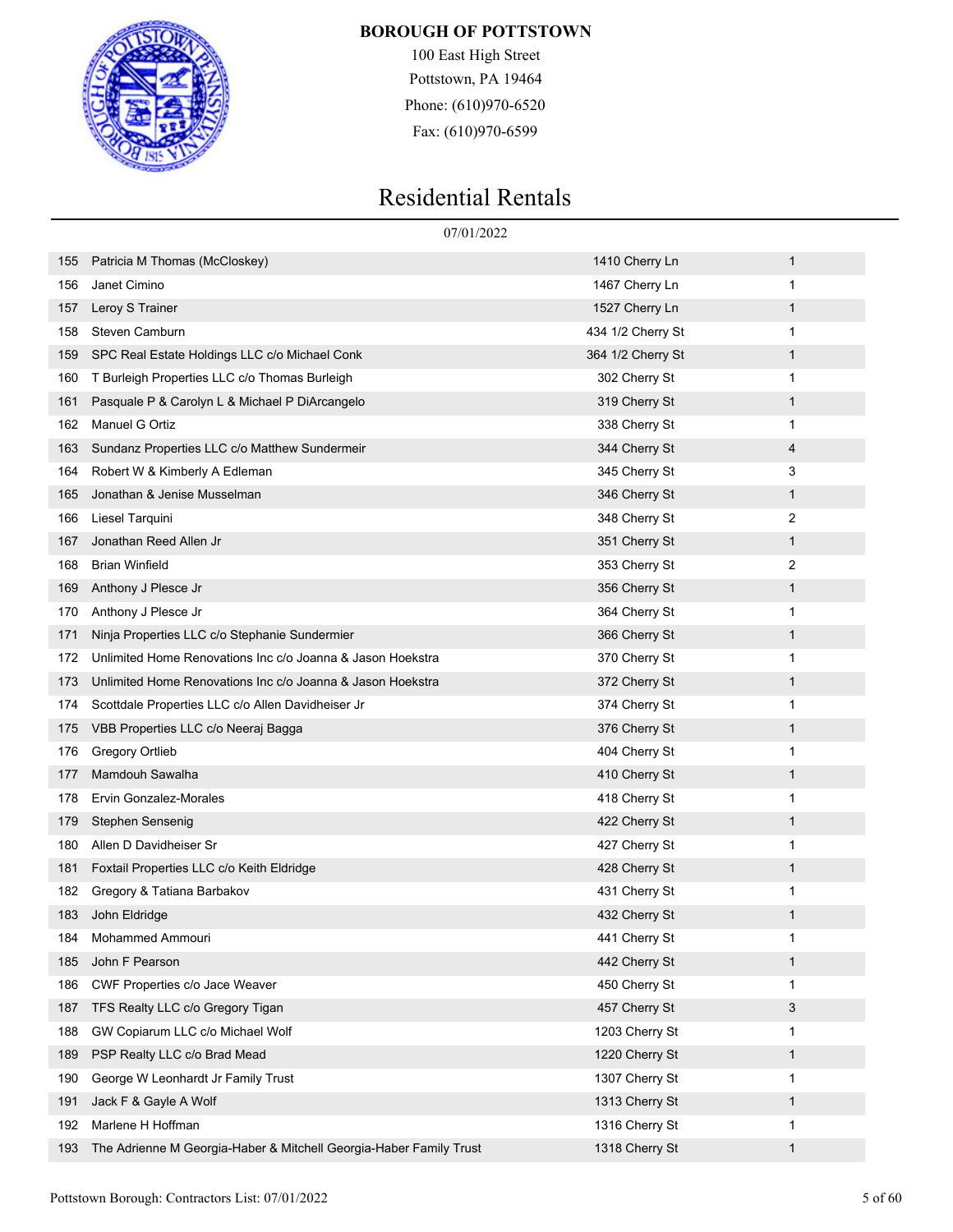**BOROUGH OF POTTSTOWN**

100 East High Street
Pottstown, PA 19464
Phone: (610)970-6520
Fax: (610)970-6599

# Residential Rentals

07/01/2022

| | | | |
|---|---|---|---|
| 155 | Patricia M Thomas (McCloskey) | 1410 Cherry Ln | 1 |
| 156 | Janet Cimino | 1467 Cherry Ln | 1 |
| 157 | Leroy S Trainer | 1527 Cherry Ln | 1 |
| 158 | Steven Camburn | 434 1/2 Cherry St | 1 |
| 159 | SPC Real Estate Holdings LLC c/o Michael Conk | 364 1/2 Cherry St | 1 |
| 160 | T Burleigh Properties LLC c/o Thomas Burleigh | 302 Cherry St | 1 |
| 161 | Pasquale P & Carolyn L & Michael P DiArcangelo | 319 Cherry St | 1 |
| 162 | Manuel G Ortiz | 338 Cherry St | 1 |
| 163 | Sundanz Properties LLC c/o Matthew Sundermeir | 344 Cherry St | 4 |
| 164 | Robert W & Kimberly A Edleman | 345 Cherry St | 3 |
| 165 | Jonathan & Jenise Musselman | 346 Cherry St | 1 |
| 166 | Liesel Tarquini | 348 Cherry St | 2 |
| 167 | Jonathan Reed Allen Jr | 351 Cherry St | 1 |
| 168 | Brian Winfield | 353 Cherry St | 2 |
| 169 | Anthony J Plesce Jr | 356 Cherry St | 1 |
| 170 | Anthony J Plesce Jr | 364 Cherry St | 1 |
| 171 | Ninja Properties LLC c/o Stephanie Sundermier | 366 Cherry St | 1 |
| 172 | Unlimited Home Renovations Inc c/o Joanna & Jason Hoekstra | 370 Cherry St | 1 |
| 173 | Unlimited Home Renovations Inc c/o Joanna & Jason Hoekstra | 372 Cherry St | 1 |
| 174 | Scottdale Properties LLC c/o Allen Davidheiser Jr | 374 Cherry St | 1 |
| 175 | VBB Properties LLC c/o Neeraj Bagga | 376 Cherry St | 1 |
| 176 | Gregory Ortlieb | 404 Cherry St | 1 |
| 177 | Mamdouh Sawalha | 410 Cherry St | 1 |
| 178 | Ervin Gonzalez-Morales | 418 Cherry St | 1 |
| 179 | Stephen Sensenig | 422 Cherry St | 1 |
| 180 | Allen D Davidheiser Sr | 427 Cherry St | 1 |
| 181 | Foxtail Properties LLC c/o Keith Eldridge | 428 Cherry St | 1 |
| 182 | Gregory & Tatiana Barbakov | 431 Cherry St | 1 |
| 183 | John Eldridge | 432 Cherry St | 1 |
| 184 | Mohammed Ammouri | 441 Cherry St | 1 |
| 185 | John F Pearson | 442 Cherry St | 1 |
| 186 | CWF Properties c/o Jace Weaver | 450 Cherry St | 1 |
| 187 | TFS Realty LLC c/o Gregory Tigan | 457 Cherry St | 3 |
| 188 | GW Copiarum LLC c/o Michael Wolf | 1203 Cherry St | 1 |
| 189 | PSP Realty LLC c/o Brad Mead | 1220 Cherry St | 1 |
| 190 | George W Leonhardt Jr Family Trust | 1307 Cherry St | 1 |
| 191 | Jack F & Gayle A Wolf | 1313 Cherry St | 1 |
| 192 | Marlene H Hoffman | 1316 Cherry St | 1 |
| 193 | The Adrienne M Georgia-Haber & Mitchell Georgia-Haber Family Trust | 1318 Cherry St | 1 |

Pottstown Borough: Contractors List: 07/01/2022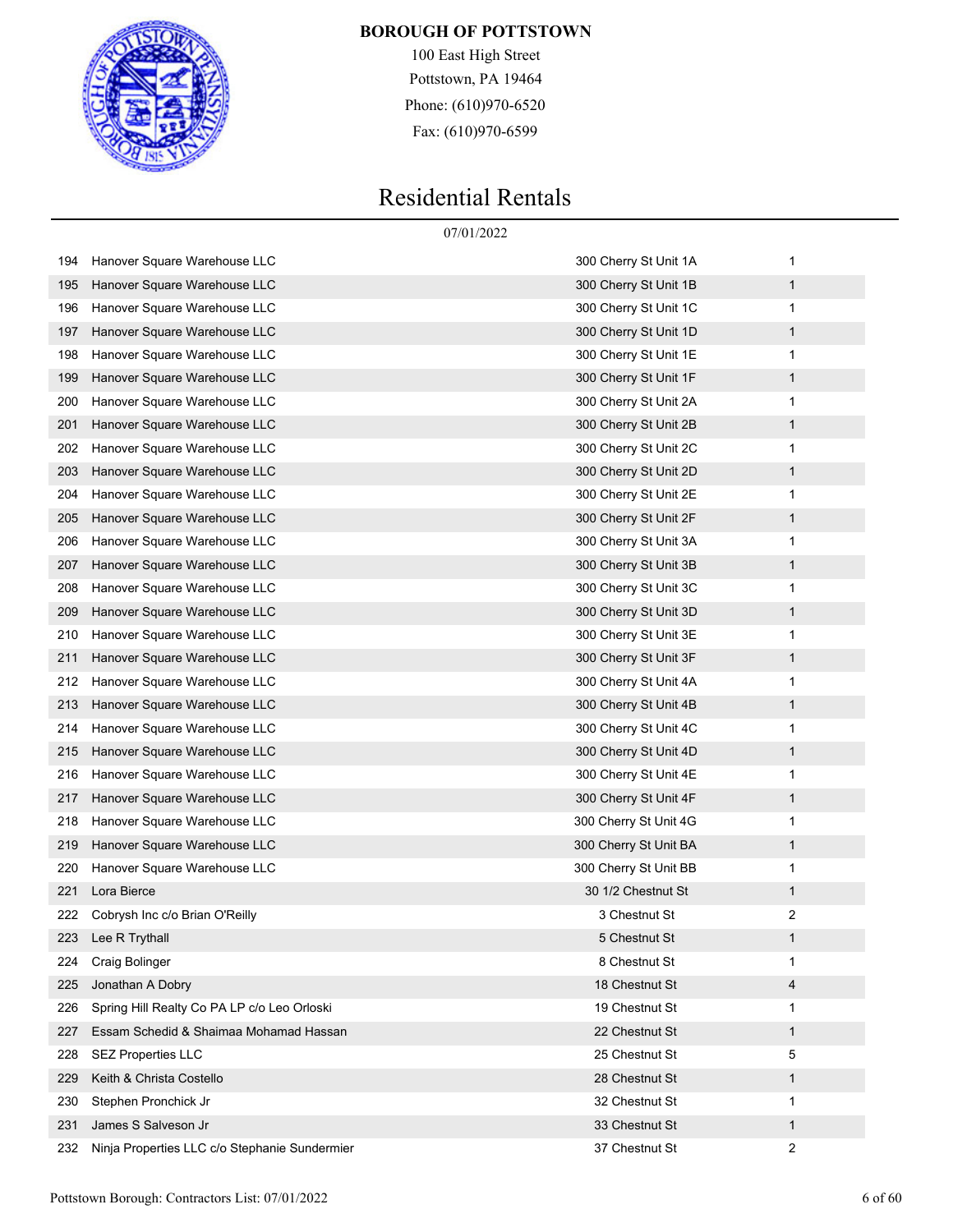**BOROUGH OF POTTSTOWN**

100 East High Street
Pottstown, PA 19464
Phone: (610)970-6520
Fax: (610)970-6599

# Residential Rentals

07/01/2022

| | | | |
|---|---|---|---|
| 194 | Hanover Square Warehouse LLC | 300 Cherry St Unit 1A | 1 |
| 195 | Hanover Square Warehouse LLC | 300 Cherry St Unit 1B | 1 |
| 196 | Hanover Square Warehouse LLC | 300 Cherry St Unit 1C | 1 |
| 197 | Hanover Square Warehouse LLC | 300 Cherry St Unit 1D | 1 |
| 198 | Hanover Square Warehouse LLC | 300 Cherry St Unit 1E | 1 |
| 199 | Hanover Square Warehouse LLC | 300 Cherry St Unit 1F | 1 |
| 200 | Hanover Square Warehouse LLC | 300 Cherry St Unit 2A | 1 |
| 201 | Hanover Square Warehouse LLC | 300 Cherry St Unit 2B | 1 |
| 202 | Hanover Square Warehouse LLC | 300 Cherry St Unit 2C | 1 |
| 203 | Hanover Square Warehouse LLC | 300 Cherry St Unit 2D | 1 |
| 204 | Hanover Square Warehouse LLC | 300 Cherry St Unit 2E | 1 |
| 205 | Hanover Square Warehouse LLC | 300 Cherry St Unit 2F | 1 |
| 206 | Hanover Square Warehouse LLC | 300 Cherry St Unit 3A | 1 |
| 207 | Hanover Square Warehouse LLC | 300 Cherry St Unit 3B | 1 |
| 208 | Hanover Square Warehouse LLC | 300 Cherry St Unit 3C | 1 |
| 209 | Hanover Square Warehouse LLC | 300 Cherry St Unit 3D | 1 |
| 210 | Hanover Square Warehouse LLC | 300 Cherry St Unit 3E | 1 |
| 211 | Hanover Square Warehouse LLC | 300 Cherry St Unit 3F | 1 |
| 212 | Hanover Square Warehouse LLC | 300 Cherry St Unit 4A | 1 |
| 213 | Hanover Square Warehouse LLC | 300 Cherry St Unit 4B | 1 |
| 214 | Hanover Square Warehouse LLC | 300 Cherry St Unit 4C | 1 |
| 215 | Hanover Square Warehouse LLC | 300 Cherry St Unit 4D | 1 |
| 216 | Hanover Square Warehouse LLC | 300 Cherry St Unit 4E | 1 |
| 217 | Hanover Square Warehouse LLC | 300 Cherry St Unit 4F | 1 |
| 218 | Hanover Square Warehouse LLC | 300 Cherry St Unit 4G | 1 |
| 219 | Hanover Square Warehouse LLC | 300 Cherry St Unit BA | 1 |
| 220 | Hanover Square Warehouse LLC | 300 Cherry St Unit BB | 1 |
| 221 | Lora Bierce | 30 1/2 Chestnut St | 1 |
| 222 | Cobrysh Inc c/o Brian O'Reilly | 3 Chestnut St | 2 |
| 223 | Lee R Trythall | 5 Chestnut St | 1 |
| 224 | Craig Bolinger | 8 Chestnut St | 1 |
| 225 | Jonathan A Dobry | 18 Chestnut St | 4 |
| 226 | Spring Hill Realty Co PA LP c/o Leo Orloski | 19 Chestnut St | 1 |
| 227 | Essam Schedid & Shaimaa Mohamad Hassan | 22 Chestnut St | 1 |
| 228 | SEZ Properties LLC | 25 Chestnut St | 5 |
| 229 | Keith & Christa Costello | 28 Chestnut St | 1 |
| 230 | Stephen Pronchick Jr | 32 Chestnut St | 1 |
| 231 | James S Salveson Jr | 33 Chestnut St | 1 |
| 232 | Ninja Properties LLC c/o Stephanie Sundermier | 37 Chestnut St | 2 |

Pottstown Borough: Contractors List: 07/01/2022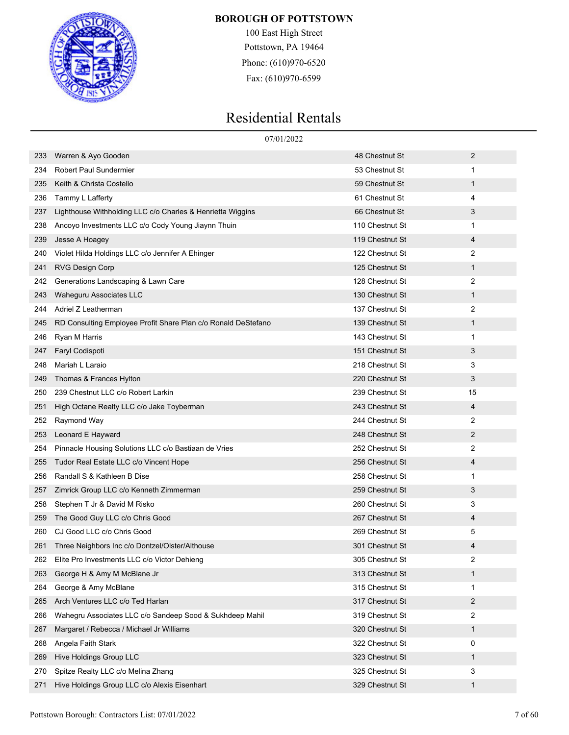**BOROUGH OF POTTSTOWN**

100 East High Street
Pottstown, PA 19464
Phone: (610)970-6520
Fax: (610)970-6599

# Residential Rentals

07/01/2022

| | | | |
|---|---|---|---|
| 233 | Warren & Ayo Gooden | 48 Chestnut St | 2 |
| 234 | Robert Paul Sundermier | 53 Chestnut St | 1 |
| 235 | Keith & Christa Costello | 59 Chestnut St | 1 |
| 236 | Tammy L Lafferty | 61 Chestnut St | 4 |
| 237 | Lighthouse Withholding LLC c/o Charles & Henrietta Wiggins | 66 Chestnut St | 3 |
| 238 | Ancoyo Investments LLC c/o Cody Young Jiaynn Thuin | 110 Chestnut St | 1 |
| 239 | Jesse A Hoagey | 119 Chestnut St | 4 |
| 240 | Violet Hilda Holdings LLC c/o Jennifer A Ehinger | 122 Chestnut St | 2 |
| 241 | RVG Design Corp | 125 Chestnut St | 1 |
| 242 | Generations Landscaping & Lawn Care | 128 Chestnut St | 2 |
| 243 | Waheguru Associates LLC | 130 Chestnut St | 1 |
| 244 | Adriel Z Leatherman | 137 Chestnut St | 2 |
| 245 | RD Consulting Employee Profit Share Plan c/o Ronald DeStefano | 139 Chestnut St | 1 |
| 246 | Ryan M Harris | 143 Chestnut St | 1 |
| 247 | Faryl Codispoti | 151 Chestnut St | 3 |
| 248 | Mariah L Laraio | 218 Chestnut St | 3 |
| 249 | Thomas & Frances Hylton | 220 Chestnut St | 3 |
| 250 | 239 Chestnut LLC c/o Robert Larkin | 239 Chestnut St | 15 |
| 251 | High Octane Realty LLC c/o Jake Toyberman | 243 Chestnut St | 4 |
| 252 | Raymond Way | 244 Chestnut St | 2 |
| 253 | Leonard E Hayward | 248 Chestnut St | 2 |
| 254 | Pinnacle Housing Solutions LLC c/o Bastiaan de Vries | 252 Chestnut St | 2 |
| 255 | Tudor Real Estate LLC c/o Vincent Hope | 256 Chestnut St | 4 |
| 256 | Randall S & Kathleen B Dise | 258 Chestnut St | 1 |
| 257 | Zimrick Group LLC c/o Kenneth Zimmerman | 259 Chestnut St | 3 |
| 258 | Stephen T Jr & David M Risko | 260 Chestnut St | 3 |
| 259 | The Good Guy LLC c/o Chris Good | 267 Chestnut St | 4 |
| 260 | CJ Good LLC c/o Chris Good | 269 Chestnut St | 5 |
| 261 | Three Neighbors Inc c/o Dontzel/Olster/Althouse | 301 Chestnut St | 4 |
| 262 | Elite Pro Investments LLC c/o Victor Dehieng | 305 Chestnut St | 2 |
| 263 | George H & Amy M McBlane Jr | 313 Chestnut St | 1 |
| 264 | George & Amy McBlane | 315 Chestnut St | 1 |
| 265 | Arch Ventures LLC c/o Ted Harlan | 317 Chestnut St | 2 |
| 266 | Wahegru Associates LLC c/o Sandeep Sood & Sukhdeep Mahil | 319 Chestnut St | 2 |
| 267 | Margaret / Rebecca / Michael Jr Williams | 320 Chestnut St | 1 |
| 268 | Angela Faith Stark | 322 Chestnut St | 0 |
| 269 | Hive Holdings Group LLC | 323 Chestnut St | 1 |
| 270 | Spitze Realty LLC c/o Melina Zhang | 325 Chestnut St | 3 |
| 271 | Hive Holdings Group LLC c/o Alexis Eisenhart | 329 Chestnut St | 1 |

Pottstown Borough: Contractors List: 07/01/2022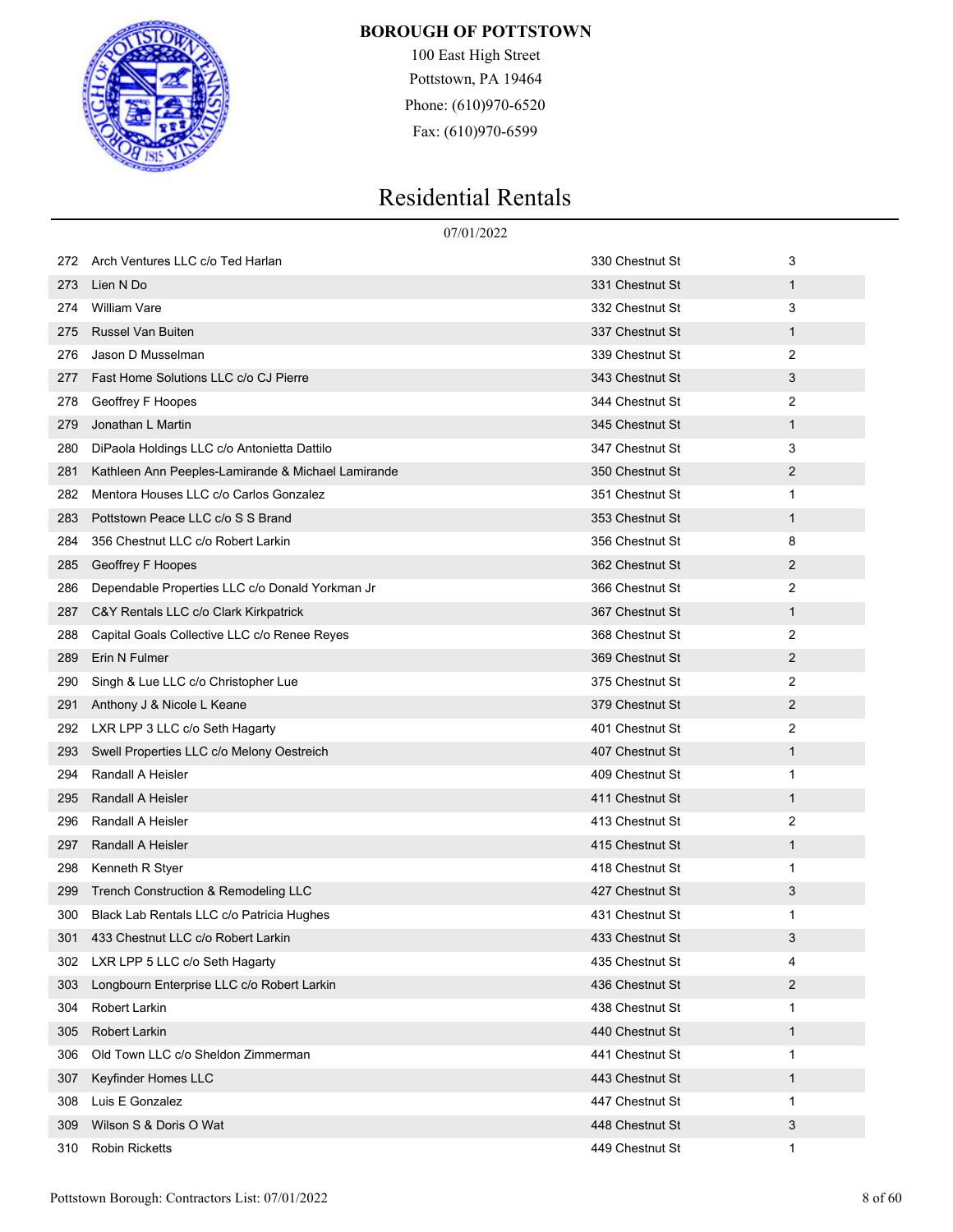**BOROUGH OF POTTSTOWN**

100 East High Street
Pottstown, PA 19464
Phone: (610)970-6520
Fax: (610)970-6599

# Residential Rentals

07/01/2022

| | | | |
|---|---|---|---|
| 272 | Arch Ventures LLC c/o Ted Harlan | 330 Chestnut St | 3 |
| 273 | Lien N Do | 331 Chestnut St | 1 |
| 274 | William Vare | 332 Chestnut St | 3 |
| 275 | Russel Van Buiten | 337 Chestnut St | 1 |
| 276 | Jason D Musselman | 339 Chestnut St | 2 |
| 277 | Fast Home Solutions LLC c/o CJ Pierre | 343 Chestnut St | 3 |
| 278 | Geoffrey F Hoopes | 344 Chestnut St | 2 |
| 279 | Jonathan L Martin | 345 Chestnut St | 1 |
| 280 | DiPaola Holdings LLC c/o Antonietta Dattilo | 347 Chestnut St | 3 |
| 281 | Kathleen Ann Peeples-Lamirande & Michael Lamirande | 350 Chestnut St | 2 |
| 282 | Mentora Houses LLC c/o Carlos Gonzalez | 351 Chestnut St | 1 |
| 283 | Pottstown Peace LLC c/o S S Brand | 353 Chestnut St | 1 |
| 284 | 356 Chestnut LLC c/o Robert Larkin | 356 Chestnut St | 8 |
| 285 | Geoffrey F Hoopes | 362 Chestnut St | 2 |
| 286 | Dependable Properties LLC c/o Donald Yorkman Jr | 366 Chestnut St | 2 |
| 287 | C&Y Rentals LLC c/o Clark Kirkpatrick | 367 Chestnut St | 1 |
| 288 | Capital Goals Collective LLC c/o Renee Reyes | 368 Chestnut St | 2 |
| 289 | Erin N Fulmer | 369 Chestnut St | 2 |
| 290 | Singh & Lue LLC c/o Christopher Lue | 375 Chestnut St | 2 |
| 291 | Anthony J & Nicole L Keane | 379 Chestnut St | 2 |
| 292 | LXR LPP 3 LLC c/o Seth Hagarty | 401 Chestnut St | 2 |
| 293 | Swell Properties LLC c/o Melony Oestreich | 407 Chestnut St | 1 |
| 294 | Randall A Heisler | 409 Chestnut St | 1 |
| 295 | Randall A Heisler | 411 Chestnut St | 1 |
| 296 | Randall A Heisler | 413 Chestnut St | 2 |
| 297 | Randall A Heisler | 415 Chestnut St | 1 |
| 298 | Kenneth R Styer | 418 Chestnut St | 1 |
| 299 | Trench Construction & Remodeling LLC | 427 Chestnut St | 3 |
| 300 | Black Lab Rentals LLC c/o Patricia Hughes | 431 Chestnut St | 1 |
| 301 | 433 Chestnut LLC c/o Robert Larkin | 433 Chestnut St | 3 |
| 302 | LXR LPP 5 LLC c/o Seth Hagarty | 435 Chestnut St | 4 |
| 303 | Longbourn Enterprise LLC c/o Robert Larkin | 436 Chestnut St | 2 |
| 304 | Robert Larkin | 438 Chestnut St | 1 |
| 305 | Robert Larkin | 440 Chestnut St | 1 |
| 306 | Old Town LLC c/o Sheldon Zimmerman | 441 Chestnut St | 1 |
| 307 | Keyfinder Homes LLC | 443 Chestnut St | 1 |
| 308 | Luis E Gonzalez | 447 Chestnut St | 1 |
| 309 | Wilson S & Doris O Wat | 448 Chestnut St | 3 |
| 310 | Robin Ricketts | 449 Chestnut St | 1 |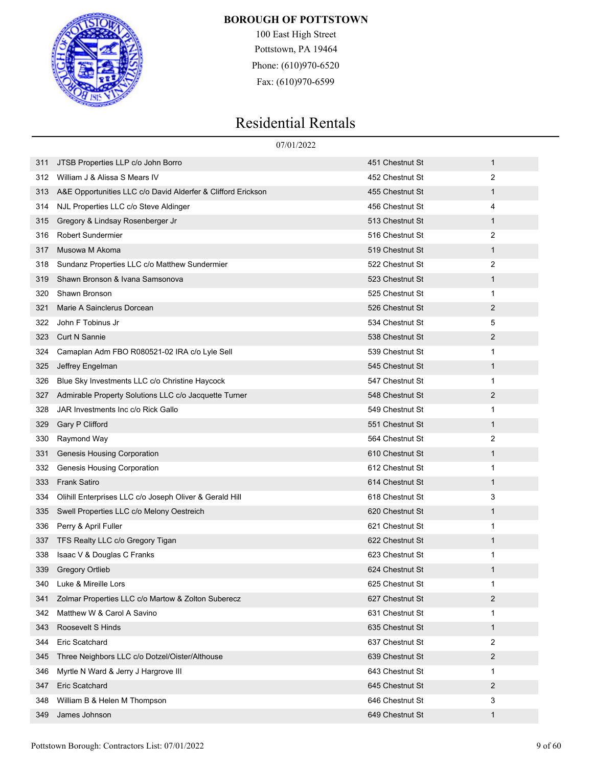**BOROUGH OF POTTSTOWN**

100 East High Street
Pottstown, PA 19464
Phone: (610)970-6520
Fax: (610)970-6599

# Residential Rentals

07/01/2022

| | | | |
|---|---|---|---|
| 311 | JTSB Properties LLP c/o John Borro | 451 Chestnut St | 1 |
| 312 | William J & Alissa S Mears IV | 452 Chestnut St | 2 |
| 313 | A&E Opportunities LLC c/o David Alderfer & Clifford Erickson | 455 Chestnut St | 1 |
| 314 | NJL Properties LLC c/o Steve Aldinger | 456 Chestnut St | 4 |
| 315 | Gregory & Lindsay Rosenberger Jr | 513 Chestnut St | 1 |
| 316 | Robert Sundermier | 516 Chestnut St | 2 |
| 317 | Musowa M Akoma | 519 Chestnut St | 1 |
| 318 | Sundanz Properties LLC c/o Matthew Sundermier | 522 Chestnut St | 2 |
| 319 | Shawn Bronson & Ivana Samsonova | 523 Chestnut St | 1 |
| 320 | Shawn Bronson | 525 Chestnut St | 1 |
| 321 | Marie A Sainclerus Dorcean | 526 Chestnut St | 2 |
| 322 | John F Tobinus Jr | 534 Chestnut St | 5 |
| 323 | Curt N Sannie | 538 Chestnut St | 2 |
| 324 | Camaplan Adm FBO R080521-02 IRA c/o Lyle Sell | 539 Chestnut St | 1 |
| 325 | Jeffrey Engelman | 545 Chestnut St | 1 |
| 326 | Blue Sky Investments LLC c/o Christine Haycock | 547 Chestnut St | 1 |
| 327 | Admirable Property Solutions LLC c/o Jacquette Turner | 548 Chestnut St | 2 |
| 328 | JAR Investments Inc c/o Rick Gallo | 549 Chestnut St | 1 |
| 329 | Gary P Clifford | 551 Chestnut St | 1 |
| 330 | Raymond Way | 564 Chestnut St | 2 |
| 331 | Genesis Housing Corporation | 610 Chestnut St | 1 |
| 332 | Genesis Housing Corporation | 612 Chestnut St | 1 |
| 333 | Frank Satiro | 614 Chestnut St | 1 |
| 334 | Olihill Enterprises LLC c/o Joseph Oliver & Gerald Hill | 618 Chestnut St | 3 |
| 335 | Swell Properties LLC c/o Melony Oestreich | 620 Chestnut St | 1 |
| 336 | Perry & April Fuller | 621 Chestnut St | 1 |
| 337 | TFS Realty LLC c/o Gregory Tigan | 622 Chestnut St | 1 |
| 338 | Isaac V & Douglas C Franks | 623 Chestnut St | 1 |
| 339 | Gregory Ortlieb | 624 Chestnut St | 1 |
| 340 | Luke & Mireille Lors | 625 Chestnut St | 1 |
| 341 | Zolmar Properties LLC c/o Martow & Zolton Suberecz | 627 Chestnut St | 2 |
| 342 | Matthew W & Carol A Savino | 631 Chestnut St | 1 |
| 343 | Roosevelt S Hinds | 635 Chestnut St | 1 |
| 344 | Eric Scatchard | 637 Chestnut St | 2 |
| 345 | Three Neighbors LLC c/o Dotzel/Oister/Althouse | 639 Chestnut St | 2 |
| 346 | Myrtle N Ward & Jerry J Hargrove III | 643 Chestnut St | 1 |
| 347 | Eric Scatchard | 645 Chestnut St | 2 |
| 348 | William B & Helen M Thompson | 646 Chestnut St | 3 |
| 349 | James Johnson | 649 Chestnut St | 1 |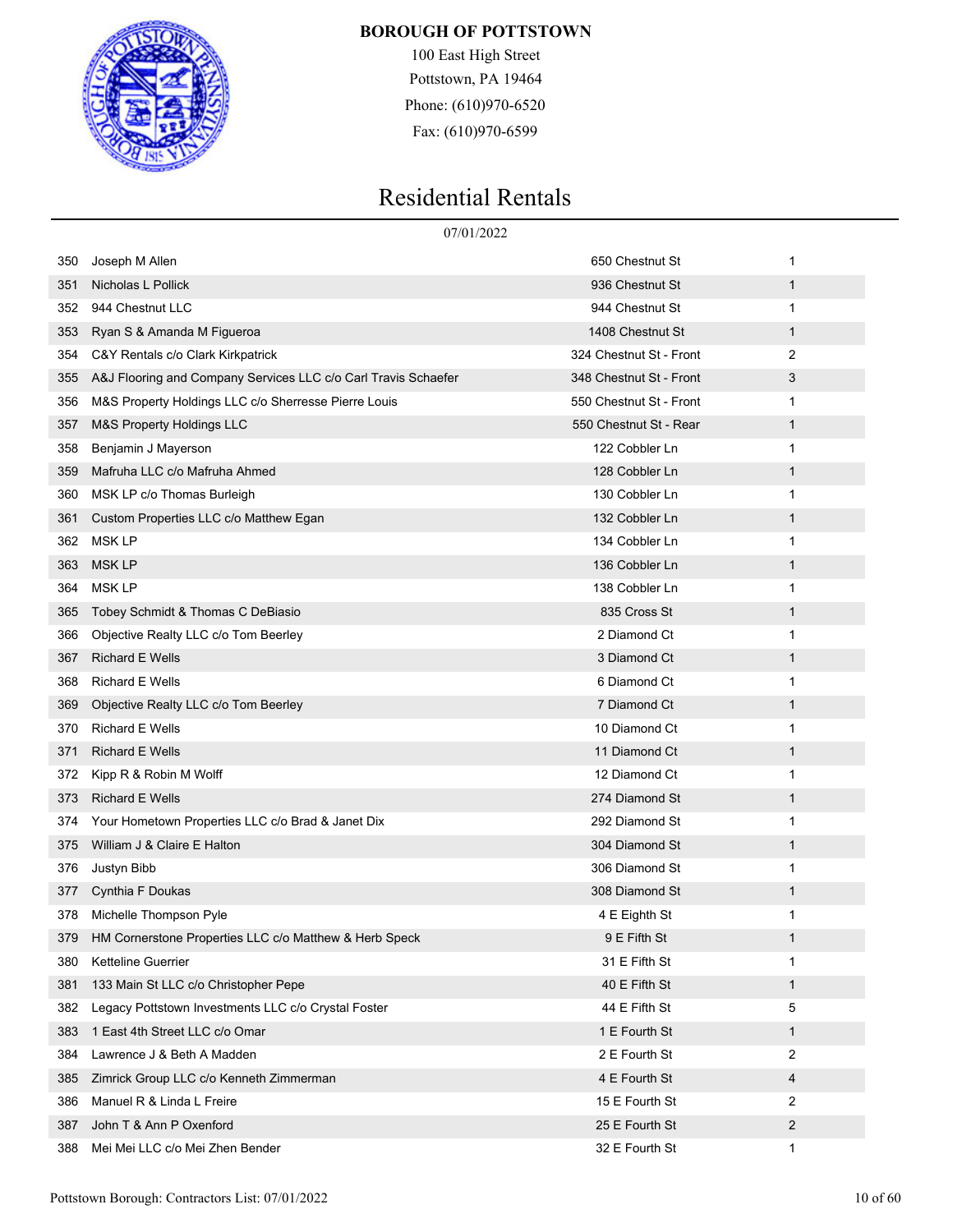**BOROUGH OF POTTSTOWN**

100 East High Street
Pottstown, PA 19464
Phone: (610)970-6520
Fax: (610)970-6599

# Residential Rentals

07/01/2022

| | | | |
|---|---|---|---|
| 350 | Joseph M Allen | 650 Chestnut St | 1 |
| 351 | Nicholas L Pollick | 936 Chestnut St | 1 |
| 352 | 944 Chestnut LLC | 944 Chestnut St | 1 |
| 353 | Ryan S & Amanda M Figueroa | 1408 Chestnut St | 1 |
| 354 | C&Y Rentals c/o Clark Kirkpatrick | 324 Chestnut St - Front | 2 |
| 355 | A&J Flooring and Company Services LLC c/o Carl Travis Schaefer | 348 Chestnut St - Front | 3 |
| 356 | M&S Property Holdings LLC c/o Sherresse Pierre Louis | 550 Chestnut St - Front | 1 |
| 357 | M&S Property Holdings LLC | 550 Chestnut St - Rear | 1 |
| 358 | Benjamin J Mayerson | 122 Cobbler Ln | 1 |
| 359 | Mafruha LLC c/o Mafruha Ahmed | 128 Cobbler Ln | 1 |
| 360 | MSK LP c/o Thomas Burleigh | 130 Cobbler Ln | 1 |
| 361 | Custom Properties LLC c/o Matthew Egan | 132 Cobbler Ln | 1 |
| 362 | MSK LP | 134 Cobbler Ln | 1 |
| 363 | MSK LP | 136 Cobbler Ln | 1 |
| 364 | MSK LP | 138 Cobbler Ln | 1 |
| 365 | Tobey Schmidt & Thomas C DeBiasio | 835 Cross St | 1 |
| 366 | Objective Realty LLC c/o Tom Beerley | 2 Diamond Ct | 1 |
| 367 | Richard E Wells | 3 Diamond Ct | 1 |
| 368 | Richard E Wells | 6 Diamond Ct | 1 |
| 369 | Objective Realty LLC c/o Tom Beerley | 7 Diamond Ct | 1 |
| 370 | Richard E Wells | 10 Diamond Ct | 1 |
| 371 | Richard E Wells | 11 Diamond Ct | 1 |
| 372 | Kipp R & Robin M Wolff | 12 Diamond Ct | 1 |
| 373 | Richard E Wells | 274 Diamond St | 1 |
| 374 | Your Hometown Properties LLC c/o Brad & Janet Dix | 292 Diamond St | 1 |
| 375 | William J & Claire E Halton | 304 Diamond St | 1 |
| 376 | Justyn Bibb | 306 Diamond St | 1 |
| 377 | Cynthia F Doukas | 308 Diamond St | 1 |
| 378 | Michelle Thompson Pyle | 4 E Eighth St | 1 |
| 379 | HM Cornerstone Properties LLC c/o Matthew & Herb Speck | 9 E Fifth St | 1 |
| 380 | Ketteline Guerrier | 31 E Fifth St | 1 |
| 381 | 133 Main St LLC c/o Christopher Pepe | 40 E Fifth St | 1 |
| 382 | Legacy Pottstown Investments LLC c/o Crystal Foster | 44 E Fifth St | 5 |
| 383 | 1 East 4th Street LLC c/o Omar | 1 E Fourth St | 1 |
| 384 | Lawrence J & Beth A Madden | 2 E Fourth St | 2 |
| 385 | Zimrick Group LLC c/o Kenneth Zimmerman | 4 E Fourth St | 4 |
| 386 | Manuel R & Linda L Freire | 15 E Fourth St | 2 |
| 387 | John T & Ann P Oxenford | 25 E Fourth St | 2 |
| 388 | Mei Mei LLC c/o Mei Zhen Bender | 32 E Fourth St | 1 |

Pottstown Borough: Contractors List: 07/01/2022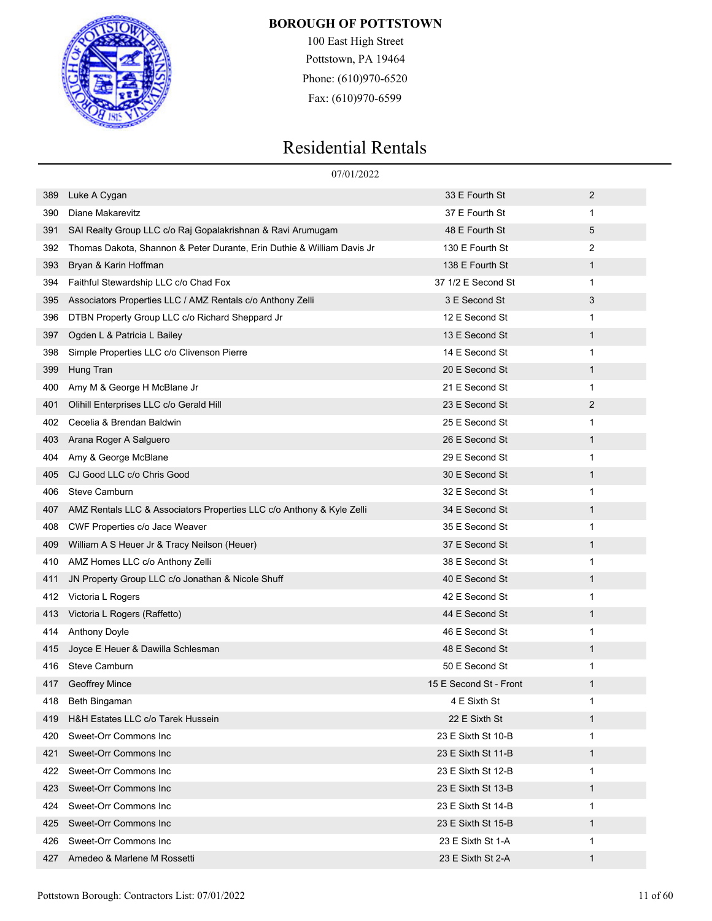**BOROUGH OF POTTSTOWN**

100 East High Street
Pottstown, PA 19464
Phone: (610)970-6520
Fax: (610)970-6599

# Residential Rentals

07/01/2022

| | | | |
|---|---|---|---|
| 389 | Luke A Cygan | 33 E Fourth St | 2 |
| 390 | Diane Makarevitz | 37 E Fourth St | 1 |
| 391 | SAI Realty Group LLC c/o Raj Gopalakrishnan & Ravi Arumugam | 48 E Fourth St | 5 |
| 392 | Thomas Dakota, Shannon & Peter Durante, Erin Duthie & William Davis Jr | 130 E Fourth St | 2 |
| 393 | Bryan & Karin Hoffman | 138 E Fourth St | 1 |
| 394 | Faithful Stewardship LLC c/o Chad Fox | 37 1/2 E Second St | 1 |
| 395 | Associators Properties LLC / AMZ Rentals c/o Anthony Zelli | 3 E Second St | 3 |
| 396 | DTBN Property Group LLC c/o Richard Sheppard Jr | 12 E Second St | 1 |
| 397 | Ogden L & Patricia L Bailey | 13 E Second St | 1 |
| 398 | Simple Properties LLC c/o Clivenson Pierre | 14 E Second St | 1 |
| 399 | Hung Tran | 20 E Second St | 1 |
| 400 | Amy M & George H McBlane Jr | 21 E Second St | 1 |
| 401 | Olihill Enterprises LLC c/o Gerald Hill | 23 E Second St | 2 |
| 402 | Cecelia & Brendan Baldwin | 25 E Second St | 1 |
| 403 | Arana Roger A Salguero | 26 E Second St | 1 |
| 404 | Amy & George McBlane | 29 E Second St | 1 |
| 405 | CJ Good LLC c/o Chris Good | 30 E Second St | 1 |
| 406 | Steve Camburn | 32 E Second St | 1 |
| 407 | AMZ Rentals LLC & Associators Properties LLC c/o Anthony & Kyle Zelli | 34 E Second St | 1 |
| 408 | CWF Properties c/o Jace Weaver | 35 E Second St | 1 |
| 409 | William A S Heuer Jr & Tracy Neilson (Heuer) | 37 E Second St | 1 |
| 410 | AMZ Homes LLC c/o Anthony Zelli | 38 E Second St | 1 |
| 411 | JN Property Group LLC c/o Jonathan & Nicole Shuff | 40 E Second St | 1 |
| 412 | Victoria L Rogers | 42 E Second St | 1 |
| 413 | Victoria L Rogers (Raffetto) | 44 E Second St | 1 |
| 414 | Anthony Doyle | 46 E Second St | 1 |
| 415 | Joyce E Heuer & Dawilla Schlesman | 48 E Second St | 1 |
| 416 | Steve Camburn | 50 E Second St | 1 |
| 417 | Geoffrey Mince | 15 E Second St - Front | 1 |
| 418 | Beth Bingaman | 4 E Sixth St | 1 |
| 419 | H&H Estates LLC c/o Tarek Hussein | 22 E Sixth St | 1 |
| 420 | Sweet-Orr Commons Inc | 23 E Sixth St 10-B | 1 |
| 421 | Sweet-Orr Commons Inc | 23 E Sixth St 11-B | 1 |
| 422 | Sweet-Orr Commons Inc | 23 E Sixth St 12-B | 1 |
| 423 | Sweet-Orr Commons Inc | 23 E Sixth St 13-B | 1 |
| 424 | Sweet-Orr Commons Inc | 23 E Sixth St 14-B | 1 |
| 425 | Sweet-Orr Commons Inc | 23 E Sixth St 15-B | 1 |
| 426 | Sweet-Orr Commons Inc | 23 E Sixth St 1-A | 1 |
| 427 | Amedeo & Marlene M Rossetti | 23 E Sixth St 2-A | 1 |

Pottstown Borough: Contractors List: 07/01/2022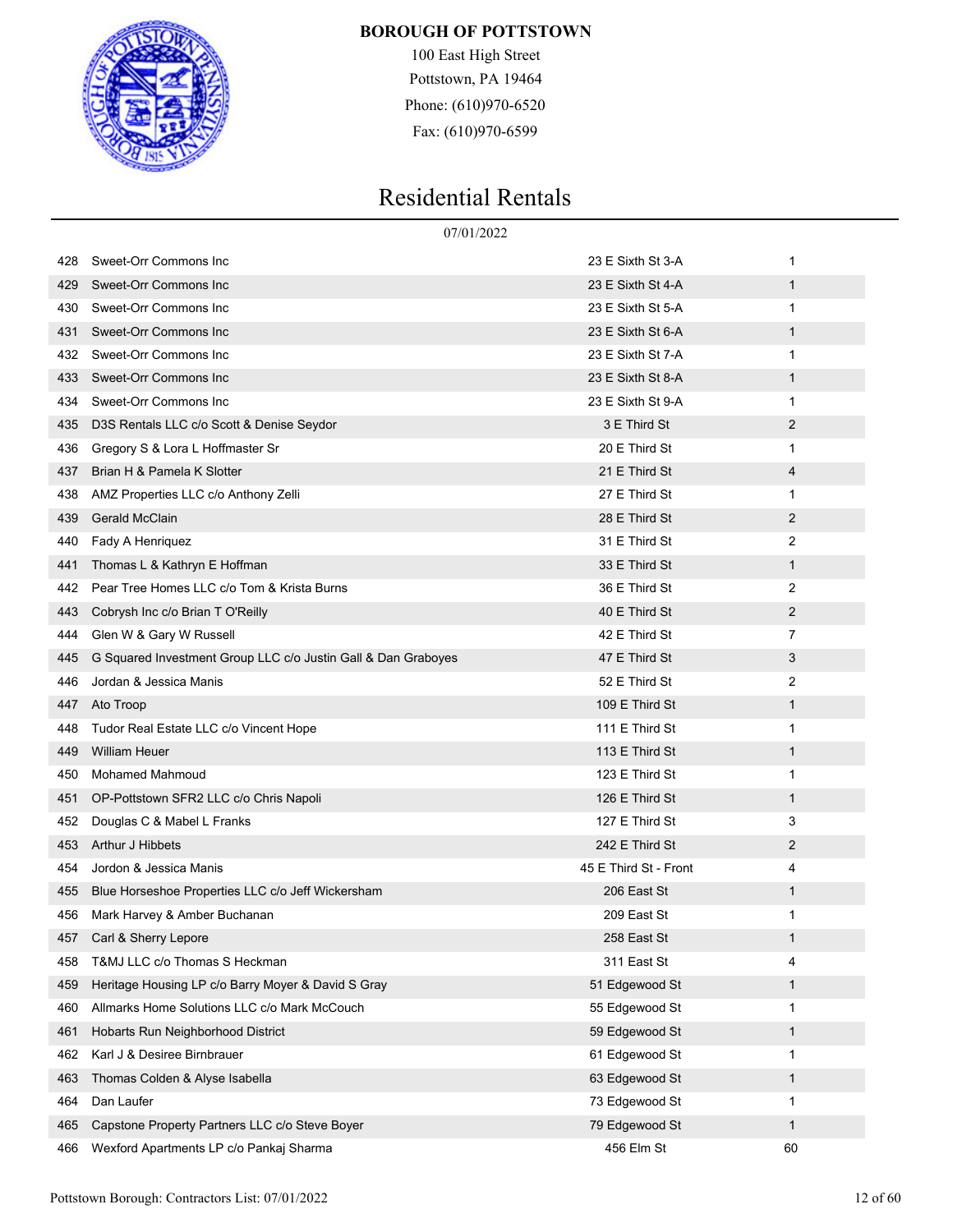**BOROUGH OF POTTSTOWN**

100 East High Street
Pottstown, PA 19464
Phone: (610)970-6520
Fax: (610)970-6599

# Residential Rentals

07/01/2022

| | | | |
|---|---|---|---|
| 428 | Sweet-Orr Commons Inc | 23 E Sixth St 3-A | 1 |
| 429 | Sweet-Orr Commons Inc | 23 E Sixth St 4-A | 1 |
| 430 | Sweet-Orr Commons Inc | 23 E Sixth St 5-A | 1 |
| 431 | Sweet-Orr Commons Inc | 23 E Sixth St 6-A | 1 |
| 432 | Sweet-Orr Commons Inc | 23 E Sixth St 7-A | 1 |
| 433 | Sweet-Orr Commons Inc | 23 E Sixth St 8-A | 1 |
| 434 | Sweet-Orr Commons Inc | 23 E Sixth St 9-A | 1 |
| 435 | D3S Rentals LLC c/o Scott & Denise Seydor | 3 E Third St | 2 |
| 436 | Gregory S & Lora L Hoffmaster Sr | 20 E Third St | 1 |
| 437 | Brian H & Pamela K Slotter | 21 E Third St | 4 |
| 438 | AMZ Properties LLC c/o Anthony Zelli | 27 E Third St | 1 |
| 439 | Gerald McClain | 28 E Third St | 2 |
| 440 | Fady A Henriquez | 31 E Third St | 2 |
| 441 | Thomas L & Kathryn E Hoffman | 33 E Third St | 1 |
| 442 | Pear Tree Homes LLC c/o Tom & Krista Burns | 36 E Third St | 2 |
| 443 | Cobrysh Inc c/o Brian T O'Reilly | 40 E Third St | 2 |
| 444 | Glen W & Gary W Russell | 42 E Third St | 7 |
| 445 | G Squared Investment Group LLC c/o Justin Gall & Dan Graboyes | 47 E Third St | 3 |
| 446 | Jordan & Jessica Manis | 52 E Third St | 2 |
| 447 | Ato Troop | 109 E Third St | 1 |
| 448 | Tudor Real Estate LLC c/o Vincent Hope | 111 E Third St | 1 |
| 449 | William Heuer | 113 E Third St | 1 |
| 450 | Mohamed Mahmoud | 123 E Third St | 1 |
| 451 | OP-Pottstown SFR2 LLC c/o Chris Napoli | 126 E Third St | 1 |
| 452 | Douglas C & Mabel L Franks | 127 E Third St | 3 |
| 453 | Arthur J Hibbets | 242 E Third St | 2 |
| 454 | Jordon & Jessica Manis | 45 E Third St - Front | 4 |
| 455 | Blue Horseshoe Properties LLC c/o Jeff Wickersham | 206 East St | 1 |
| 456 | Mark Harvey & Amber Buchanan | 209 East St | 1 |
| 457 | Carl & Sherry Lepore | 258 East St | 1 |
| 458 | T&MJ LLC c/o Thomas S Heckman | 311 East St | 4 |
| 459 | Heritage Housing LP c/o Barry Moyer & David S Gray | 51 Edgewood St | 1 |
| 460 | Allmarks Home Solutions LLC c/o Mark McCouch | 55 Edgewood St | 1 |
| 461 | Hobarts Run Neighborhood District | 59 Edgewood St | 1 |
| 462 | Karl J & Desiree Birnbrauer | 61 Edgewood St | 1 |
| 463 | Thomas Colden & Alyse Isabella | 63 Edgewood St | 1 |
| 464 | Dan Laufer | 73 Edgewood St | 1 |
| 465 | Capstone Property Partners LLC c/o Steve Boyer | 79 Edgewood St | 1 |
| 466 | Wexford Apartments LP c/o Pankaj Sharma | 456 Elm St | 60 |

Pottstown Borough: Contractors List: 07/01/2022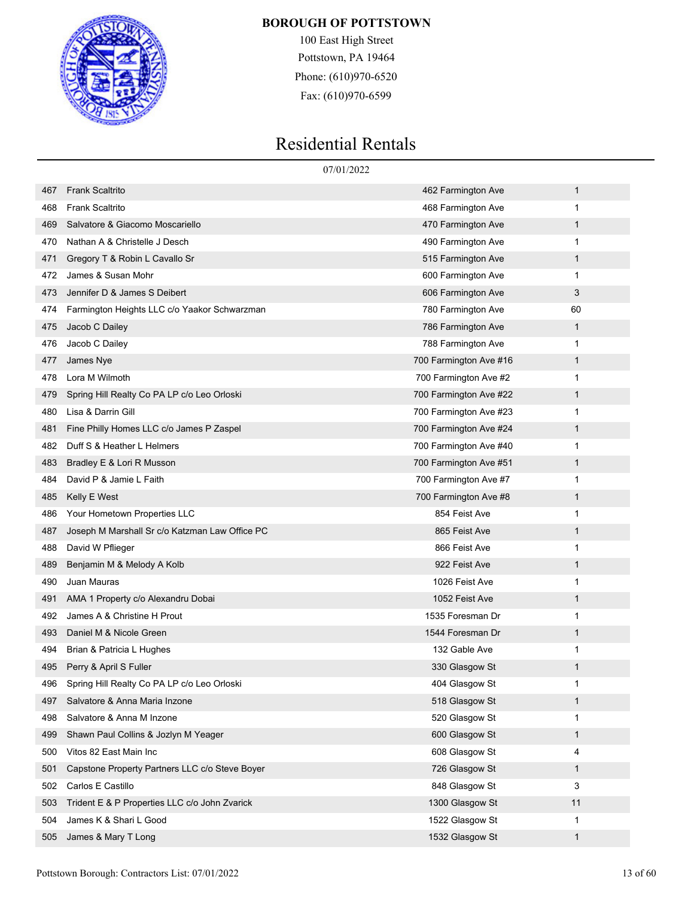**BOROUGH OF POTTSTOWN**

100 East High Street
Pottstown, PA 19464
Phone: (610)970-6520
Fax: (610)970-6599

# Residential Rentals

07/01/2022

| | | | |
|---|---|---|---|
| 467 | Frank Scaltrito | 462 Farmington Ave | 1 |
| 468 | Frank Scaltrito | 468 Farmington Ave | 1 |
| 469 | Salvatore & Giacomo Moscariello | 470 Farmington Ave | 1 |
| 470 | Nathan A & Christelle J Desch | 490 Farmington Ave | 1 |
| 471 | Gregory T & Robin L Cavallo Sr | 515 Farmington Ave | 1 |
| 472 | James & Susan Mohr | 600 Farmington Ave | 1 |
| 473 | Jennifer D & James S Deibert | 606 Farmington Ave | 3 |
| 474 | Farmington Heights LLC c/o Yaakor Schwarzman | 780 Farmington Ave | 60 |
| 475 | Jacob C Dailey | 786 Farmington Ave | 1 |
| 476 | Jacob C Dailey | 788 Farmington Ave | 1 |
| 477 | James Nye | 700 Farmington Ave #16 | 1 |
| 478 | Lora M Wilmoth | 700 Farmington Ave #2 | 1 |
| 479 | Spring Hill Realty Co PA LP c/o Leo Orloski | 700 Farmington Ave #22 | 1 |
| 480 | Lisa & Darrin Gill | 700 Farmington Ave #23 | 1 |
| 481 | Fine Philly Homes LLC c/o James P Zaspel | 700 Farmington Ave #24 | 1 |
| 482 | Duff S & Heather L Helmers | 700 Farmington Ave #40 | 1 |
| 483 | Bradley E & Lori R Musson | 700 Farmington Ave #51 | 1 |
| 484 | David P & Jamie L Faith | 700 Farmington Ave #7 | 1 |
| 485 | Kelly E West | 700 Farmington Ave #8 | 1 |
| 486 | Your Hometown Properties LLC | 854 Feist Ave | 1 |
| 487 | Joseph M Marshall Sr c/o Katzman Law Office PC | 865 Feist Ave | 1 |
| 488 | David W Pflieger | 866 Feist Ave | 1 |
| 489 | Benjamin M & Melody A Kolb | 922 Feist Ave | 1 |
| 490 | Juan Mauras | 1026 Feist Ave | 1 |
| 491 | AMA 1 Property c/o Alexandru Dobai | 1052 Feist Ave | 1 |
| 492 | James A & Christine H Prout | 1535 Foresman Dr | 1 |
| 493 | Daniel M & Nicole Green | 1544 Foresman Dr | 1 |
| 494 | Brian & Patricia L Hughes | 132 Gable Ave | 1 |
| 495 | Perry & April S Fuller | 330 Glasgow St | 1 |
| 496 | Spring Hill Realty Co PA LP c/o Leo Orloski | 404 Glasgow St | 1 |
| 497 | Salvatore & Anna Maria Inzone | 518 Glasgow St | 1 |
| 498 | Salvatore & Anna M Inzone | 520 Glasgow St | 1 |
| 499 | Shawn Paul Collins & Jozlyn M Yeager | 600 Glasgow St | 1 |
| 500 | Vitos 82 East Main Inc | 608 Glasgow St | 4 |
| 501 | Capstone Property Partners LLC c/o Steve Boyer | 726 Glasgow St | 1 |
| 502 | Carlos E Castillo | 848 Glasgow St | 3 |
| 503 | Trident E & P Properties LLC c/o John Zvarick | 1300 Glasgow St | 11 |
| 504 | James K & Shari L Good | 1522 Glasgow St | 1 |
| 505 | James & Mary T Long | 1532 Glasgow St | 1 |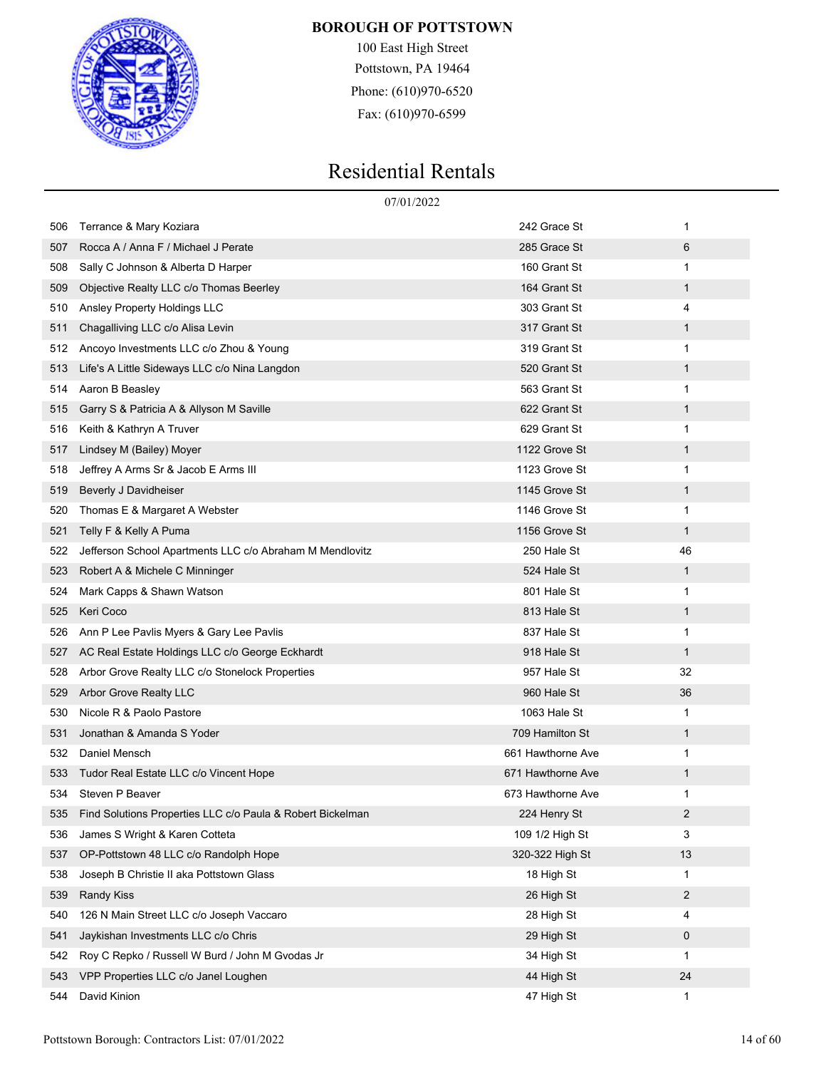**BOROUGH OF POTTSTOWN**

100 East High Street
Pottstown, PA 19464
Phone: (610)970-6520
Fax: (610)970-6599

# Residential Rentals

07/01/2022

| | | | |
|---|---|---|---|
| 506 | Terrance & Mary Koziara | 242 Grace St | 1 |
| 507 | Rocca A / Anna F / Michael J Perate | 285 Grace St | 6 |
| 508 | Sally C Johnson & Alberta D Harper | 160 Grant St | 1 |
| 509 | Objective Realty LLC c/o Thomas Beerley | 164 Grant St | 1 |
| 510 | Ansley Property Holdings LLC | 303 Grant St | 4 |
| 511 | Chagalliving LLC c/o Alisa Levin | 317 Grant St | 1 |
| 512 | Ancoyo Investments LLC c/o Zhou & Young | 319 Grant St | 1 |
| 513 | Life's A Little Sideways LLC c/o Nina Langdon | 520 Grant St | 1 |
| 514 | Aaron B Beasley | 563 Grant St | 1 |
| 515 | Garry S & Patricia A & Allyson M Saville | 622 Grant St | 1 |
| 516 | Keith & Kathryn A Truver | 629 Grant St | 1 |
| 517 | Lindsey M (Bailey) Moyer | 1122 Grove St | 1 |
| 518 | Jeffrey A Arms Sr & Jacob E Arms III | 1123 Grove St | 1 |
| 519 | Beverly J Davidheiser | 1145 Grove St | 1 |
| 520 | Thomas E & Margaret A Webster | 1146 Grove St | 1 |
| 521 | Telly F & Kelly A Puma | 1156 Grove St | 1 |
| 522 | Jefferson School Apartments LLC c/o Abraham M Mendlovitz | 250 Hale St | 46 |
| 523 | Robert A & Michele C Minninger | 524 Hale St | 1 |
| 524 | Mark Capps & Shawn Watson | 801 Hale St | 1 |
| 525 | Keri Coco | 813 Hale St | 1 |
| 526 | Ann P Lee Pavlis Myers & Gary Lee Pavlis | 837 Hale St | 1 |
| 527 | AC Real Estate Holdings LLC c/o George Eckhardt | 918 Hale St | 1 |
| 528 | Arbor Grove Realty LLC c/o Stonelock Properties | 957 Hale St | 32 |
| 529 | Arbor Grove Realty LLC | 960 Hale St | 36 |
| 530 | Nicole R & Paolo Pastore | 1063 Hale St | 1 |
| 531 | Jonathan & Amanda S Yoder | 709 Hamilton St | 1 |
| 532 | Daniel Mensch | 661 Hawthorne Ave | 1 |
| 533 | Tudor Real Estate LLC c/o Vincent Hope | 671 Hawthorne Ave | 1 |
| 534 | Steven P Beaver | 673 Hawthorne Ave | 1 |
| 535 | Find Solutions Properties LLC c/o Paula & Robert Bickelman | 224 Henry St | 2 |
| 536 | James S Wright & Karen Cotteta | 109 1/2 High St | 3 |
| 537 | OP-Pottstown 48 LLC c/o Randolph Hope | 320-322 High St | 13 |
| 538 | Joseph B Christie II aka Pottstown Glass | 18 High St | 1 |
| 539 | Randy Kiss | 26 High St | 2 |
| 540 | 126 N Main Street LLC c/o Joseph Vaccaro | 28 High St | 4 |
| 541 | Jaykishan Investments LLC c/o Chris | 29 High St | 0 |
| 542 | Roy C Repko / Russell W Burd / John M Gvodas Jr | 34 High St | 1 |
| 543 | VPP Properties LLC c/o Janel Loughen | 44 High St | 24 |
| 544 | David Kinion | 47 High St | 1 |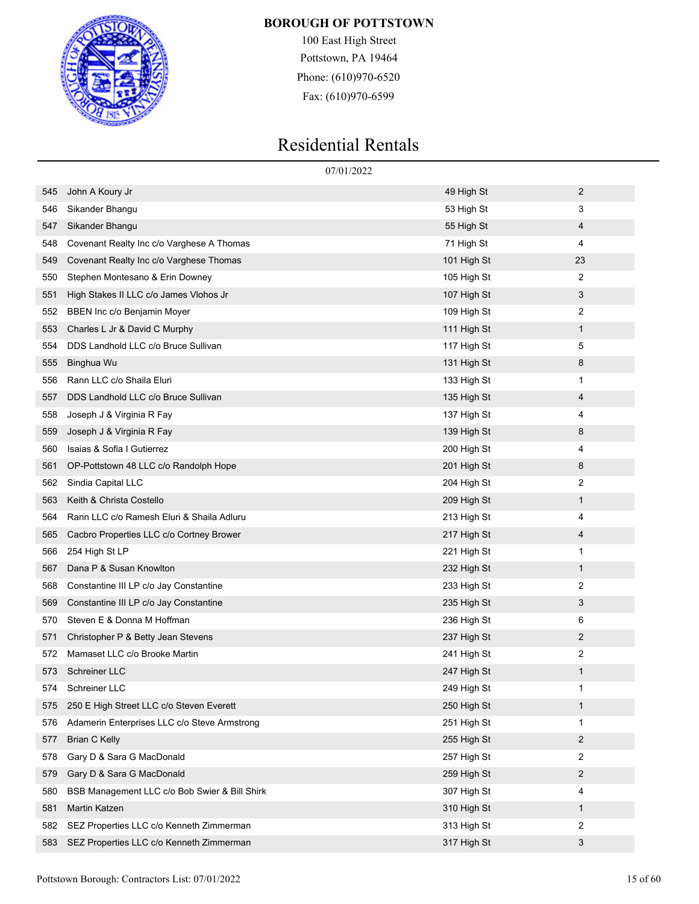**BOROUGH OF POTTSTOWN**

100 East High Street
Pottstown, PA 19464
Phone: (610)970-6520
Fax: (610)970-6599

# Residential Rentals

07/01/2022

| | | | |
|---|---|---|---|
| 545 | John A Koury Jr | 49 High St | 2 |
| 546 | Sikander Bhangu | 53 High St | 3 |
| 547 | Sikander Bhangu | 55 High St | 4 |
| 548 | Covenant Realty Inc c/o Varghese A Thomas | 71 High St | 4 |
| 549 | Covenant Realty Inc c/o Varghese Thomas | 101 High St | 23 |
| 550 | Stephen Montesano & Erin Downey | 105 High St | 2 |
| 551 | High Stakes II LLC c/o James Vlohos Jr | 107 High St | 3 |
| 552 | BBEN Inc c/o Benjamin Moyer | 109 High St | 2 |
| 553 | Charles L Jr & David C Murphy | 111 High St | 1 |
| 554 | DDS Landhold LLC c/o Bruce Sullivan | 117 High St | 5 |
| 555 | Binghua Wu | 131 High St | 8 |
| 556 | Rann LLC c/o Shaila Eluri | 133 High St | 1 |
| 557 | DDS Landhold LLC c/o Bruce Sullivan | 135 High St | 4 |
| 558 | Joseph J & Virginia R Fay | 137 High St | 4 |
| 559 | Joseph J & Virginia R Fay | 139 High St | 8 |
| 560 | Isaias & Sofia I Gutierrez | 200 High St | 4 |
| 561 | OP-Pottstown 48 LLC c/o Randolph Hope | 201 High St | 8 |
| 562 | Sindia Capital LLC | 204 High St | 2 |
| 563 | Keith & Christa Costello | 209 High St | 1 |
| 564 | Rann LLC c/o Ramesh Eluri & Shaila Adluru | 213 High St | 4 |
| 565 | Cacbro Properties LLC c/o Cortney Brower | 217 High St | 4 |
| 566 | 254 High St LP | 221 High St | 1 |
| 567 | Dana P & Susan Knowlton | 232 High St | 1 |
| 568 | Constantine III LP c/o Jay Constantine | 233 High St | 2 |
| 569 | Constantine III LP c/o Jay Constantine | 235 High St | 3 |
| 570 | Steven E & Donna M Hoffman | 236 High St | 6 |
| 571 | Christopher P & Betty Jean Stevens | 237 High St | 2 |
| 572 | Mamaset LLC c/o Brooke Martin | 241 High St | 2 |
| 573 | Schreiner LLC | 247 High St | 1 |
| 574 | Schreiner LLC | 249 High St | 1 |
| 575 | 250 E High Street LLC c/o Steven Everett | 250 High St | 1 |
| 576 | Adamerin Enterprises LLC c/o Steve Armstrong | 251 High St | 1 |
| 577 | Brian C Kelly | 255 High St | 2 |
| 578 | Gary D & Sara G MacDonald | 257 High St | 2 |
| 579 | Gary D & Sara G MacDonald | 259 High St | 2 |
| 580 | BSB Management LLC c/o Bob Swier & Bill Shirk | 307 High St | 4 |
| 581 | Martin Katzen | 310 High St | 1 |
| 582 | SEZ Properties LLC c/o Kenneth Zimmerman | 313 High St | 2 |
| 583 | SEZ Properties LLC c/o Kenneth Zimmerman | 317 High St | 3 |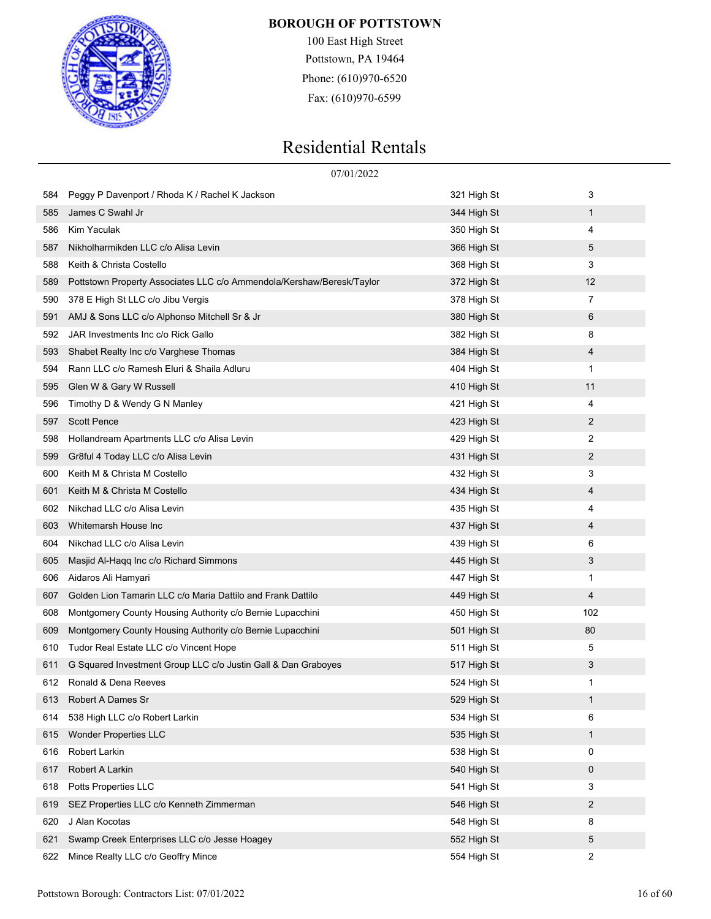**BOROUGH OF POTTSTOWN**

100 East High Street
Pottstown, PA 19464
Phone: (610)970-6520
Fax: (610)970-6599

# Residential Rentals

07/01/2022

| | | | |
|---|---|---|---|
| 584 | Peggy P Davenport / Rhoda K / Rachel K Jackson | 321 High St | 3 |
| 585 | James C Swahl Jr | 344 High St | 1 |
| 586 | Kim Yaculak | 350 High St | 4 |
| 587 | Nikholharmikden LLC c/o Alisa Levin | 366 High St | 5 |
| 588 | Keith & Christa Costello | 368 High St | 3 |
| 589 | Pottstown Property Associates LLC c/o Ammendola/Kershaw/Beresk/Taylor | 372 High St | 12 |
| 590 | 378 E High St LLC c/o Jibu Vergis | 378 High St | 7 |
| 591 | AMJ & Sons LLC c/o Alphonso Mitchell Sr & Jr | 380 High St | 6 |
| 592 | JAR Investments Inc c/o Rick Gallo | 382 High St | 8 |
| 593 | Shabet Realty Inc c/o Varghese Thomas | 384 High St | 4 |
| 594 | Rann LLC c/o Ramesh Eluri & Shaila Adluru | 404 High St | 1 |
| 595 | Glen W & Gary W Russell | 410 High St | 11 |
| 596 | Timothy D & Wendy G N Manley | 421 High St | 4 |
| 597 | Scott Pence | 423 High St | 2 |
| 598 | Hollandream Apartments LLC c/o Alisa Levin | 429 High St | 2 |
| 599 | Gr8ful 4 Today LLC c/o Alisa Levin | 431 High St | 2 |
| 600 | Keith M & Christa M Costello | 432 High St | 3 |
| 601 | Keith M & Christa M Costello | 434 High St | 4 |
| 602 | Nikchad LLC c/o Alisa Levin | 435 High St | 4 |
| 603 | Whitemarsh House Inc | 437 High St | 4 |
| 604 | Nikchad LLC c/o Alisa Levin | 439 High St | 6 |
| 605 | Masjid Al-Haqq Inc c/o Richard Simmons | 445 High St | 3 |
| 606 | Aidaros Ali Hamyari | 447 High St | 1 |
| 607 | Golden Lion Tamarin LLC c/o Maria Dattilo and Frank Dattilo | 449 High St | 4 |
| 608 | Montgomery County Housing Authority c/o Bernie Lupacchini | 450 High St | 102 |
| 609 | Montgomery County Housing Authority c/o Bernie Lupacchini | 501 High St | 80 |
| 610 | Tudor Real Estate LLC c/o Vincent Hope | 511 High St | 5 |
| 611 | G Squared Investment Group LLC c/o Justin Gall & Dan Graboyes | 517 High St | 3 |
| 612 | Ronald & Dena Reeves | 524 High St | 1 |
| 613 | Robert A Dames Sr | 529 High St | 1 |
| 614 | 538 High LLC c/o Robert Larkin | 534 High St | 6 |
| 615 | Wonder Properties LLC | 535 High St | 1 |
| 616 | Robert Larkin | 538 High St | 0 |
| 617 | Robert A Larkin | 540 High St | 0 |
| 618 | Potts Properties LLC | 541 High St | 3 |
| 619 | SEZ Properties LLC c/o Kenneth Zimmerman | 546 High St | 2 |
| 620 | J Alan Kocotas | 548 High St | 8 |
| 621 | Swamp Creek Enterprises LLC c/o Jesse Hoagey | 552 High St | 5 |
| 622 | Mince Realty LLC c/o Geoffry Mince | 554 High St | 2 |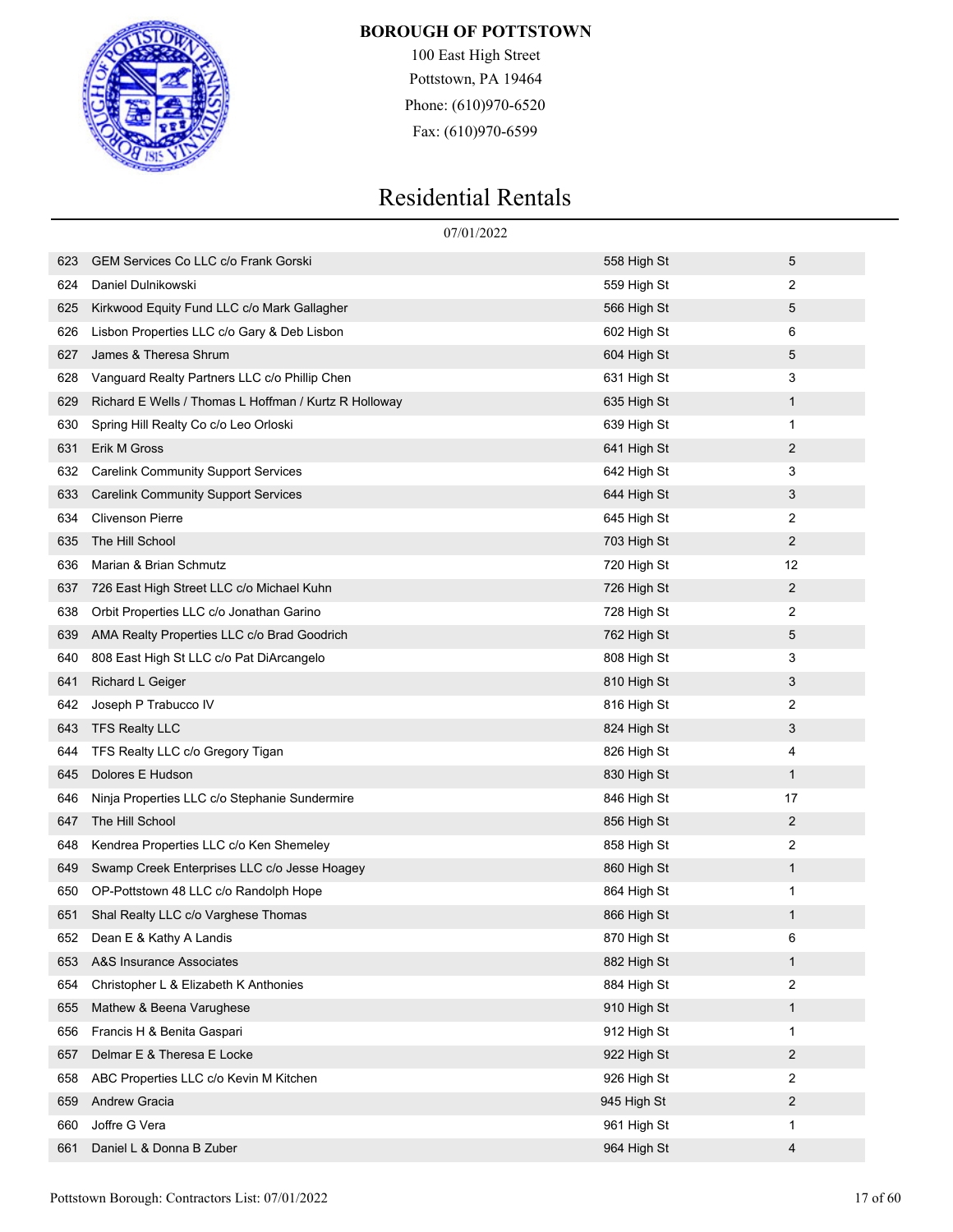**BOROUGH OF POTTSTOWN**

100 East High Street
Pottstown, PA 19464
Phone: (610)970-6520
Fax: (610)970-6599

# Residential Rentals

07/01/2022

| | | | |
|---|---|---|---|
| 623 | GEM Services Co LLC c/o Frank Gorski | 558 High St | 5 |
| 624 | Daniel Dulnikowski | 559 High St | 2 |
| 625 | Kirkwood Equity Fund LLC c/o Mark Gallagher | 566 High St | 5 |
| 626 | Lisbon Properties LLC c/o Gary & Deb Lisbon | 602 High St | 6 |
| 627 | James & Theresa Shrum | 604 High St | 5 |
| 628 | Vanguard Realty Partners LLC c/o Phillip Chen | 631 High St | 3 |
| 629 | Richard E Wells / Thomas L Hoffman / Kurtz R Holloway | 635 High St | 1 |
| 630 | Spring Hill Realty Co c/o Leo Orloski | 639 High St | 1 |
| 631 | Erik M Gross | 641 High St | 2 |
| 632 | Carelink Community Support Services | 642 High St | 3 |
| 633 | Carelink Community Support Services | 644 High St | 3 |
| 634 | Clivenson Pierre | 645 High St | 2 |
| 635 | The Hill School | 703 High St | 2 |
| 636 | Marian & Brian Schmutz | 720 High St | 12 |
| 637 | 726 East High Street LLC c/o Michael Kuhn | 726 High St | 2 |
| 638 | Orbit Properties LLC c/o Jonathan Garino | 728 High St | 2 |
| 639 | AMA Realty Properties LLC c/o Brad Goodrich | 762 High St | 5 |
| 640 | 808 East High St LLC c/o Pat DiArcangelo | 808 High St | 3 |
| 641 | Richard L Geiger | 810 High St | 3 |
| 642 | Joseph P Trabucco IV | 816 High St | 2 |
| 643 | TFS Realty LLC | 824 High St | 3 |
| 644 | TFS Realty LLC c/o Gregory Tigan | 826 High St | 4 |
| 645 | Dolores E Hudson | 830 High St | 1 |
| 646 | Ninja Properties LLC c/o Stephanie Sundermire | 846 High St | 17 |
| 647 | The Hill School | 856 High St | 2 |
| 648 | Kendrea Properties LLC c/o Ken Shemeley | 858 High St | 2 |
| 649 | Swamp Creek Enterprises LLC c/o Jesse Hoagey | 860 High St | 1 |
| 650 | OP-Pottstown 48 LLC c/o Randolph Hope | 864 High St | 1 |
| 651 | Shal Realty LLC c/o Varghese Thomas | 866 High St | 1 |
| 652 | Dean E & Kathy A Landis | 870 High St | 6 |
| 653 | A&S Insurance Associates | 882 High St | 1 |
| 654 | Christopher L & Elizabeth K Anthonies | 884 High St | 2 |
| 655 | Mathew & Beena Varughese | 910 High St | 1 |
| 656 | Francis H & Benita Gaspari | 912 High St | 1 |
| 657 | Delmar E & Theresa E Locke | 922 High St | 2 |
| 658 | ABC Properties LLC c/o Kevin M Kitchen | 926 High St | 2 |
| 659 | Andrew Gracia | 945 High St | 2 |
| 660 | Joffre G Vera | 961 High St | 1 |
| 661 | Daniel L & Donna B Zuber | 964 High St | 4 |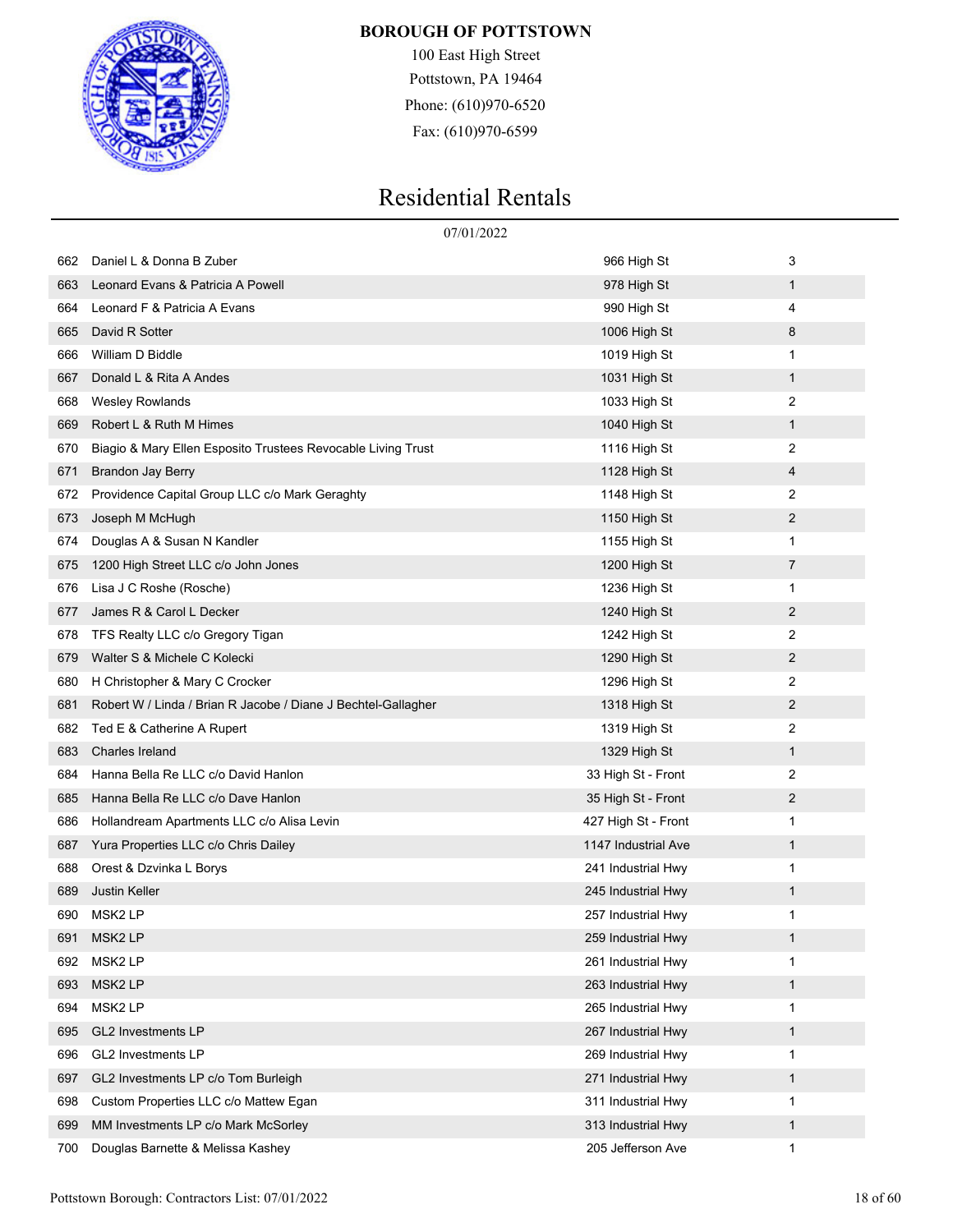**BOROUGH OF POTTSTOWN**

100 East High Street
Pottstown, PA 19464
Phone: (610)970-6520
Fax: (610)970-6599

# Residential Rentals

07/01/2022

| | | | |
|---|---|---|---|
| 662 | Daniel L & Donna B Zuber | 966 High St | 3 |
| 663 | Leonard Evans & Patricia A Powell | 978 High St | 1 |
| 664 | Leonard F & Patricia A Evans | 990 High St | 4 |
| 665 | David R Sotter | 1006 High St | 8 |
| 666 | William D Biddle | 1019 High St | 1 |
| 667 | Donald L & Rita A Andes | 1031 High St | 1 |
| 668 | Wesley Rowlands | 1033 High St | 2 |
| 669 | Robert L & Ruth M Himes | 1040 High St | 1 |
| 670 | Biagio & Mary Ellen Esposito Trustees Revocable Living Trust | 1116 High St | 2 |
| 671 | Brandon Jay Berry | 1128 High St | 4 |
| 672 | Providence Capital Group LLC c/o Mark Geraghty | 1148 High St | 2 |
| 673 | Joseph M McHugh | 1150 High St | 2 |
| 674 | Douglas A & Susan N Kandler | 1155 High St | 1 |
| 675 | 1200 High Street LLC c/o John Jones | 1200 High St | 7 |
| 676 | Lisa J C Roshe (Rosche) | 1236 High St | 1 |
| 677 | James R & Carol L Decker | 1240 High St | 2 |
| 678 | TFS Realty LLC c/o Gregory Tigan | 1242 High St | 2 |
| 679 | Walter S & Michele C Kolecki | 1290 High St | 2 |
| 680 | H Christopher & Mary C Crocker | 1296 High St | 2 |
| 681 | Robert W / Linda / Brian R Jacobe / Diane J Bechtel-Gallagher | 1318 High St | 2 |
| 682 | Ted E & Catherine A Rupert | 1319 High St | 2 |
| 683 | Charles Ireland | 1329 High St | 1 |
| 684 | Hanna Bella Re LLC c/o David Hanlon | 33 High St - Front | 2 |
| 685 | Hanna Bella Re LLC c/o Dave Hanlon | 35 High St - Front | 2 |
| 686 | Hollandream Apartments LLC c/o Alisa Levin | 427 High St - Front | 1 |
| 687 | Yura Properties LLC c/o Chris Dailey | 1147 Industrial Ave | 1 |
| 688 | Orest & Dzvinka L Borys | 241 Industrial Hwy | 1 |
| 689 | Justin Keller | 245 Industrial Hwy | 1 |
| 690 | MSK2 LP | 257 Industrial Hwy | 1 |
| 691 | MSK2 LP | 259 Industrial Hwy | 1 |
| 692 | MSK2 LP | 261 Industrial Hwy | 1 |
| 693 | MSK2 LP | 263 Industrial Hwy | 1 |
| 694 | MSK2 LP | 265 Industrial Hwy | 1 |
| 695 | GL2 Investments LP | 267 Industrial Hwy | 1 |
| 696 | GL2 Investments LP | 269 Industrial Hwy | 1 |
| 697 | GL2 Investments LP c/o Tom Burleigh | 271 Industrial Hwy | 1 |
| 698 | Custom Properties LLC c/o Mattew Egan | 311 Industrial Hwy | 1 |
| 699 | MM Investments LP c/o Mark McSorley | 313 Industrial Hwy | 1 |
| 700 | Douglas Barnette & Melissa Kashey | 205 Jefferson Ave | 1 |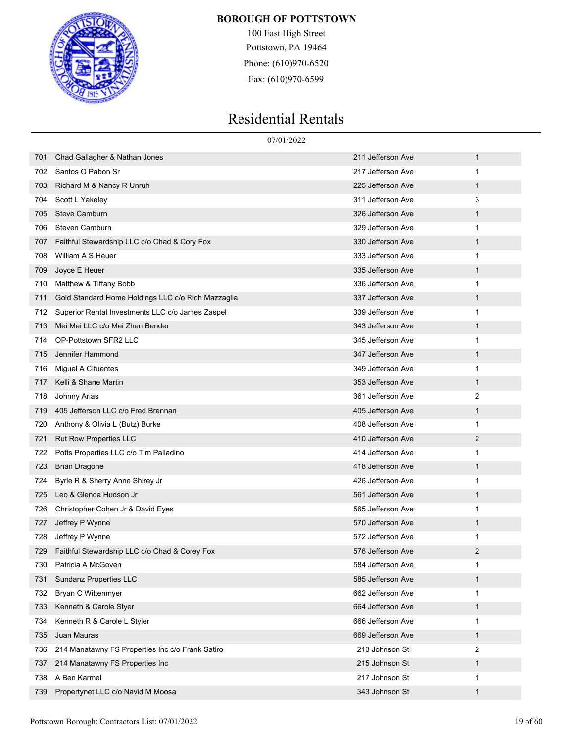**BOROUGH OF POTTSTOWN**

100 East High Street
Pottstown, PA 19464
Phone: (610)970-6520
Fax: (610)970-6599

# Residential Rentals

07/01/2022

| | | | |
|---|---|---|---|
| 701 | Chad Gallagher & Nathan Jones | 211 Jefferson Ave | 1 |
| 702 | Santos O Pabon Sr | 217 Jefferson Ave | 1 |
| 703 | Richard M & Nancy R Unruh | 225 Jefferson Ave | 1 |
| 704 | Scott L Yakeley | 311 Jefferson Ave | 3 |
| 705 | Steve Camburn | 326 Jefferson Ave | 1 |
| 706 | Steven Camburn | 329 Jefferson Ave | 1 |
| 707 | Faithful Stewardship LLC c/o Chad & Cory Fox | 330 Jefferson Ave | 1 |
| 708 | William A S Heuer | 333 Jefferson Ave | 1 |
| 709 | Joyce E Heuer | 335 Jefferson Ave | 1 |
| 710 | Matthew & Tiffany Bobb | 336 Jefferson Ave | 1 |
| 711 | Gold Standard Home Holdings LLC c/o Rich Mazzaglia | 337 Jefferson Ave | 1 |
| 712 | Superior Rental Investments LLC c/o James Zaspel | 339 Jefferson Ave | 1 |
| 713 | Mei Mei LLC c/o Mei Zhen Bender | 343 Jefferson Ave | 1 |
| 714 | OP-Pottstown SFR2 LLC | 345 Jefferson Ave | 1 |
| 715 | Jennifer Hammond | 347 Jefferson Ave | 1 |
| 716 | Miguel A Cifuentes | 349 Jefferson Ave | 1 |
| 717 | Kelli & Shane Martin | 353 Jefferson Ave | 1 |
| 718 | Johnny Arias | 361 Jefferson Ave | 2 |
| 719 | 405 Jefferson LLC c/o Fred Brennan | 405 Jefferson Ave | 1 |
| 720 | Anthony & Olivia L (Butz) Burke | 408 Jefferson Ave | 1 |
| 721 | Rut Row Properties LLC | 410 Jefferson Ave | 2 |
| 722 | Potts Properties LLC c/o Tim Palladino | 414 Jefferson Ave | 1 |
| 723 | Brian Dragone | 418 Jefferson Ave | 1 |
| 724 | Byrle R & Sherry Anne Shirey Jr | 426 Jefferson Ave | 1 |
| 725 | Leo & Glenda Hudson Jr | 561 Jefferson Ave | 1 |
| 726 | Christopher Cohen Jr & David Eyes | 565 Jefferson Ave | 1 |
| 727 | Jeffrey P Wynne | 570 Jefferson Ave | 1 |
| 728 | Jeffrey P Wynne | 572 Jefferson Ave | 1 |
| 729 | Faithful Stewardship LLC c/o Chad & Corey Fox | 576 Jefferson Ave | 2 |
| 730 | Patricia A McGoven | 584 Jefferson Ave | 1 |
| 731 | Sundanz Properties LLC | 585 Jefferson Ave | 1 |
| 732 | Bryan C Wittenmyer | 662 Jefferson Ave | 1 |
| 733 | Kenneth & Carole Styer | 664 Jefferson Ave | 1 |
| 734 | Kenneth R & Carole L Styler | 666 Jefferson Ave | 1 |
| 735 | Juan Mauras | 669 Jefferson Ave | 1 |
| 736 | 214 Manatawny FS Properties Inc c/o Frank Satiro | 213 Johnson St | 2 |
| 737 | 214 Manatawny FS Properties Inc | 215 Johnson St | 1 |
| 738 | A Ben Karmel | 217 Johnson St | 1 |
| 739 | Propertynet LLC c/o Navid M Moosa | 343 Johnson St | 1 |

Pottstown Borough: Contractors List: 07/01/2022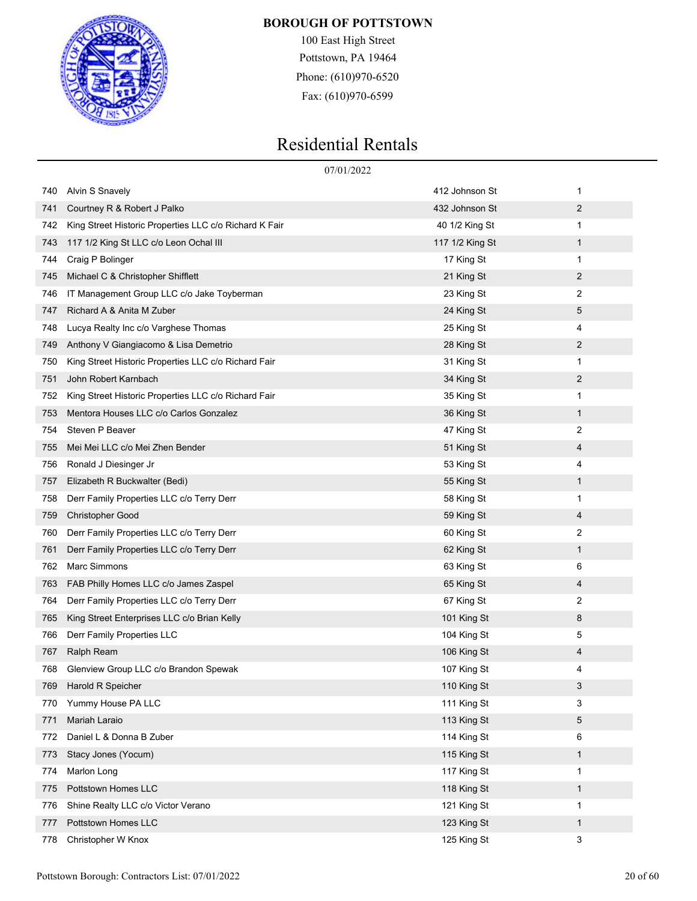# BOROUGH OF POTTSTOWN

100 East High Street
Pottstown, PA 19464
Phone: (610)970-6520
Fax: (610)970-6599

## Residential Rentals

07/01/2022

| | | | |
|---|---|---|---|
| 740 | Alvin S Snavely | 412 Johnson St | 1 |
| 741 | Courtney R & Robert J Palko | 432 Johnson St | 2 |
| 742 | King Street Historic Properties LLC c/o Richard K Fair | 40 1/2 King St | 1 |
| 743 | 117 1/2 King St LLC c/o Leon Ochal III | 117 1/2 King St | 1 |
| 744 | Craig P Bolinger | 17 King St | 1 |
| 745 | Michael C & Christopher Shifflett | 21 King St | 2 |
| 746 | IT Management Group LLC c/o Jake Toyberman | 23 King St | 2 |
| 747 | Richard A & Anita M Zuber | 24 King St | 5 |
| 748 | Lucya Realty Inc c/o Varghese Thomas | 25 King St | 4 |
| 749 | Anthony V Giangiacomo & Lisa Demetrio | 28 King St | 2 |
| 750 | King Street Historic Properties LLC c/o Richard Fair | 31 King St | 1 |
| 751 | John Robert Karnbach | 34 King St | 2 |
| 752 | King Street Historic Properties LLC c/o Richard Fair | 35 King St | 1 |
| 753 | Mentora Houses LLC c/o Carlos Gonzalez | 36 King St | 1 |
| 754 | Steven P Beaver | 47 King St | 2 |
| 755 | Mei Mei LLC c/o Mei Zhen Bender | 51 King St | 4 |
| 756 | Ronald J Diesinger Jr | 53 King St | 4 |
| 757 | Elizabeth R Buckwalter (Bedi) | 55 King St | 1 |
| 758 | Derr Family Properties LLC c/o Terry Derr | 58 King St | 1 |
| 759 | Christopher Good | 59 King St | 4 |
| 760 | Derr Family Properties LLC c/o Terry Derr | 60 King St | 2 |
| 761 | Derr Family Properties LLC c/o Terry Derr | 62 King St | 1 |
| 762 | Marc Simmons | 63 King St | 6 |
| 763 | FAB Philly Homes LLC c/o James Zaspel | 65 King St | 4 |
| 764 | Derr Family Properties LLC c/o Terry Derr | 67 King St | 2 |
| 765 | King Street Enterprises LLC c/o Brian Kelly | 101 King St | 8 |
| 766 | Derr Family Properties LLC | 104 King St | 5 |
| 767 | Ralph Ream | 106 King St | 4 |
| 768 | Glenview Group LLC c/o Brandon Spewak | 107 King St | 4 |
| 769 | Harold R Speicher | 110 King St | 3 |
| 770 | Yummy House PA LLC | 111 King St | 3 |
| 771 | Mariah Laraio | 113 King St | 5 |
| 772 | Daniel L & Donna B Zuber | 114 King St | 6 |
| 773 | Stacy Jones (Yocum) | 115 King St | 1 |
| 774 | Marlon Long | 117 King St | 1 |
| 775 | Pottstown Homes LLC | 118 King St | 1 |
| 776 | Shine Realty LLC c/o Victor Verano | 121 King St | 1 |
| 777 | Pottstown Homes LLC | 123 King St | 1 |
| 778 | Christopher W Knox | 125 King St | 3 |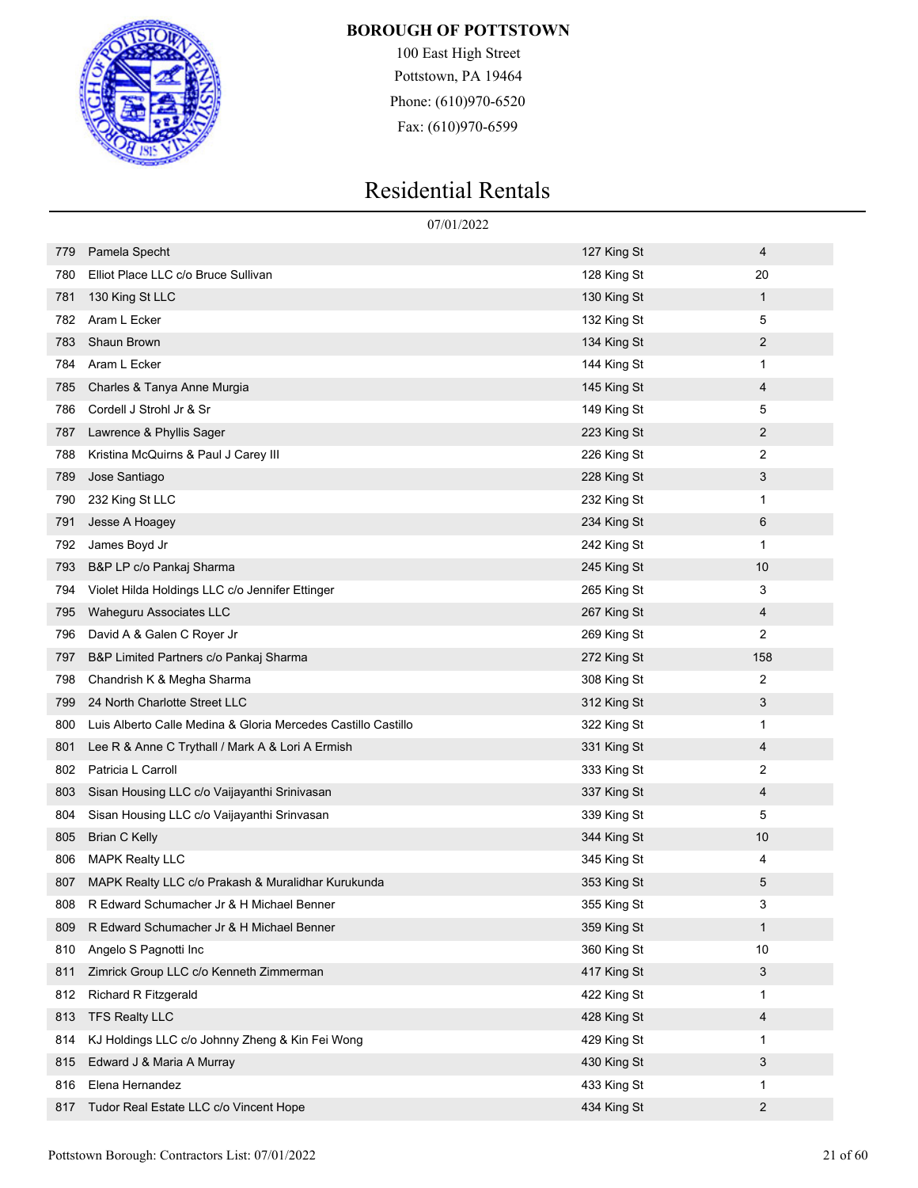**BOROUGH OF POTTSTOWN**

100 East High Street
Pottstown, PA 19464
Phone: (610)970-6520
Fax: (610)970-6599

# Residential Rentals

07/01/2022

| | | | |
|---|---|---|---|
| 779 | Pamela Specht | 127 King St | 4 |
| 780 | Elliot Place LLC c/o Bruce Sullivan | 128 King St | 20 |
| 781 | 130 King St LLC | 130 King St | 1 |
| 782 | Aram L Ecker | 132 King St | 5 |
| 783 | Shaun Brown | 134 King St | 2 |
| 784 | Aram L Ecker | 144 King St | 1 |
| 785 | Charles & Tanya Anne Murgia | 145 King St | 4 |
| 786 | Cordell J Strohl Jr & Sr | 149 King St | 5 |
| 787 | Lawrence & Phyllis Sager | 223 King St | 2 |
| 788 | Kristina McQuirns & Paul J Carey III | 226 King St | 2 |
| 789 | Jose Santiago | 228 King St | 3 |
| 790 | 232 King St LLC | 232 King St | 1 |
| 791 | Jesse A Hoagey | 234 King St | 6 |
| 792 | James Boyd Jr | 242 King St | 1 |
| 793 | B&P LP c/o Pankaj Sharma | 245 King St | 10 |
| 794 | Violet Hilda Holdings LLC c/o Jennifer Ettinger | 265 King St | 3 |
| 795 | Waheguru Associates LLC | 267 King St | 4 |
| 796 | David A & Galen C Royer Jr | 269 King St | 2 |
| 797 | B&P Limited Partners c/o Pankaj Sharma | 272 King St | 158 |
| 798 | Chandrish K & Megha Sharma | 308 King St | 2 |
| 799 | 24 North Charlotte Street LLC | 312 King St | 3 |
| 800 | Luis Alberto Calle Medina & Gloria Mercedes Castillo Castillo | 322 King St | 1 |
| 801 | Lee R & Anne C Trythall / Mark A & Lori A Ermish | 331 King St | 4 |
| 802 | Patricia L Carroll | 333 King St | 2 |
| 803 | Sisan Housing LLC c/o Vaijayanthi Srinivasan | 337 King St | 4 |
| 804 | Sisan Housing LLC c/o Vaijayanthi Srinvasan | 339 King St | 5 |
| 805 | Brian C Kelly | 344 King St | 10 |
| 806 | MAPK Realty LLC | 345 King St | 4 |
| 807 | MAPK Realty LLC c/o Prakash & Muralidhar Kurukunda | 353 King St | 5 |
| 808 | R Edward Schumacher Jr & H Michael Benner | 355 King St | 3 |
| 809 | R Edward Schumacher Jr & H Michael Benner | 359 King St | 1 |
| 810 | Angelo S Pagnotti Inc | 360 King St | 10 |
| 811 | Zimrick Group LLC c/o Kenneth Zimmerman | 417 King St | 3 |
| 812 | Richard R Fitzgerald | 422 King St | 1 |
| 813 | TFS Realty LLC | 428 King St | 4 |
| 814 | KJ Holdings LLC c/o Johnny Zheng & Kin Fei Wong | 429 King St | 1 |
| 815 | Edward J & Maria A Murray | 430 King St | 3 |
| 816 | Elena Hernandez | 433 King St | 1 |
| 817 | Tudor Real Estate LLC c/o Vincent Hope | 434 King St | 2 |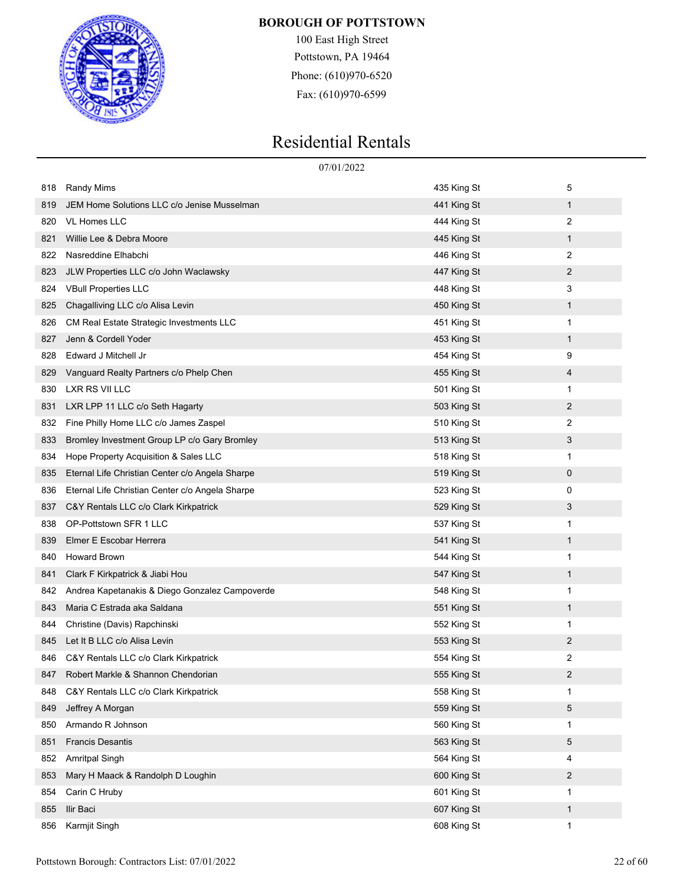**BOROUGH OF POTTSTOWN**

100 East High Street
Pottstown, PA 19464
Phone: (610)970-6520
Fax: (610)970-6599

# Residential Rentals

07/01/2022

| | | | |
|---|---|---|---|
| 818 | Randy Mims | 435 King St | 5 |
| 819 | JEM Home Solutions LLC c/o Jenise Musselman | 441 King St | 1 |
| 820 | VL Homes LLC | 444 King St | 2 |
| 821 | Willie Lee & Debra Moore | 445 King St | 1 |
| 822 | Nasreddine Elhabchi | 446 King St | 2 |
| 823 | JLW Properties LLC c/o John Waclawsky | 447 King St | 2 |
| 824 | VBull Properties LLC | 448 King St | 3 |
| 825 | Chagalliving LLC c/o Alisa Levin | 450 King St | 1 |
| 826 | CM Real Estate Strategic Investments LLC | 451 King St | 1 |
| 827 | Jenn & Cordell Yoder | 453 King St | 1 |
| 828 | Edward J Mitchell Jr | 454 King St | 9 |
| 829 | Vanguard Realty Partners c/o Phelp Chen | 455 King St | 4 |
| 830 | LXR RS VII LLC | 501 King St | 1 |
| 831 | LXR LPP 11 LLC c/o Seth Hagarty | 503 King St | 2 |
| 832 | Fine Philly Home LLC c/o James Zaspel | 510 King St | 2 |
| 833 | Bromley Investment Group LP c/o Gary Bromley | 513 King St | 3 |
| 834 | Hope Property Acquisition & Sales LLC | 518 King St | 1 |
| 835 | Eternal Life Christian Center c/o Angela Sharpe | 519 King St | 0 |
| 836 | Eternal Life Christian Center c/o Angela Sharpe | 523 King St | 0 |
| 837 | C&Y Rentals LLC c/o Clark Kirkpatrick | 529 King St | 3 |
| 838 | OP-Pottstown SFR 1 LLC | 537 King St | 1 |
| 839 | Elmer E Escobar Herrera | 541 King St | 1 |
| 840 | Howard Brown | 544 King St | 1 |
| 841 | Clark F Kirkpatrick & Jiabi Hou | 547 King St | 1 |
| 842 | Andrea Kapetanakis & Diego Gonzalez Campoverde | 548 King St | 1 |
| 843 | Maria C Estrada aka Saldana | 551 King St | 1 |
| 844 | Christine (Davis) Rapchinski | 552 King St | 1 |
| 845 | Let It B LLC c/o Alisa Levin | 553 King St | 2 |
| 846 | C&Y Rentals LLC c/o Clark Kirkpatrick | 554 King St | 2 |
| 847 | Robert Markle & Shannon Chendorian | 555 King St | 2 |
| 848 | C&Y Rentals LLC c/o Clark Kirkpatrick | 558 King St | 1 |
| 849 | Jeffrey A Morgan | 559 King St | 5 |
| 850 | Armando R Johnson | 560 King St | 1 |
| 851 | Francis Desantis | 563 King St | 5 |
| 852 | Amritpal Singh | 564 King St | 4 |
| 853 | Mary H Maack & Randolph D Loughin | 600 King St | 2 |
| 854 | Carin C Hruby | 601 King St | 1 |
| 855 | Ilir Baci | 607 King St | 1 |
| 856 | Karmjit Singh | 608 King St | 1 |

Pottstown Borough: Contractors List: 07/01/2022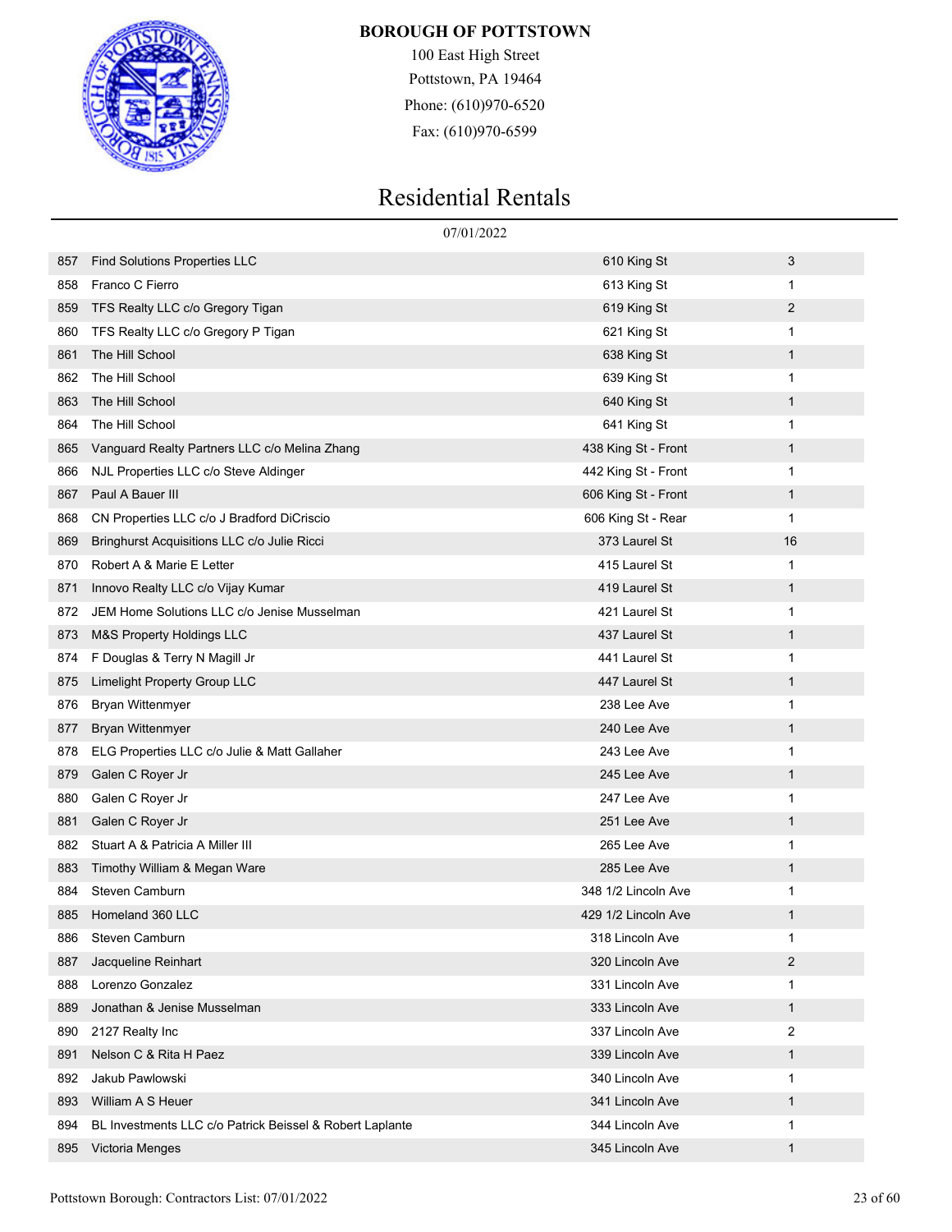**BOROUGH OF POTTSTOWN**

100 East High Street
Pottstown, PA 19464
Phone: (610)970-6520
Fax: (610)970-6599

# Residential Rentals

07/01/2022

| | | | |
|---|---|---|---|
| 857 | Find Solutions Properties LLC | 610 King St | 3 |
| 858 | Franco C Fierro | 613 King St | 1 |
| 859 | TFS Realty LLC c/o Gregory Tigan | 619 King St | 2 |
| 860 | TFS Realty LLC c/o Gregory P Tigan | 621 King St | 1 |
| 861 | The Hill School | 638 King St | 1 |
| 862 | The Hill School | 639 King St | 1 |
| 863 | The Hill School | 640 King St | 1 |
| 864 | The Hill School | 641 King St | 1 |
| 865 | Vanguard Realty Partners LLC c/o Melina Zhang | 438 King St - Front | 1 |
| 866 | NJL Properties LLC c/o Steve Aldinger | 442 King St - Front | 1 |
| 867 | Paul A Bauer III | 606 King St - Front | 1 |
| 868 | CN Properties LLC c/o J Bradford DiCriscio | 606 King St - Rear | 1 |
| 869 | Bringhurst Acquisitions LLC c/o Julie Ricci | 373 Laurel St | 16 |
| 870 | Robert A & Marie E Letter | 415 Laurel St | 1 |
| 871 | Innovo Realty LLC c/o Vijay Kumar | 419 Laurel St | 1 |
| 872 | JEM Home Solutions LLC c/o Jenise Musselman | 421 Laurel St | 1 |
| 873 | M&S Property Holdings LLC | 437 Laurel St | 1 |
| 874 | F Douglas & Terry N Magill Jr | 441 Laurel St | 1 |
| 875 | Limelight Property Group LLC | 447 Laurel St | 1 |
| 876 | Bryan Wittenmyer | 238 Lee Ave | 1 |
| 877 | Bryan Wittenmyer | 240 Lee Ave | 1 |
| 878 | ELG Properties LLC c/o Julie & Matt Gallaher | 243 Lee Ave | 1 |
| 879 | Galen C Royer Jr | 245 Lee Ave | 1 |
| 880 | Galen C Royer Jr | 247 Lee Ave | 1 |
| 881 | Galen C Royer Jr | 251 Lee Ave | 1 |
| 882 | Stuart A & Patricia A Miller III | 265 Lee Ave | 1 |
| 883 | Timothy William & Megan Ware | 285 Lee Ave | 1 |
| 884 | Steven Camburn | 348 1/2 Lincoln Ave | 1 |
| 885 | Homeland 360 LLC | 429 1/2 Lincoln Ave | 1 |
| 886 | Steven Camburn | 318 Lincoln Ave | 1 |
| 887 | Jacqueline Reinhart | 320 Lincoln Ave | 2 |
| 888 | Lorenzo Gonzalez | 331 Lincoln Ave | 1 |
| 889 | Jonathan & Jenise Musselman | 333 Lincoln Ave | 1 |
| 890 | 2127 Realty Inc | 337 Lincoln Ave | 2 |
| 891 | Nelson C & Rita H Paez | 339 Lincoln Ave | 1 |
| 892 | Jakub Pawlowski | 340 Lincoln Ave | 1 |
| 893 | William A S Heuer | 341 Lincoln Ave | 1 |
| 894 | BL Investments LLC c/o Patrick Beissel & Robert Laplante | 344 Lincoln Ave | 1 |
| 895 | Victoria Menges | 345 Lincoln Ave | 1 |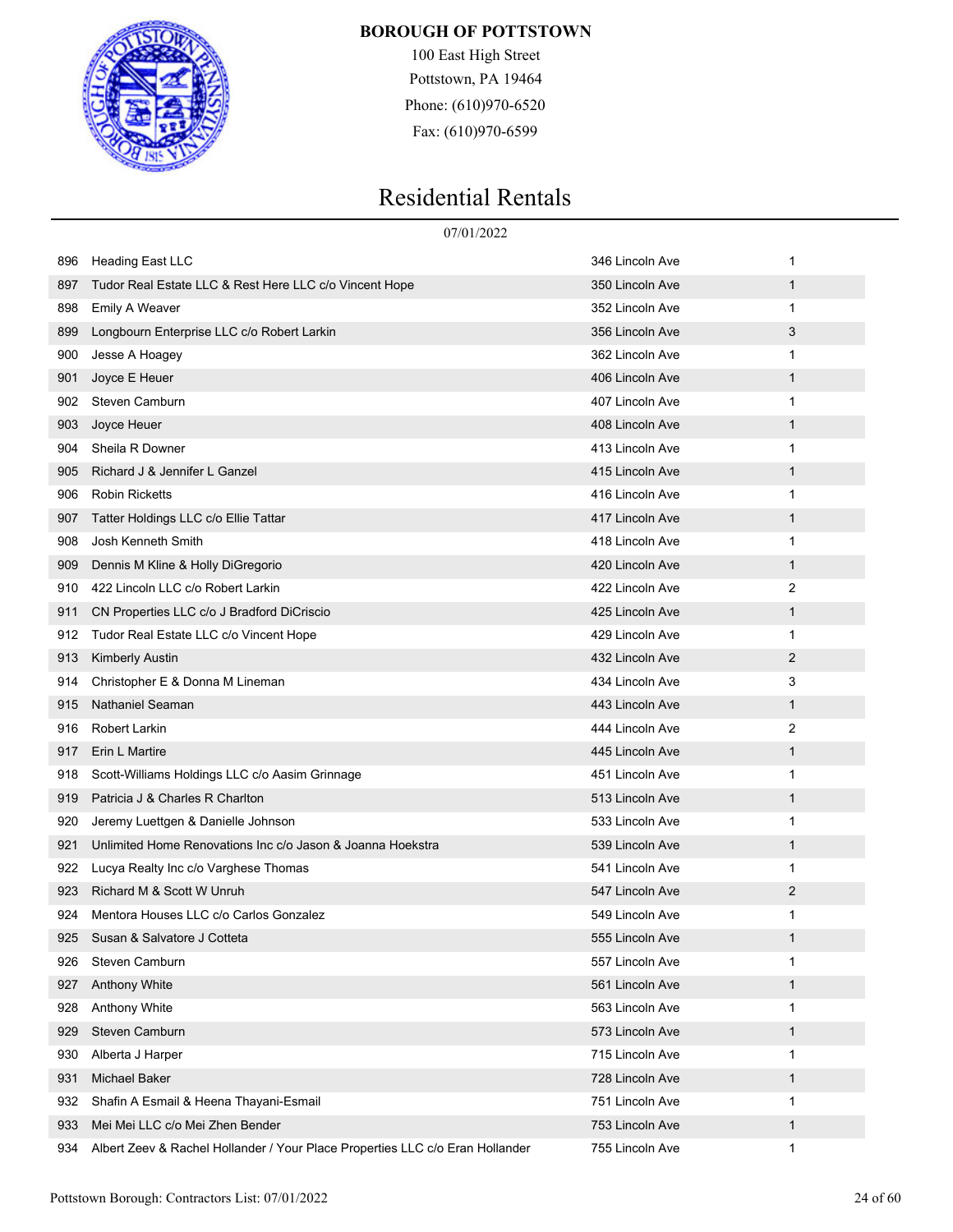**BOROUGH OF POTTSTOWN**
100 East High Street
Pottstown, PA 19464
Phone: (610)970-6520
Fax: (610)970-6599

# Residential Rentals

07/01/2022

| | | | |
|---|---|---|---|
| 896 | Heading East LLC | 346 Lincoln Ave | 1 |
| 897 | Tudor Real Estate LLC & Rest Here LLC c/o Vincent Hope | 350 Lincoln Ave | 1 |
| 898 | Emily A Weaver | 352 Lincoln Ave | 1 |
| 899 | Longbourn Enterprise LLC c/o Robert Larkin | 356 Lincoln Ave | 3 |
| 900 | Jesse A Hoagey | 362 Lincoln Ave | 1 |
| 901 | Joyce E Heuer | 406 Lincoln Ave | 1 |
| 902 | Steven Camburn | 407 Lincoln Ave | 1 |
| 903 | Joyce Heuer | 408 Lincoln Ave | 1 |
| 904 | Sheila R Downer | 413 Lincoln Ave | 1 |
| 905 | Richard J & Jennifer L Ganzel | 415 Lincoln Ave | 1 |
| 906 | Robin Ricketts | 416 Lincoln Ave | 1 |
| 907 | Tatter Holdings LLC c/o Ellie Tattar | 417 Lincoln Ave | 1 |
| 908 | Josh Kenneth Smith | 418 Lincoln Ave | 1 |
| 909 | Dennis M Kline & Holly DiGregorio | 420 Lincoln Ave | 1 |
| 910 | 422 Lincoln LLC c/o Robert Larkin | 422 Lincoln Ave | 2 |
| 911 | CN Properties LLC c/o J Bradford DiCriscio | 425 Lincoln Ave | 1 |
| 912 | Tudor Real Estate LLC c/o Vincent Hope | 429 Lincoln Ave | 1 |
| 913 | Kimberly Austin | 432 Lincoln Ave | 2 |
| 914 | Christopher E & Donna M Lineman | 434 Lincoln Ave | 3 |
| 915 | Nathaniel Seaman | 443 Lincoln Ave | 1 |
| 916 | Robert Larkin | 444 Lincoln Ave | 2 |
| 917 | Erin L Martire | 445 Lincoln Ave | 1 |
| 918 | Scott-Williams Holdings LLC c/o Aasim Grinnage | 451 Lincoln Ave | 1 |
| 919 | Patricia J & Charles R Charlton | 513 Lincoln Ave | 1 |
| 920 | Jeremy Luettgen & Danielle Johnson | 533 Lincoln Ave | 1 |
| 921 | Unlimited Home Renovations Inc c/o Jason & Joanna Hoekstra | 539 Lincoln Ave | 1 |
| 922 | Lucya Realty Inc c/o Varghese Thomas | 541 Lincoln Ave | 1 |
| 923 | Richard M & Scott W Unruh | 547 Lincoln Ave | 2 |
| 924 | Mentora Houses LLC c/o Carlos Gonzalez | 549 Lincoln Ave | 1 |
| 925 | Susan & Salvatore J Cotteta | 555 Lincoln Ave | 1 |
| 926 | Steven Camburn | 557 Lincoln Ave | 1 |
| 927 | Anthony White | 561 Lincoln Ave | 1 |
| 928 | Anthony White | 563 Lincoln Ave | 1 |
| 929 | Steven Camburn | 573 Lincoln Ave | 1 |
| 930 | Alberta J Harper | 715 Lincoln Ave | 1 |
| 931 | Michael Baker | 728 Lincoln Ave | 1 |
| 932 | Shafin A Esmail & Heena Thayani-Esmail | 751 Lincoln Ave | 1 |
| 933 | Mei Mei LLC c/o Mei Zhen Bender | 753 Lincoln Ave | 1 |
| 934 | Albert Zeev & Rachel Hollander / Your Place Properties LLC c/o Eran Hollander | 755 Lincoln Ave | 1 |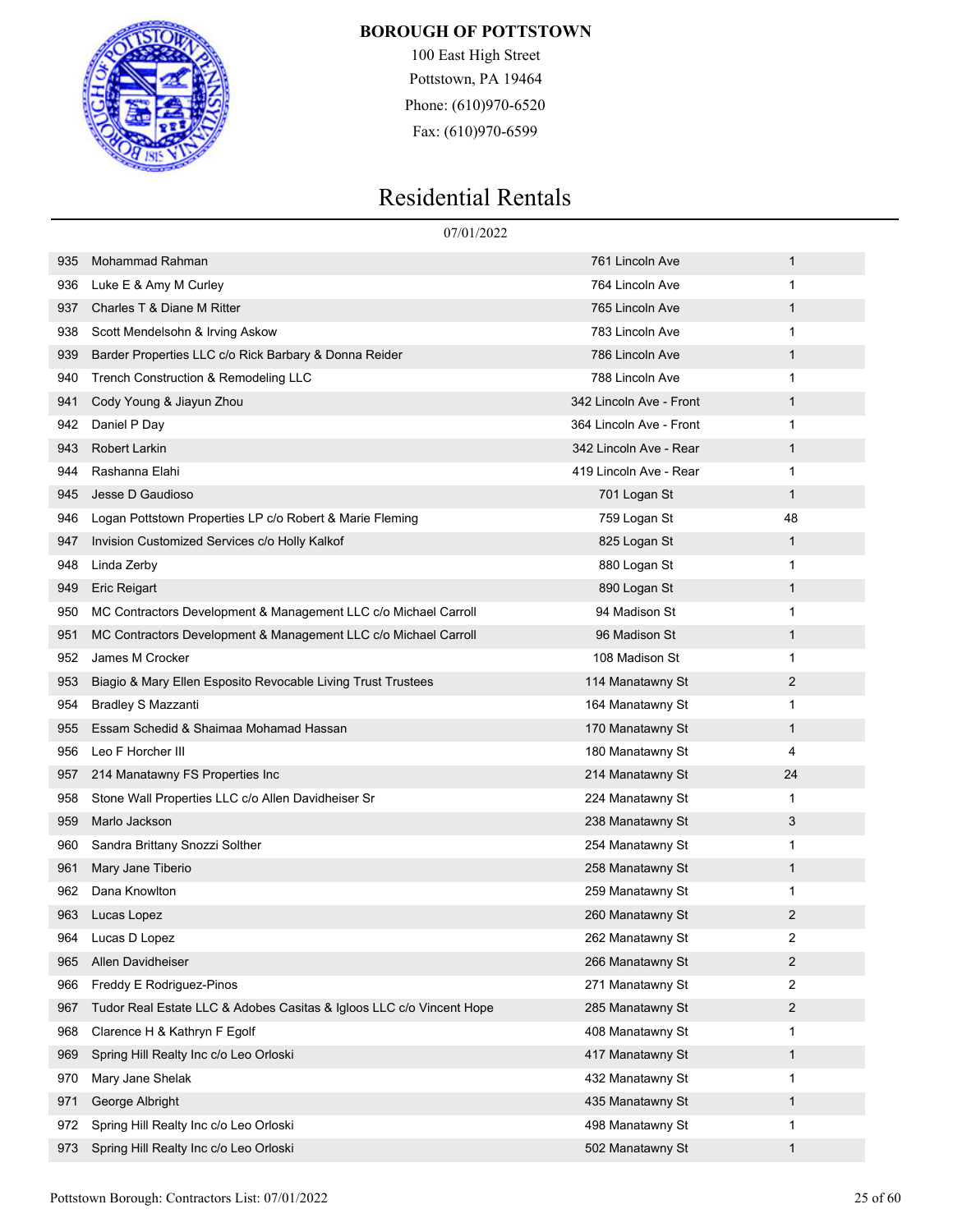**BOROUGH OF POTTSTOWN**

100 East High Street
Pottstown, PA 19464
Phone: (610)970-6520
Fax: (610)970-6599

# Residential Rentals

07/01/2022

| | | | |
|---|---|---|---|
| 935 | Mohammad Rahman | 761 Lincoln Ave | 1 |
| 936 | Luke E & Amy M Curley | 764 Lincoln Ave | 1 |
| 937 | Charles T & Diane M Ritter | 765 Lincoln Ave | 1 |
| 938 | Scott Mendelsohn & Irving Askow | 783 Lincoln Ave | 1 |
| 939 | Barder Properties LLC c/o Rick Barbary & Donna Reider | 786 Lincoln Ave | 1 |
| 940 | Trench Construction & Remodeling LLC | 788 Lincoln Ave | 1 |
| 941 | Cody Young & Jiayun Zhou | 342 Lincoln Ave - Front | 1 |
| 942 | Daniel P Day | 364 Lincoln Ave - Front | 1 |
| 943 | Robert Larkin | 342 Lincoln Ave - Rear | 1 |
| 944 | Rashanna Elahi | 419 Lincoln Ave - Rear | 1 |
| 945 | Jesse D Gaudioso | 701 Logan St | 1 |
| 946 | Logan Pottstown Properties LP c/o Robert & Marie Fleming | 759 Logan St | 48 |
| 947 | Invision Customized Services c/o Holly Kalkof | 825 Logan St | 1 |
| 948 | Linda Zerby | 880 Logan St | 1 |
| 949 | Eric Reigart | 890 Logan St | 1 |
| 950 | MC Contractors Development & Management LLC c/o Michael Carroll | 94 Madison St | 1 |
| 951 | MC Contractors Development & Management LLC c/o Michael Carroll | 96 Madison St | 1 |
| 952 | James M Crocker | 108 Madison St | 1 |
| 953 | Biagio & Mary Ellen Esposito Revocable Living Trust Trustees | 114 Manatawny St | 2 |
| 954 | Bradley S Mazzanti | 164 Manatawny St | 1 |
| 955 | Essam Schedid & Shaimaa Mohamad Hassan | 170 Manatawny St | 1 |
| 956 | Leo F Horcher III | 180 Manatawny St | 4 |
| 957 | 214 Manatawny FS Properties Inc | 214 Manatawny St | 24 |
| 958 | Stone Wall Properties LLC c/o Allen Davidheiser Sr | 224 Manatawny St | 1 |
| 959 | Marlo Jackson | 238 Manatawny St | 3 |
| 960 | Sandra Brittany Snozzi Solther | 254 Manatawny St | 1 |
| 961 | Mary Jane Tiberio | 258 Manatawny St | 1 |
| 962 | Dana Knowlton | 259 Manatawny St | 1 |
| 963 | Lucas Lopez | 260 Manatawny St | 2 |
| 964 | Lucas D Lopez | 262 Manatawny St | 2 |
| 965 | Allen Davidheiser | 266 Manatawny St | 2 |
| 966 | Freddy E Rodriguez-Pinos | 271 Manatawny St | 2 |
| 967 | Tudor Real Estate LLC & Adobes Casitas & Igloos LLC c/o Vincent Hope | 285 Manatawny St | 2 |
| 968 | Clarence H & Kathryn F Egolf | 408 Manatawny St | 1 |
| 969 | Spring Hill Realty Inc c/o Leo Orloski | 417 Manatawny St | 1 |
| 970 | Mary Jane Shelak | 432 Manatawny St | 1 |
| 971 | George Albright | 435 Manatawny St | 1 |
| 972 | Spring Hill Realty Inc c/o Leo Orloski | 498 Manatawny St | 1 |
| 973 | Spring Hill Realty Inc c/o Leo Orloski | 502 Manatawny St | 1 |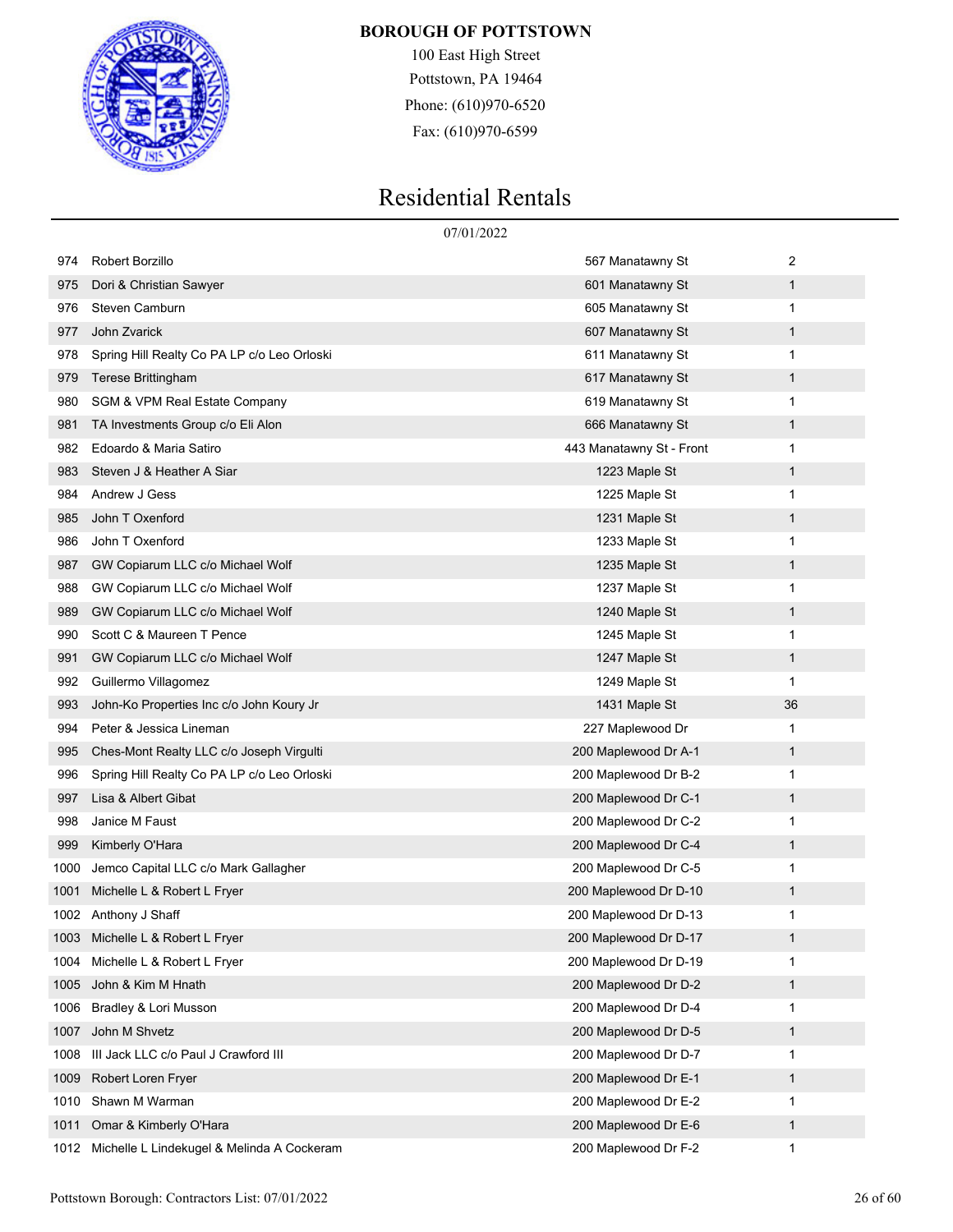**BOROUGH OF POTTSTOWN**

100 East High Street
Pottstown, PA 19464
Phone: (610)970-6520
Fax: (610)970-6599

# Residential Rentals

07/01/2022

| | | | |
|---|---|---|---|
| 974 | Robert Borzillo | 567 Manatawny St | 2 |
| 975 | Dori & Christian Sawyer | 601 Manatawny St | 1 |
| 976 | Steven Camburn | 605 Manatawny St | 1 |
| 977 | John Zvarick | 607 Manatawny St | 1 |
| 978 | Spring Hill Realty Co PA LP c/o Leo Orloski | 611 Manatawny St | 1 |
| 979 | Terese Brittingham | 617 Manatawny St | 1 |
| 980 | SGM & VPM Real Estate Company | 619 Manatawny St | 1 |
| 981 | TA Investments Group c/o Eli Alon | 666 Manatawny St | 1 |
| 982 | Edoardo & Maria Satiro | 443 Manatawny St - Front | 1 |
| 983 | Steven J & Heather A Siar | 1223 Maple St | 1 |
| 984 | Andrew J Gess | 1225 Maple St | 1 |
| 985 | John T Oxenford | 1231 Maple St | 1 |
| 986 | John T Oxenford | 1233 Maple St | 1 |
| 987 | GW Copiarum LLC c/o Michael Wolf | 1235 Maple St | 1 |
| 988 | GW Copiarum LLC c/o Michael Wolf | 1237 Maple St | 1 |
| 989 | GW Copiarum LLC c/o Michael Wolf | 1240 Maple St | 1 |
| 990 | Scott C & Maureen T Pence | 1245 Maple St | 1 |
| 991 | GW Copiarum LLC c/o Michael Wolf | 1247 Maple St | 1 |
| 992 | Guillermo Villagomez | 1249 Maple St | 1 |
| 993 | John-Ko Properties Inc c/o John Koury Jr | 1431 Maple St | 36 |
| 994 | Peter & Jessica Lineman | 227 Maplewood Dr | 1 |
| 995 | Ches-Mont Realty LLC c/o Joseph Virgulti | 200 Maplewood Dr A-1 | 1 |
| 996 | Spring Hill Realty Co PA LP c/o Leo Orloski | 200 Maplewood Dr B-2 | 1 |
| 997 | Lisa & Albert Gibat | 200 Maplewood Dr C-1 | 1 |
| 998 | Janice M Faust | 200 Maplewood Dr C-2 | 1 |
| 999 | Kimberly O'Hara | 200 Maplewood Dr C-4 | 1 |
| 1000 | Jemco Capital LLC c/o Mark Gallagher | 200 Maplewood Dr C-5 | 1 |
| 1001 | Michelle L & Robert L Fryer | 200 Maplewood Dr D-10 | 1 |
| 1002 | Anthony J Shaff | 200 Maplewood Dr D-13 | 1 |
| 1003 | Michelle L & Robert L Fryer | 200 Maplewood Dr D-17 | 1 |
| 1004 | Michelle L & Robert L Fryer | 200 Maplewood Dr D-19 | 1 |
| 1005 | John & Kim M Hnath | 200 Maplewood Dr D-2 | 1 |
| 1006 | Bradley & Lori Musson | 200 Maplewood Dr D-4 | 1 |
| 1007 | John M Shvetz | 200 Maplewood Dr D-5 | 1 |
| 1008 | III Jack LLC c/o Paul J Crawford III | 200 Maplewood Dr D-7 | 1 |
| 1009 | Robert Loren Fryer | 200 Maplewood Dr E-1 | 1 |
| 1010 | Shawn M Warman | 200 Maplewood Dr E-2 | 1 |
| 1011 | Omar & Kimberly O'Hara | 200 Maplewood Dr E-6 | 1 |
| 1012 | Michelle L Lindekugel & Melinda A Cockeram | 200 Maplewood Dr F-2 | 1 |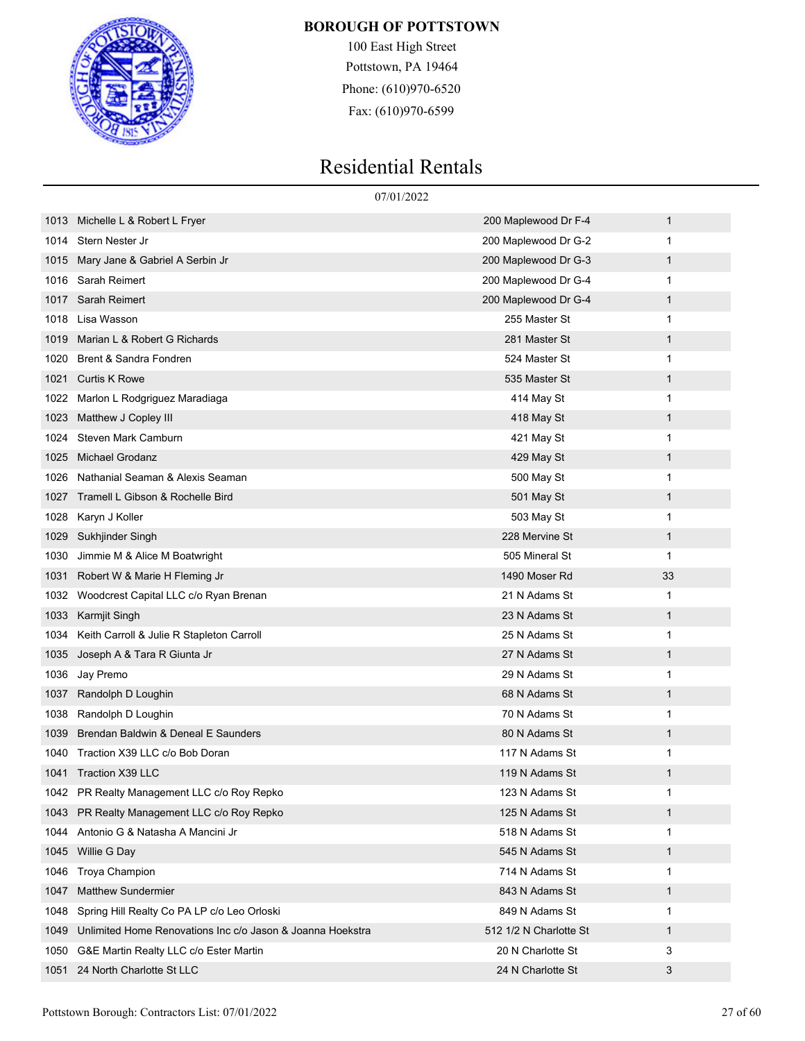**BOROUGH OF POTTSTOWN**

100 East High Street
Pottstown, PA 19464
Phone: (610)970-6520
Fax: (610)970-6599

# Residential Rentals

07/01/2022

| | | | |
|---|---|---|---|
| 1013 | Michelle L & Robert L Fryer | 200 Maplewood Dr F-4 | 1 |
| 1014 | Stern Nester Jr | 200 Maplewood Dr G-2 | 1 |
| 1015 | Mary Jane & Gabriel A Serbin Jr | 200 Maplewood Dr G-3 | 1 |
| 1016 | Sarah Reimert | 200 Maplewood Dr G-4 | 1 |
| 1017 | Sarah Reimert | 200 Maplewood Dr G-4 | 1 |
| 1018 | Lisa Wasson | 255 Master St | 1 |
| 1019 | Marian L & Robert G Richards | 281 Master St | 1 |
| 1020 | Brent & Sandra Fondren | 524 Master St | 1 |
| 1021 | Curtis K Rowe | 535 Master St | 1 |
| 1022 | Marlon L Rodgriguez Maradiaga | 414 May St | 1 |
| 1023 | Matthew J Copley III | 418 May St | 1 |
| 1024 | Steven Mark Camburn | 421 May St | 1 |
| 1025 | Michael Grodanz | 429 May St | 1 |
| 1026 | Nathanial Seaman & Alexis Seaman | 500 May St | 1 |
| 1027 | Tramell L Gibson & Rochelle Bird | 501 May St | 1 |
| 1028 | Karyn J Koller | 503 May St | 1 |
| 1029 | Sukhjinder Singh | 228 Mervine St | 1 |
| 1030 | Jimmie M & Alice M Boatwright | 505 Mineral St | 1 |
| 1031 | Robert W & Marie H Fleming Jr | 1490 Moser Rd | 33 |
| 1032 | Woodcrest Capital LLC c/o Ryan Brenan | 21 N Adams St | 1 |
| 1033 | Karmjit Singh | 23 N Adams St | 1 |
| 1034 | Keith Carroll & Julie R Stapleton Carroll | 25 N Adams St | 1 |
| 1035 | Joseph A & Tara R Giunta Jr | 27 N Adams St | 1 |
| 1036 | Jay Premo | 29 N Adams St | 1 |
| 1037 | Randolph D Loughin | 68 N Adams St | 1 |
| 1038 | Randolph D Loughin | 70 N Adams St | 1 |
| 1039 | Brendan Baldwin & Deneal E Saunders | 80 N Adams St | 1 |
| 1040 | Traction X39 LLC c/o Bob Doran | 117 N Adams St | 1 |
| 1041 | Traction X39 LLC | 119 N Adams St | 1 |
| 1042 | PR Realty Management LLC c/o Roy Repko | 123 N Adams St | 1 |
| 1043 | PR Realty Management LLC c/o Roy Repko | 125 N Adams St | 1 |
| 1044 | Antonio G & Natasha A Mancini Jr | 518 N Adams St | 1 |
| 1045 | Willie G Day | 545 N Adams St | 1 |
| 1046 | Troya Champion | 714 N Adams St | 1 |
| 1047 | Matthew Sundermier | 843 N Adams St | 1 |
| 1048 | Spring Hill Realty Co PA LP c/o Leo Orloski | 849 N Adams St | 1 |
| 1049 | Unlimited Home Renovations Inc c/o Jason & Joanna Hoekstra | 512 1/2 N Charlotte St | 1 |
| 1050 | G&E Martin Realty LLC c/o Ester Martin | 20 N Charlotte St | 3 |
| 1051 | 24 North Charlotte St LLC | 24 N Charlotte St | 3 |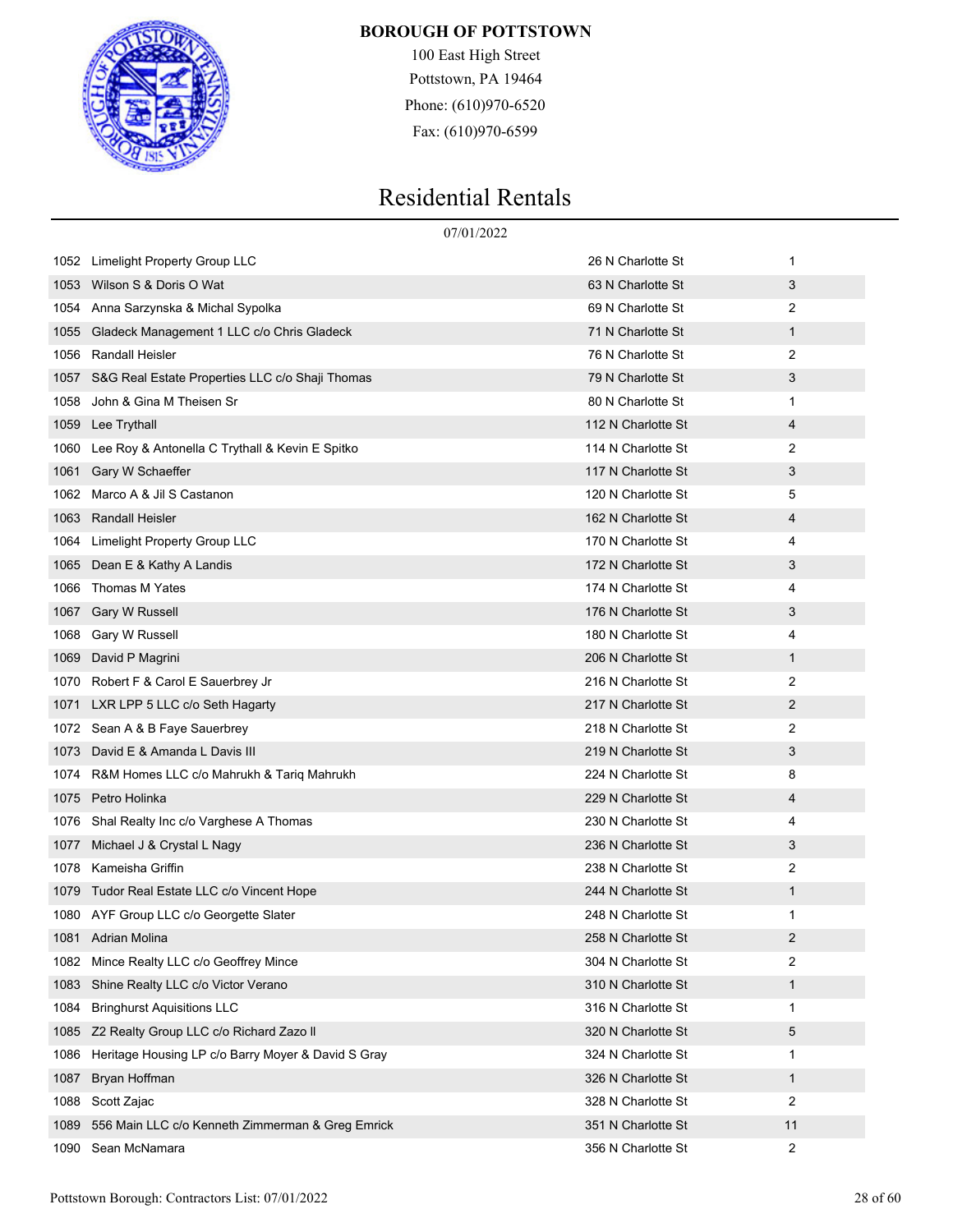**BOROUGH OF POTTSTOWN**

100 East High Street
Pottstown, PA 19464
Phone: (610)970-6520
Fax: (610)970-6599

# Residential Rentals

07/01/2022

| | | | |
|---|---|---|---|
| 1052 | Limelight Property Group LLC | 26 N Charlotte St | 1 |
| 1053 | Wilson S & Doris O Wat | 63 N Charlotte St | 3 |
| 1054 | Anna Sarzynska & Michal Sypolka | 69 N Charlotte St | 2 |
| 1055 | Gladeck Management 1 LLC c/o Chris Gladeck | 71 N Charlotte St | 1 |
| 1056 | Randall Heisler | 76 N Charlotte St | 2 |
| 1057 | S&G Real Estate Properties LLC c/o Shaji Thomas | 79 N Charlotte St | 3 |
| 1058 | John & Gina M Theisen Sr | 80 N Charlotte St | 1 |
| 1059 | Lee Trythall | 112 N Charlotte St | 4 |
| 1060 | Lee Roy & Antonella C Trythall & Kevin E Spitko | 114 N Charlotte St | 2 |
| 1061 | Gary W Schaeffer | 117 N Charlotte St | 3 |
| 1062 | Marco A & Jil S Castanon | 120 N Charlotte St | 5 |
| 1063 | Randall Heisler | 162 N Charlotte St | 4 |
| 1064 | Limelight Property Group LLC | 170 N Charlotte St | 4 |
| 1065 | Dean E & Kathy A Landis | 172 N Charlotte St | 3 |
| 1066 | Thomas M Yates | 174 N Charlotte St | 4 |
| 1067 | Gary W Russell | 176 N Charlotte St | 3 |
| 1068 | Gary W Russell | 180 N Charlotte St | 4 |
| 1069 | David P Magrini | 206 N Charlotte St | 1 |
| 1070 | Robert F & Carol E Sauerbrey Jr | 216 N Charlotte St | 2 |
| 1071 | LXR LPP 5 LLC c/o Seth Hagarty | 217 N Charlotte St | 2 |
| 1072 | Sean A & B Faye Sauerbrey | 218 N Charlotte St | 2 |
| 1073 | David E & Amanda L Davis III | 219 N Charlotte St | 3 |
| 1074 | R&M Homes LLC c/o Mahrukh & Tariq Mahrukh | 224 N Charlotte St | 8 |
| 1075 | Petro Holinka | 229 N Charlotte St | 4 |
| 1076 | Shal Realty Inc c/o Varghese A Thomas | 230 N Charlotte St | 4 |
| 1077 | Michael J & Crystal L Nagy | 236 N Charlotte St | 3 |
| 1078 | Kameisha Griffin | 238 N Charlotte St | 2 |
| 1079 | Tudor Real Estate LLC c/o Vincent Hope | 244 N Charlotte St | 1 |
| 1080 | AYF Group LLC c/o Georgette Slater | 248 N Charlotte St | 1 |
| 1081 | Adrian Molina | 258 N Charlotte St | 2 |
| 1082 | Mince Realty LLC c/o Geoffrey Mince | 304 N Charlotte St | 2 |
| 1083 | Shine Realty LLC c/o Victor Verano | 310 N Charlotte St | 1 |
| 1084 | Bringhurst Aquisitions LLC | 316 N Charlotte St | 1 |
| 1085 | Z2 Realty Group LLC c/o Richard Zazo II | 320 N Charlotte St | 5 |
| 1086 | Heritage Housing LP c/o Barry Moyer & David S Gray | 324 N Charlotte St | 1 |
| 1087 | Bryan Hoffman | 326 N Charlotte St | 1 |
| 1088 | Scott Zajac | 328 N Charlotte St | 2 |
| 1089 | 556 Main LLC c/o Kenneth Zimmerman & Greg Emrick | 351 N Charlotte St | 11 |
| 1090 | Sean McNamara | 356 N Charlotte St | 2 |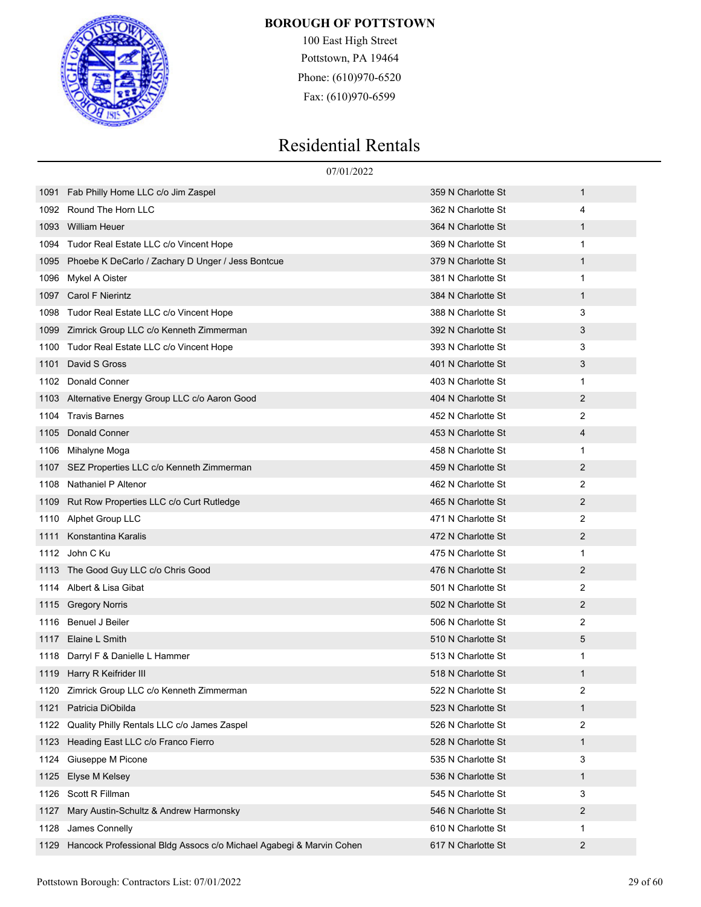**BOROUGH OF POTTSTOWN**

100 East High Street
Pottstown, PA 19464
Phone: (610)970-6520
Fax: (610)970-6599

# Residential Rentals

07/01/2022

| | | | |
|---|---|---|---|
| 1091 | Fab Philly Home LLC c/o Jim Zaspel | 359 N Charlotte St | 1 |
| 1092 | Round The Horn LLC | 362 N Charlotte St | 4 |
| 1093 | William Heuer | 364 N Charlotte St | 1 |
| 1094 | Tudor Real Estate LLC c/o Vincent Hope | 369 N Charlotte St | 1 |
| 1095 | Phoebe K DeCarlo / Zachary D Unger / Jess Bontcue | 379 N Charlotte St | 1 |
| 1096 | Mykel A Oister | 381 N Charlotte St | 1 |
| 1097 | Carol F Nierintz | 384 N Charlotte St | 1 |
| 1098 | Tudor Real Estate LLC c/o Vincent Hope | 388 N Charlotte St | 3 |
| 1099 | Zimrick Group LLC c/o Kenneth Zimmerman | 392 N Charlotte St | 3 |
| 1100 | Tudor Real Estate LLC c/o Vincent Hope | 393 N Charlotte St | 3 |
| 1101 | David S Gross | 401 N Charlotte St | 3 |
| 1102 | Donald Conner | 403 N Charlotte St | 1 |
| 1103 | Alternative Energy Group LLC c/o Aaron Good | 404 N Charlotte St | 2 |
| 1104 | Travis Barnes | 452 N Charlotte St | 2 |
| 1105 | Donald Conner | 453 N Charlotte St | 4 |
| 1106 | Mihalyne Moga | 458 N Charlotte St | 1 |
| 1107 | SEZ Properties LLC c/o Kenneth Zimmerman | 459 N Charlotte St | 2 |
| 1108 | Nathaniel P Altenor | 462 N Charlotte St | 2 |
| 1109 | Rut Row Properties LLC c/o Curt Rutledge | 465 N Charlotte St | 2 |
| 1110 | Alphet Group LLC | 471 N Charlotte St | 2 |
| 1111 | Konstantina Karalis | 472 N Charlotte St | 2 |
| 1112 | John C Ku | 475 N Charlotte St | 1 |
| 1113 | The Good Guy LLC c/o Chris Good | 476 N Charlotte St | 2 |
| 1114 | Albert & Lisa Gibat | 501 N Charlotte St | 2 |
| 1115 | Gregory Norris | 502 N Charlotte St | 2 |
| 1116 | Benuel J Beiler | 506 N Charlotte St | 2 |
| 1117 | Elaine L Smith | 510 N Charlotte St | 5 |
| 1118 | Darryl F & Danielle L Hammer | 513 N Charlotte St | 1 |
| 1119 | Harry R Keifrider III | 518 N Charlotte St | 1 |
| 1120 | Zimrick Group LLC c/o Kenneth Zimmerman | 522 N Charlotte St | 2 |
| 1121 | Patricia DiObilda | 523 N Charlotte St | 1 |
| 1122 | Quality Philly Rentals LLC c/o James Zaspel | 526 N Charlotte St | 2 |
| 1123 | Heading East LLC c/o Franco Fierro | 528 N Charlotte St | 1 |
| 1124 | Giuseppe M Picone | 535 N Charlotte St | 3 |
| 1125 | Elyse M Kelsey | 536 N Charlotte St | 1 |
| 1126 | Scott R Fillman | 545 N Charlotte St | 3 |
| 1127 | Mary Austin-Schultz & Andrew Harmonsky | 546 N Charlotte St | 2 |
| 1128 | James Connelly | 610 N Charlotte St | 1 |
| 1129 | Hancock Professional Bldg Assocs c/o Michael Agabegi & Marvin Cohen | 617 N Charlotte St | 2 |

Pottstown Borough: Contractors List: 07/01/2022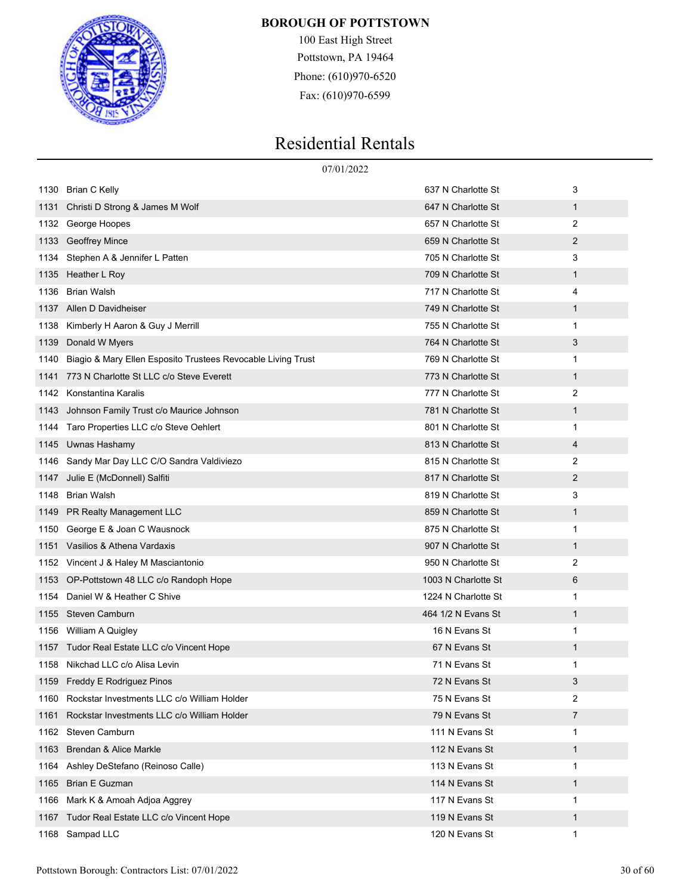**BOROUGH OF POTTSTOWN**

100 East High Street
Pottstown, PA 19464
Phone: (610)970-6520
Fax: (610)970-6599

# Residential Rentals

07/01/2022

| | | | |
|---|---|---|---|
| 1130 | Brian C Kelly | 637 N Charlotte St | 3 |
| 1131 | Christi D Strong & James M Wolf | 647 N Charlotte St | 1 |
| 1132 | George Hoopes | 657 N Charlotte St | 2 |
| 1133 | Geoffrey Mince | 659 N Charlotte St | 2 |
| 1134 | Stephen A & Jennifer L Patten | 705 N Charlotte St | 3 |
| 1135 | Heather L Roy | 709 N Charlotte St | 1 |
| 1136 | Brian Walsh | 717 N Charlotte St | 4 |
| 1137 | Allen D Davidheiser | 749 N Charlotte St | 1 |
| 1138 | Kimberly H Aaron & Guy J Merrill | 755 N Charlotte St | 1 |
| 1139 | Donald W Myers | 764 N Charlotte St | 3 |
| 1140 | Biagio & Mary Ellen Esposito Trustees Revocable Living Trust | 769 N Charlotte St | 1 |
| 1141 | 773 N Charlotte St LLC c/o Steve Everett | 773 N Charlotte St | 1 |
| 1142 | Konstantina Karalis | 777 N Charlotte St | 2 |
| 1143 | Johnson Family Trust c/o Maurice Johnson | 781 N Charlotte St | 1 |
| 1144 | Taro Properties LLC c/o Steve Oehlert | 801 N Charlotte St | 1 |
| 1145 | Uwnas Hashamy | 813 N Charlotte St | 4 |
| 1146 | Sandy Mar Day LLC C/O Sandra Valdiviezo | 815 N Charlotte St | 2 |
| 1147 | Julie E (McDonnell) Salfiti | 817 N Charlotte St | 2 |
| 1148 | Brian Walsh | 819 N Charlotte St | 3 |
| 1149 | PR Realty Management LLC | 859 N Charlotte St | 1 |
| 1150 | George E & Joan C Wausnock | 875 N Charlotte St | 1 |
| 1151 | Vasilios & Athena Vardaxis | 907 N Charlotte St | 1 |
| 1152 | Vincent J & Haley M Masciantonio | 950 N Charlotte St | 2 |
| 1153 | OP-Pottstown 48 LLC c/o Randoph Hope | 1003 N Charlotte St | 6 |
| 1154 | Daniel W & Heather C Shive | 1224 N Charlotte St | 1 |
| 1155 | Steven Camburn | 464 1/2 N Evans St | 1 |
| 1156 | William A Quigley | 16 N Evans St | 1 |
| 1157 | Tudor Real Estate LLC c/o Vincent Hope | 67 N Evans St | 1 |
| 1158 | Nikchad LLC c/o Alisa Levin | 71 N Evans St | 1 |
| 1159 | Freddy E Rodriguez Pinos | 72 N Evans St | 3 |
| 1160 | Rockstar Investments LLC c/o William Holder | 75 N Evans St | 2 |
| 1161 | Rockstar Investments LLC c/o William Holder | 79 N Evans St | 7 |
| 1162 | Steven Camburn | 111 N Evans St | 1 |
| 1163 | Brendan & Alice Markle | 112 N Evans St | 1 |
| 1164 | Ashley DeStefano (Reinoso Calle) | 113 N Evans St | 1 |
| 1165 | Brian E Guzman | 114 N Evans St | 1 |
| 1166 | Mark K & Amoah Adjoa Aggrey | 117 N Evans St | 1 |
| 1167 | Tudor Real Estate LLC c/o Vincent Hope | 119 N Evans St | 1 |
| 1168 | Sampad LLC | 120 N Evans St | 1 |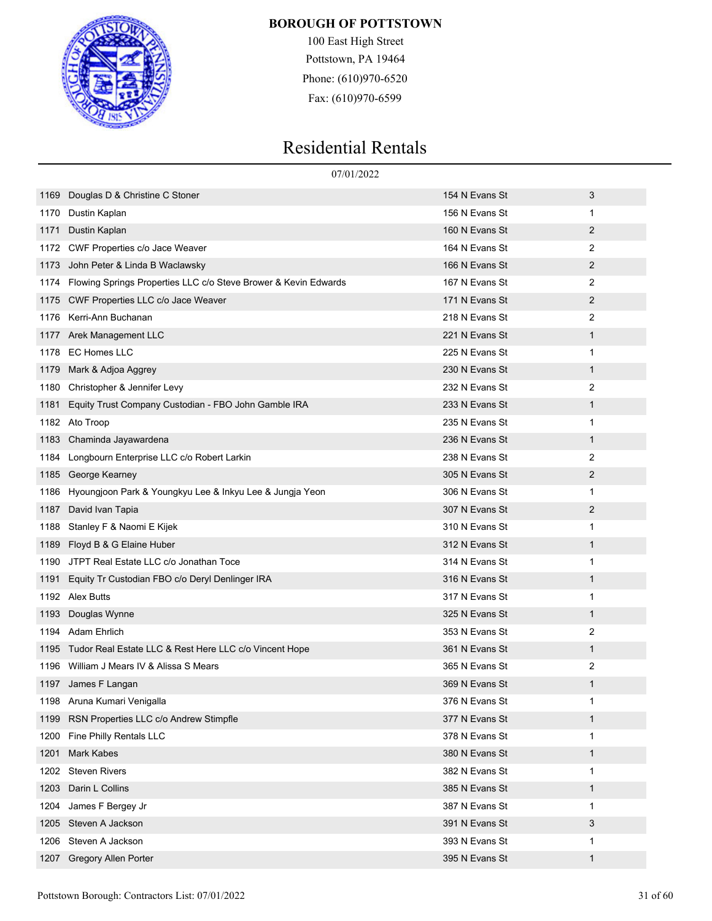**BOROUGH OF POTTSTOWN**

100 East High Street
Pottstown, PA 19464
Phone: (610)970-6520
Fax: (610)970-6599

# Residential Rentals

07/01/2022

| | | | |
|---|---|---|---|
| 1169 | Douglas D & Christine C Stoner | 154 N Evans St | 3 |
| 1170 | Dustin Kaplan | 156 N Evans St | 1 |
| 1171 | Dustin Kaplan | 160 N Evans St | 2 |
| 1172 | CWF Properties c/o Jace Weaver | 164 N Evans St | 2 |
| 1173 | John Peter & Linda B Waclawsky | 166 N Evans St | 2 |
| 1174 | Flowing Springs Properties LLC c/o Steve Brower & Kevin Edwards | 167 N Evans St | 2 |
| 1175 | CWF Properties LLC c/o Jace Weaver | 171 N Evans St | 2 |
| 1176 | Kerri-Ann Buchanan | 218 N Evans St | 2 |
| 1177 | Arek Management LLC | 221 N Evans St | 1 |
| 1178 | EC Homes LLC | 225 N Evans St | 1 |
| 1179 | Mark & Adjoa Aggrey | 230 N Evans St | 1 |
| 1180 | Christopher & Jennifer Levy | 232 N Evans St | 2 |
| 1181 | Equity Trust Company Custodian - FBO John Gamble IRA | 233 N Evans St | 1 |
| 1182 | Ato Troop | 235 N Evans St | 1 |
| 1183 | Chaminda Jayawardena | 236 N Evans St | 1 |
| 1184 | Longbourn Enterprise LLC c/o Robert Larkin | 238 N Evans St | 2 |
| 1185 | George Kearney | 305 N Evans St | 2 |
| 1186 | Hyoungjoon Park & Youngkyu Lee & Inkyu Lee & Jungja Yeon | 306 N Evans St | 1 |
| 1187 | David Ivan Tapia | 307 N Evans St | 2 |
| 1188 | Stanley F & Naomi E Kijek | 310 N Evans St | 1 |
| 1189 | Floyd B & G Elaine Huber | 312 N Evans St | 1 |
| 1190 | JTPT Real Estate LLC c/o Jonathan Toce | 314 N Evans St | 1 |
| 1191 | Equity Tr Custodian FBO c/o Deryl Denlinger IRA | 316 N Evans St | 1 |
| 1192 | Alex Butts | 317 N Evans St | 1 |
| 1193 | Douglas Wynne | 325 N Evans St | 1 |
| 1194 | Adam Ehrlich | 353 N Evans St | 2 |
| 1195 | Tudor Real Estate LLC & Rest Here LLC c/o Vincent Hope | 361 N Evans St | 1 |
| 1196 | William J Mears IV & Alissa S Mears | 365 N Evans St | 2 |
| 1197 | James F Langan | 369 N Evans St | 1 |
| 1198 | Aruna Kumari Venigalla | 376 N Evans St | 1 |
| 1199 | RSN Properties LLC c/o Andrew Stimpfle | 377 N Evans St | 1 |
| 1200 | Fine Philly Rentals LLC | 378 N Evans St | 1 |
| 1201 | Mark Kabes | 380 N Evans St | 1 |
| 1202 | Steven Rivers | 382 N Evans St | 1 |
| 1203 | Darin L Collins | 385 N Evans St | 1 |
| 1204 | James F Bergey Jr | 387 N Evans St | 1 |
| 1205 | Steven A Jackson | 391 N Evans St | 3 |
| 1206 | Steven A Jackson | 393 N Evans St | 1 |
| 1207 | Gregory Allen Porter | 395 N Evans St | 1 |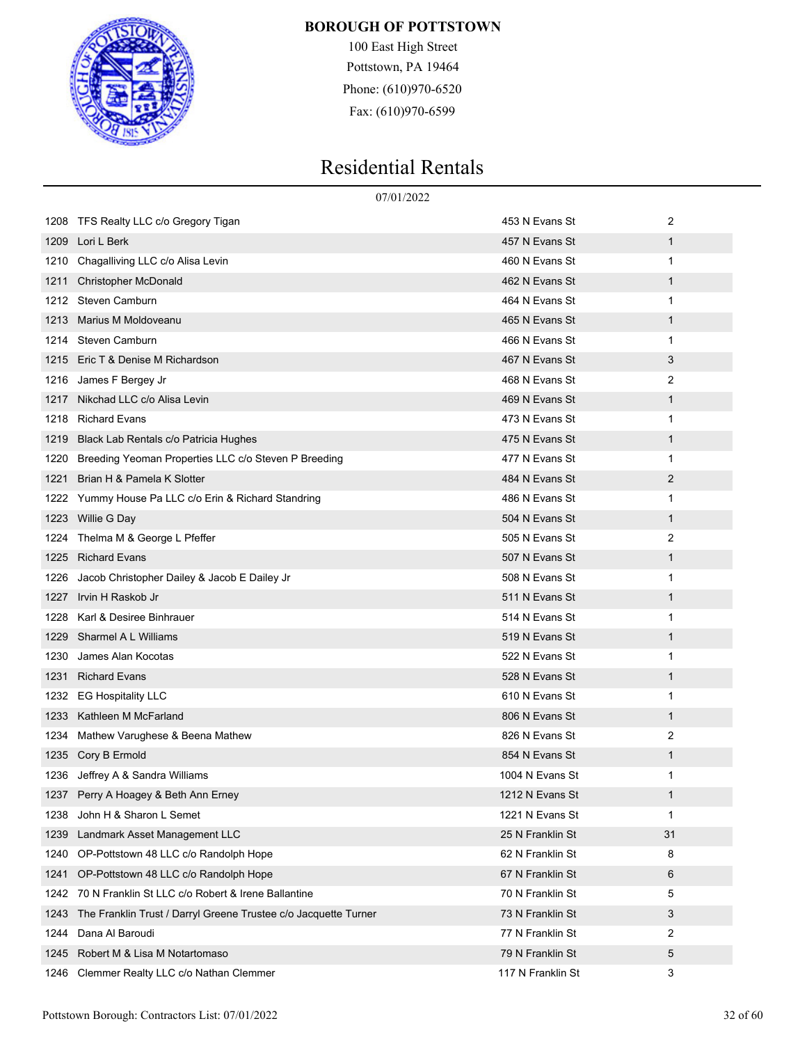**BOROUGH OF POTTSTOWN**

100 East High Street
Pottstown, PA 19464
Phone: (610)970-6520
Fax: (610)970-6599

# Residential Rentals

07/01/2022

| | | | |
|---|---|---|---|
| 1208 | TFS Realty LLC c/o Gregory Tigan | 453 N Evans St | 2 |
| 1209 | Lori L Berk | 457 N Evans St | 1 |
| 1210 | Chagalliving LLC c/o Alisa Levin | 460 N Evans St | 1 |
| 1211 | Christopher McDonald | 462 N Evans St | 1 |
| 1212 | Steven Camburn | 464 N Evans St | 1 |
| 1213 | Marius M Moldoveanu | 465 N Evans St | 1 |
| 1214 | Steven Camburn | 466 N Evans St | 1 |
| 1215 | Eric T & Denise M Richardson | 467 N Evans St | 3 |
| 1216 | James F Bergey Jr | 468 N Evans St | 2 |
| 1217 | Nikchad LLC c/o Alisa Levin | 469 N Evans St | 1 |
| 1218 | Richard Evans | 473 N Evans St | 1 |
| 1219 | Black Lab Rentals c/o Patricia Hughes | 475 N Evans St | 1 |
| 1220 | Breeding Yeoman Properties LLC c/o Steven P Breeding | 477 N Evans St | 1 |
| 1221 | Brian H & Pamela K Slotter | 484 N Evans St | 2 |
| 1222 | Yummy House Pa LLC c/o Erin & Richard Standring | 486 N Evans St | 1 |
| 1223 | Willie G Day | 504 N Evans St | 1 |
| 1224 | Thelma M & George L Pfeffer | 505 N Evans St | 2 |
| 1225 | Richard Evans | 507 N Evans St | 1 |
| 1226 | Jacob Christopher Dailey & Jacob E Dailey Jr | 508 N Evans St | 1 |
| 1227 | Irvin H Raskob Jr | 511 N Evans St | 1 |
| 1228 | Karl & Desiree Binhrauer | 514 N Evans St | 1 |
| 1229 | Sharmel A L Williams | 519 N Evans St | 1 |
| 1230 | James Alan Kocotas | 522 N Evans St | 1 |
| 1231 | Richard Evans | 528 N Evans St | 1 |
| 1232 | EG Hospitality LLC | 610 N Evans St | 1 |
| 1233 | Kathleen M McFarland | 806 N Evans St | 1 |
| 1234 | Mathew Varughese & Beena Mathew | 826 N Evans St | 2 |
| 1235 | Cory B Ermold | 854 N Evans St | 1 |
| 1236 | Jeffrey A & Sandra Williams | 1004 N Evans St | 1 |
| 1237 | Perry A Hoagey & Beth Ann Erney | 1212 N Evans St | 1 |
| 1238 | John H & Sharon L Semet | 1221 N Evans St | 1 |
| 1239 | Landmark Asset Management LLC | 25 N Franklin St | 31 |
| 1240 | OP-Pottstown 48 LLC c/o Randolph Hope | 62 N Franklin St | 8 |
| 1241 | OP-Pottstown 48 LLC c/o Randolph Hope | 67 N Franklin St | 6 |
| 1242 | 70 N Franklin St LLC c/o Robert & Irene Ballantine | 70 N Franklin St | 5 |
| 1243 | The Franklin Trust / Darryl Greene Trustee c/o Jacquette Turner | 73 N Franklin St | 3 |
| 1244 | Dana Al Baroudi | 77 N Franklin St | 2 |
| 1245 | Robert M & Lisa M Notartomaso | 79 N Franklin St | 5 |
| 1246 | Clemmer Realty LLC c/o Nathan Clemmer | 117 N Franklin St | 3 |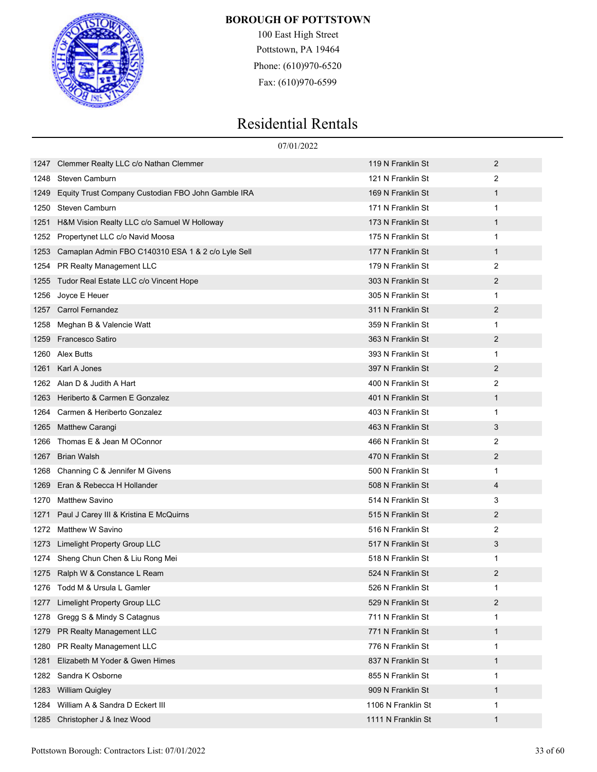**BOROUGH OF POTTSTOWN**

100 East High Street
Pottstown, PA 19464
Phone: (610)970-6520
Fax: (610)970-6599

# Residential Rentals

07/01/2022

| | | | |
|---|---|---|---|
| 1247 | Clemmer Realty LLC c/o Nathan Clemmer | 119 N Franklin St | 2 |
| 1248 | Steven Camburn | 121 N Franklin St | 2 |
| 1249 | Equity Trust Company Custodian FBO John Gamble IRA | 169 N Franklin St | 1 |
| 1250 | Steven Camburn | 171 N Franklin St | 1 |
| 1251 | H&M Vision Realty LLC c/o Samuel W Holloway | 173 N Franklin St | 1 |
| 1252 | Propertynet LLC c/o Navid Moosa | 175 N Franklin St | 1 |
| 1253 | Camaplan Admin FBO C140310 ESA 1 & 2 c/o Lyle Sell | 177 N Franklin St | 1 |
| 1254 | PR Realty Management LLC | 179 N Franklin St | 2 |
| 1255 | Tudor Real Estate LLC c/o Vincent Hope | 303 N Franklin St | 2 |
| 1256 | Joyce E Heuer | 305 N Franklin St | 1 |
| 1257 | Carrol Fernandez | 311 N Franklin St | 2 |
| 1258 | Meghan B & Valencie Watt | 359 N Franklin St | 1 |
| 1259 | Francesco Satiro | 363 N Franklin St | 2 |
| 1260 | Alex Butts | 393 N Franklin St | 1 |
| 1261 | Karl A Jones | 397 N Franklin St | 2 |
| 1262 | Alan D & Judith A Hart | 400 N Franklin St | 2 |
| 1263 | Heriberto & Carmen E Gonzalez | 401 N Franklin St | 1 |
| 1264 | Carmen & Heriberto Gonzalez | 403 N Franklin St | 1 |
| 1265 | Matthew Carangi | 463 N Franklin St | 3 |
| 1266 | Thomas E & Jean M OConnor | 466 N Franklin St | 2 |
| 1267 | Brian Walsh | 470 N Franklin St | 2 |
| 1268 | Channing C & Jennifer M Givens | 500 N Franklin St | 1 |
| 1269 | Eran & Rebecca H Hollander | 508 N Franklin St | 4 |
| 1270 | Matthew Savino | 514 N Franklin St | 3 |
| 1271 | Paul J Carey III & Kristina E McQuirns | 515 N Franklin St | 2 |
| 1272 | Matthew W Savino | 516 N Franklin St | 2 |
| 1273 | Limelight Property Group LLC | 517 N Franklin St | 3 |
| 1274 | Sheng Chun Chen & Liu Rong Mei | 518 N Franklin St | 1 |
| 1275 | Ralph W & Constance L Ream | 524 N Franklin St | 2 |
| 1276 | Todd M & Ursula L Gamler | 526 N Franklin St | 1 |
| 1277 | Limelight Property Group LLC | 529 N Franklin St | 2 |
| 1278 | Gregg S & Mindy S Catagnus | 711 N Franklin St | 1 |
| 1279 | PR Realty Management LLC | 771 N Franklin St | 1 |
| 1280 | PR Realty Management LLC | 776 N Franklin St | 1 |
| 1281 | Elizabeth M Yoder & Gwen Himes | 837 N Franklin St | 1 |
| 1282 | Sandra K Osborne | 855 N Franklin St | 1 |
| 1283 | William Quigley | 909 N Franklin St | 1 |
| 1284 | William A & Sandra D Eckert III | 1106 N Franklin St | 1 |
| 1285 | Christopher J & Inez Wood | 1111 N Franklin St | 1 |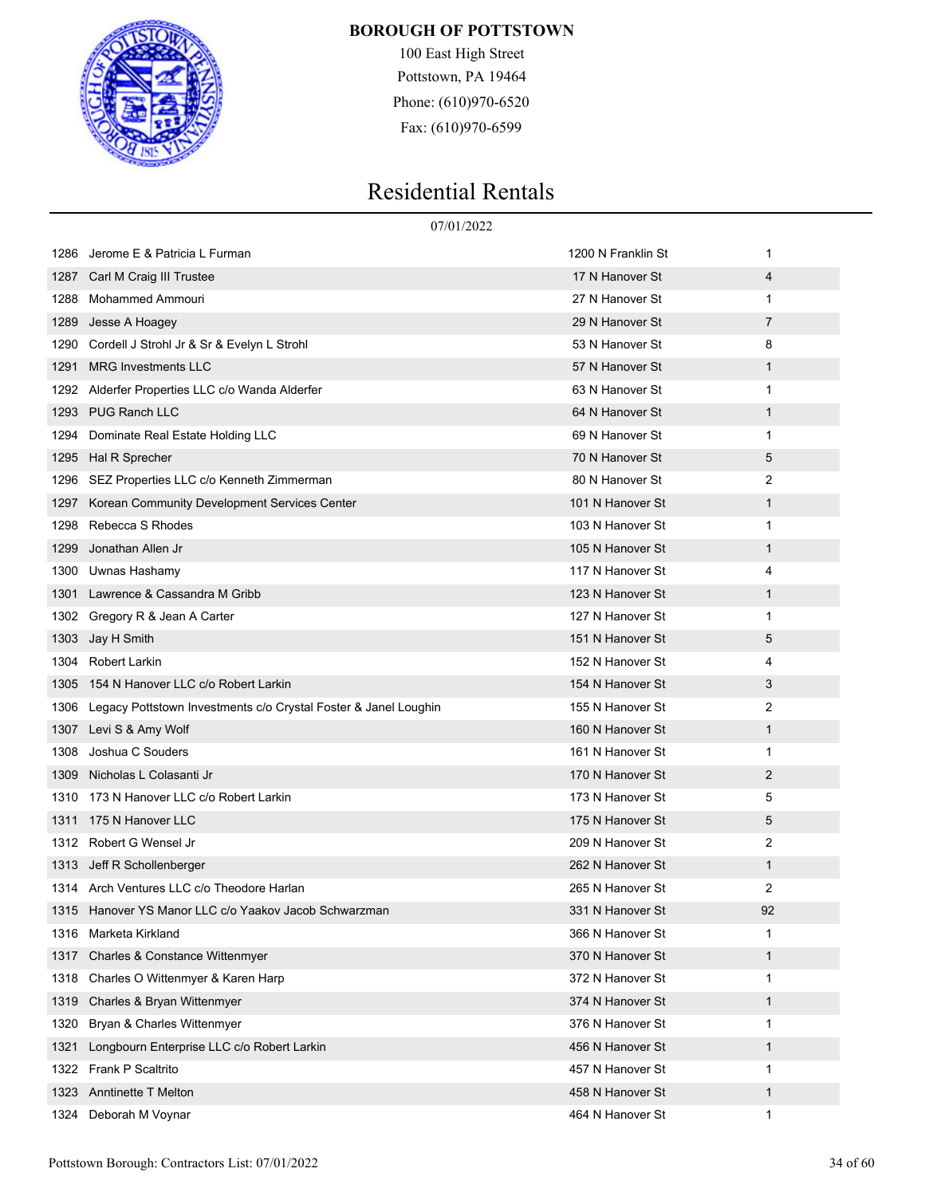**BOROUGH OF POTTSTOWN**

100 East High Street
Pottstown, PA 19464
Phone: (610)970-6520
Fax: (610)970-6599

# Residential Rentals

07/01/2022

| | | | |
|---|---|---|---|
| 1286 | Jerome E & Patricia L Furman | 1200 N Franklin St | 1 |
| 1287 | Carl M Craig III Trustee | 17 N Hanover St | 4 |
| 1288 | Mohammed Ammouri | 27 N Hanover St | 1 |
| 1289 | Jesse A Hoagey | 29 N Hanover St | 7 |
| 1290 | Cordell J Strohl Jr & Sr & Evelyn L Strohl | 53 N Hanover St | 8 |
| 1291 | MRG Investments LLC | 57 N Hanover St | 1 |
| 1292 | Alderfer Properties LLC c/o Wanda Alderfer | 63 N Hanover St | 1 |
| 1293 | PUG Ranch LLC | 64 N Hanover St | 1 |
| 1294 | Dominate Real Estate Holding LLC | 69 N Hanover St | 1 |
| 1295 | Hal R Sprecher | 70 N Hanover St | 5 |
| 1296 | SEZ Properties LLC c/o Kenneth Zimmerman | 80 N Hanover St | 2 |
| 1297 | Korean Community Development Services Center | 101 N Hanover St | 1 |
| 1298 | Rebecca S Rhodes | 103 N Hanover St | 1 |
| 1299 | Jonathan Allen Jr | 105 N Hanover St | 1 |
| 1300 | Uwnas Hashamy | 117 N Hanover St | 4 |
| 1301 | Lawrence & Cassandra M Gribb | 123 N Hanover St | 1 |
| 1302 | Gregory R & Jean A Carter | 127 N Hanover St | 1 |
| 1303 | Jay H Smith | 151 N Hanover St | 5 |
| 1304 | Robert Larkin | 152 N Hanover St | 4 |
| 1305 | 154 N Hanover LLC c/o Robert Larkin | 154 N Hanover St | 3 |
| 1306 | Legacy Pottstown Investments c/o Crystal Foster & Janel Loughin | 155 N Hanover St | 2 |
| 1307 | Levi S & Amy Wolf | 160 N Hanover St | 1 |
| 1308 | Joshua C Souders | 161 N Hanover St | 1 |
| 1309 | Nicholas L Colasanti Jr | 170 N Hanover St | 2 |
| 1310 | 173 N Hanover LLC c/o Robert Larkin | 173 N Hanover St | 5 |
| 1311 | 175 N Hanover LLC | 175 N Hanover St | 5 |
| 1312 | Robert G Wensel Jr | 209 N Hanover St | 2 |
| 1313 | Jeff R Schollenberger | 262 N Hanover St | 1 |
| 1314 | Arch Ventures LLC c/o Theodore Harlan | 265 N Hanover St | 2 |
| 1315 | Hanover YS Manor LLC c/o Yaakov Jacob Schwarzman | 331 N Hanover St | 92 |
| 1316 | Marketa Kirkland | 366 N Hanover St | 1 |
| 1317 | Charles & Constance Wittenmyer | 370 N Hanover St | 1 |
| 1318 | Charles O Wittenmyer & Karen Harp | 372 N Hanover St | 1 |
| 1319 | Charles & Bryan Wittenmyer | 374 N Hanover St | 1 |
| 1320 | Bryan & Charles Wittenmyer | 376 N Hanover St | 1 |
| 1321 | Longbourn Enterprise LLC c/o Robert Larkin | 456 N Hanover St | 1 |
| 1322 | Frank P Scaltrito | 457 N Hanover St | 1 |
| 1323 | Anntinette T Melton | 458 N Hanover St | 1 |
| 1324 | Deborah M Voynar | 464 N Hanover St | 1 |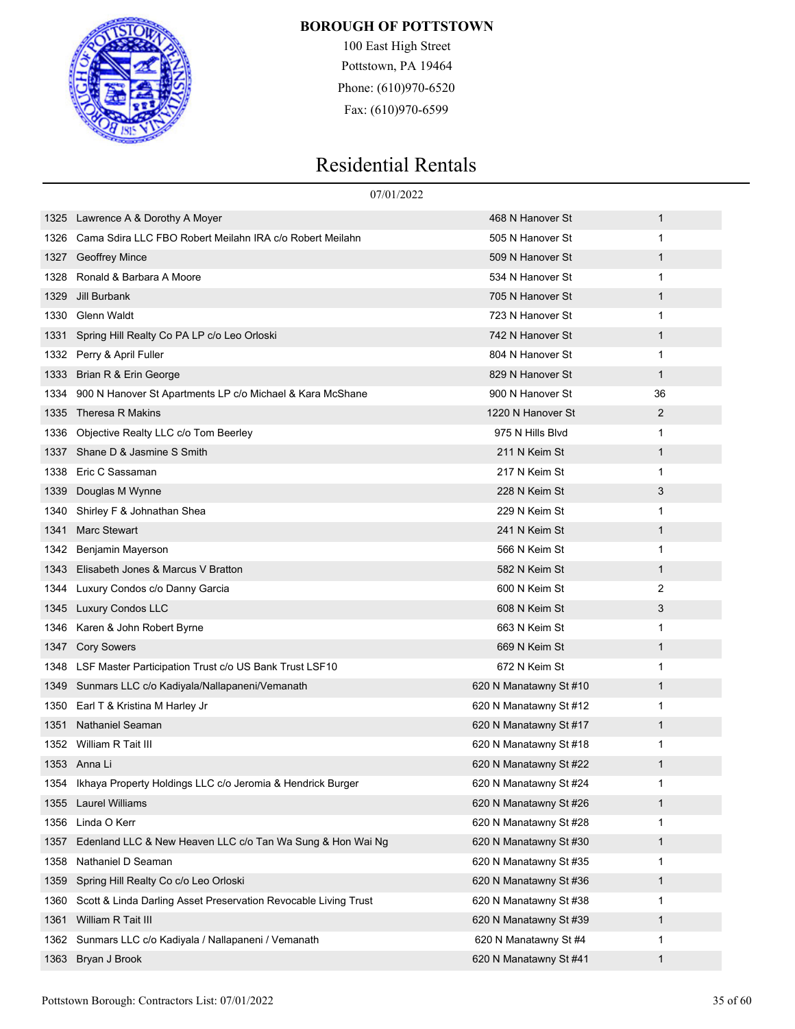**BOROUGH OF POTTSTOWN**

100 East High Street
Pottstown, PA 19464
Phone: (610)970-6520
Fax: (610)970-6599

# Residential Rentals

07/01/2022

| | | | |
|---|---|---|---|
| 1325 | Lawrence A & Dorothy A Moyer | 468 N Hanover St | 1 |
| 1326 | Cama Sdira LLC FBO Robert Meilahn IRA c/o Robert Meilahn | 505 N Hanover St | 1 |
| 1327 | Geoffrey Mince | 509 N Hanover St | 1 |
| 1328 | Ronald & Barbara A Moore | 534 N Hanover St | 1 |
| 1329 | Jill Burbank | 705 N Hanover St | 1 |
| 1330 | Glenn Waldt | 723 N Hanover St | 1 |
| 1331 | Spring Hill Realty Co PA LP c/o Leo Orloski | 742 N Hanover St | 1 |
| 1332 | Perry & April Fuller | 804 N Hanover St | 1 |
| 1333 | Brian R & Erin George | 829 N Hanover St | 1 |
| 1334 | 900 N Hanover St Apartments LP c/o Michael & Kara McShane | 900 N Hanover St | 36 |
| 1335 | Theresa R Makins | 1220 N Hanover St | 2 |
| 1336 | Objective Realty LLC c/o Tom Beerley | 975 N Hills Blvd | 1 |
| 1337 | Shane D & Jasmine S Smith | 211 N Keim St | 1 |
| 1338 | Eric C Sassaman | 217 N Keim St | 1 |
| 1339 | Douglas M Wynne | 228 N Keim St | 3 |
| 1340 | Shirley F & Johnathan Shea | 229 N Keim St | 1 |
| 1341 | Marc Stewart | 241 N Keim St | 1 |
| 1342 | Benjamin Mayerson | 566 N Keim St | 1 |
| 1343 | Elisabeth Jones & Marcus V Bratton | 582 N Keim St | 1 |
| 1344 | Luxury Condos c/o Danny Garcia | 600 N Keim St | 2 |
| 1345 | Luxury Condos LLC | 608 N Keim St | 3 |
| 1346 | Karen & John Robert Byrne | 663 N Keim St | 1 |
| 1347 | Cory Sowers | 669 N Keim St | 1 |
| 1348 | LSF Master Participation Trust c/o US Bank Trust LSF10 | 672 N Keim St | 1 |
| 1349 | Sunmars LLC c/o Kadiyala/Nallapaneni/Vemanath | 620 N Manatawny St #10 | 1 |
| 1350 | Earl T & Kristina M Harley Jr | 620 N Manatawny St #12 | 1 |
| 1351 | Nathaniel Seaman | 620 N Manatawny St #17 | 1 |
| 1352 | William R Tait III | 620 N Manatawny St #18 | 1 |
| 1353 | Anna Li | 620 N Manatawny St #22 | 1 |
| 1354 | Ikhaya Property Holdings LLC c/o Jeromia & Hendrick Burger | 620 N Manatawny St #24 | 1 |
| 1355 | Laurel Williams | 620 N Manatawny St #26 | 1 |
| 1356 | Linda O Kerr | 620 N Manatawny St #28 | 1 |
| 1357 | Edenland LLC & New Heaven LLC c/o Tan Wa Sung & Hon Wai Ng | 620 N Manatawny St #30 | 1 |
| 1358 | Nathaniel D Seaman | 620 N Manatawny St #35 | 1 |
| 1359 | Spring Hill Realty Co c/o Leo Orloski | 620 N Manatawny St #36 | 1 |
| 1360 | Scott & Linda Darling Asset Preservation Revocable Living Trust | 620 N Manatawny St #38 | 1 |
| 1361 | William R Tait III | 620 N Manatawny St #39 | 1 |
| 1362 | Sunmars LLC c/o Kadiyala / Nallapaneni / Vemanath | 620 N Manatawny St #4 | 1 |
| 1363 | Bryan J Brook | 620 N Manatawny St #41 | 1 |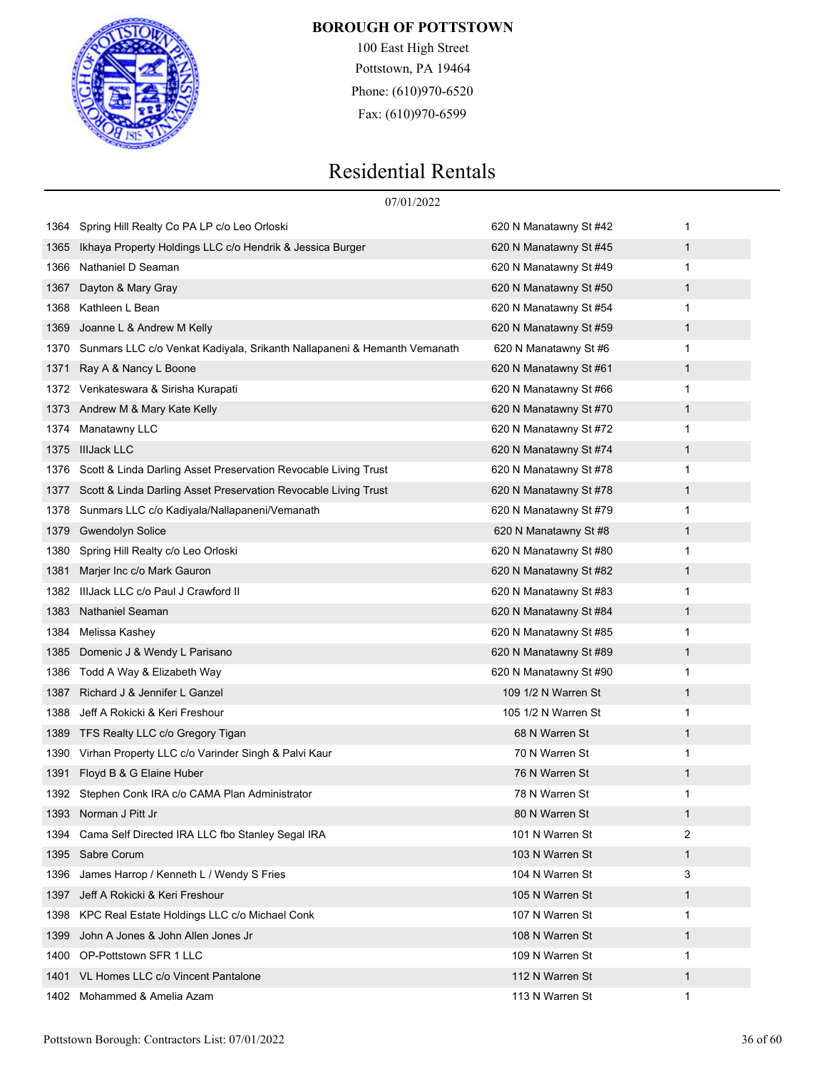**BOROUGH OF POTTSTOWN**

100 East High Street
Pottstown, PA 19464
Phone: (610)970-6520
Fax: (610)970-6599

# Residential Rentals

07/01/2022

| | | | |
|---|---|---|---|
| 1364 | Spring Hill Realty Co PA LP c/o Leo Orloski | 620 N Manatawny St #42 | 1 |
| 1365 | Ikhaya Property Holdings LLC c/o Hendrik & Jessica Burger | 620 N Manatawny St #45 | 1 |
| 1366 | Nathaniel D Seaman | 620 N Manatawny St #49 | 1 |
| 1367 | Dayton & Mary Gray | 620 N Manatawny St #50 | 1 |
| 1368 | Kathleen L Bean | 620 N Manatawny St #54 | 1 |
| 1369 | Joanne L & Andrew M Kelly | 620 N Manatawny St #59 | 1 |
| 1370 | Sunmars LLC c/o Venkat Kadiyala, Srikanth Nallapaneni & Hemanth Vemanath | 620 N Manatawny St #6 | 1 |
| 1371 | Ray A & Nancy L Boone | 620 N Manatawny St #61 | 1 |
| 1372 | Venkateswara & Sirisha Kurapati | 620 N Manatawny St #66 | 1 |
| 1373 | Andrew M & Mary Kate Kelly | 620 N Manatawny St #70 | 1 |
| 1374 | Manatawny LLC | 620 N Manatawny St #72 | 1 |
| 1375 | IllJack LLC | 620 N Manatawny St #74 | 1 |
| 1376 | Scott & Linda Darling Asset Preservation Revocable Living Trust | 620 N Manatawny St #78 | 1 |
| 1377 | Scott & Linda Darling Asset Preservation Revocable Living Trust | 620 N Manatawny St #78 | 1 |
| 1378 | Sunmars LLC c/o Kadiyala/Nallapaneni/Vemanath | 620 N Manatawny St #79 | 1 |
| 1379 | Gwendolyn Solice | 620 N Manatawny St #8 | 1 |
| 1380 | Spring Hill Realty c/o Leo Orloski | 620 N Manatawny St #80 | 1 |
| 1381 | Marjer Inc c/o Mark Gauron | 620 N Manatawny St #82 | 1 |
| 1382 | IllJack LLC c/o Paul J Crawford II | 620 N Manatawny St #83 | 1 |
| 1383 | Nathaniel Seaman | 620 N Manatawny St #84 | 1 |
| 1384 | Melissa Kashey | 620 N Manatawny St #85 | 1 |
| 1385 | Domenic J & Wendy L Parisano | 620 N Manatawny St #89 | 1 |
| 1386 | Todd A Way & Elizabeth Way | 620 N Manatawny St #90 | 1 |
| 1387 | Richard J & Jennifer L Ganzel | 109 1/2 N Warren St | 1 |
| 1388 | Jeff A Rokicki & Keri Freshour | 105 1/2 N Warren St | 1 |
| 1389 | TFS Realty LLC c/o Gregory Tigan | 68 N Warren St | 1 |
| 1390 | Virhan Property LLC c/o Varinder Singh & Palvi Kaur | 70 N Warren St | 1 |
| 1391 | Floyd B & G Elaine Huber | 76 N Warren St | 1 |
| 1392 | Stephen Conk IRA c/o CAMA Plan Administrator | 78 N Warren St | 1 |
| 1393 | Norman J Pitt Jr | 80 N Warren St | 1 |
| 1394 | Cama Self Directed IRA LLC fbo Stanley Segal IRA | 101 N Warren St | 2 |
| 1395 | Sabre Corum | 103 N Warren St | 1 |
| 1396 | James Harrop / Kenneth L / Wendy S Fries | 104 N Warren St | 3 |
| 1397 | Jeff A Rokicki & Keri Freshour | 105 N Warren St | 1 |
| 1398 | KPC Real Estate Holdings LLC c/o Michael Conk | 107 N Warren St | 1 |
| 1399 | John A Jones & John Allen Jones Jr | 108 N Warren St | 1 |
| 1400 | OP-Pottstown SFR 1 LLC | 109 N Warren St | 1 |
| 1401 | VL Homes LLC c/o Vincent Pantalone | 112 N Warren St | 1 |
| 1402 | Mohammed & Amelia Azam | 113 N Warren St | 1 |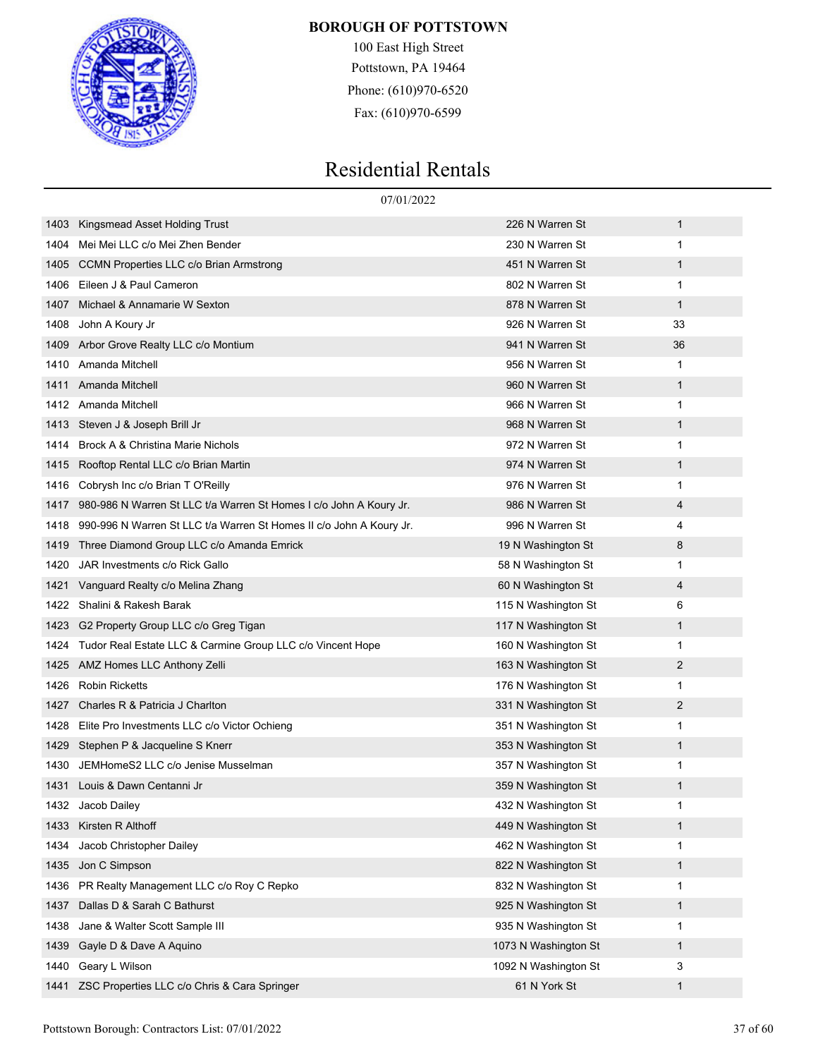**BOROUGH OF POTTSTOWN**

100 East High Street
Pottstown, PA 19464
Phone: (610)970-6520
Fax: (610)970-6599

# Residential Rentals

07/01/2022

| | | | |
|---|---|---|---|
| 1403 | Kingsmead Asset Holding Trust | 226 N Warren St | 1 |
| 1404 | Mei Mei LLC c/o Mei Zhen Bender | 230 N Warren St | 1 |
| 1405 | CCMN Properties LLC c/o Brian Armstrong | 451 N Warren St | 1 |
| 1406 | Eileen J & Paul Cameron | 802 N Warren St | 1 |
| 1407 | Michael & Annamarie W Sexton | 878 N Warren St | 1 |
| 1408 | John A Koury Jr | 926 N Warren St | 33 |
| 1409 | Arbor Grove Realty LLC c/o Montium | 941 N Warren St | 36 |
| 1410 | Amanda Mitchell | 956 N Warren St | 1 |
| 1411 | Amanda Mitchell | 960 N Warren St | 1 |
| 1412 | Amanda Mitchell | 966 N Warren St | 1 |
| 1413 | Steven J & Joseph Brill Jr | 968 N Warren St | 1 |
| 1414 | Brock A & Christina Marie Nichols | 972 N Warren St | 1 |
| 1415 | Rooftop Rental LLC c/o Brian Martin | 974 N Warren St | 1 |
| 1416 | Cobrysh Inc c/o Brian T O'Reilly | 976 N Warren St | 1 |
| 1417 | 980-986 N Warren St LLC t/a Warren St Homes I c/o John A Koury Jr. | 986 N Warren St | 4 |
| 1418 | 990-996 N Warren St LLC t/a Warren St Homes II c/o John A Koury Jr. | 996 N Warren St | 4 |
| 1419 | Three Diamond Group LLC c/o Amanda Emrick | 19 N Washington St | 8 |
| 1420 | JAR Investments c/o Rick Gallo | 58 N Washington St | 1 |
| 1421 | Vanguard Realty c/o Melina Zhang | 60 N Washington St | 4 |
| 1422 | Shalini & Rakesh Barak | 115 N Washington St | 6 |
| 1423 | G2 Property Group LLC c/o Greg Tigan | 117 N Washington St | 1 |
| 1424 | Tudor Real Estate LLC & Carmine Group LLC c/o Vincent Hope | 160 N Washington St | 1 |
| 1425 | AMZ Homes LLC Anthony Zelli | 163 N Washington St | 2 |
| 1426 | Robin Ricketts | 176 N Washington St | 1 |
| 1427 | Charles R & Patricia J Charlton | 331 N Washington St | 2 |
| 1428 | Elite Pro Investments LLC c/o Victor Ochieng | 351 N Washington St | 1 |
| 1429 | Stephen P & Jacqueline S Knerr | 353 N Washington St | 1 |
| 1430 | JEMHomeS2 LLC c/o Jenise Musselman | 357 N Washington St | 1 |
| 1431 | Louis & Dawn Centanni Jr | 359 N Washington St | 1 |
| 1432 | Jacob Dailey | 432 N Washington St | 1 |
| 1433 | Kirsten R Althoff | 449 N Washington St | 1 |
| 1434 | Jacob Christopher Dailey | 462 N Washington St | 1 |
| 1435 | Jon C Simpson | 822 N Washington St | 1 |
| 1436 | PR Realty Management LLC c/o Roy C Repko | 832 N Washington St | 1 |
| 1437 | Dallas D & Sarah C Bathurst | 925 N Washington St | 1 |
| 1438 | Jane & Walter Scott Sample III | 935 N Washington St | 1 |
| 1439 | Gayle D & Dave A Aquino | 1073 N Washington St | 1 |
| 1440 | Geary L Wilson | 1092 N Washington St | 3 |
| 1441 | ZSC Properties LLC c/o Chris & Cara Springer | 61 N York St | 1 |

Pottstown Borough: Contractors List: 07/01/2022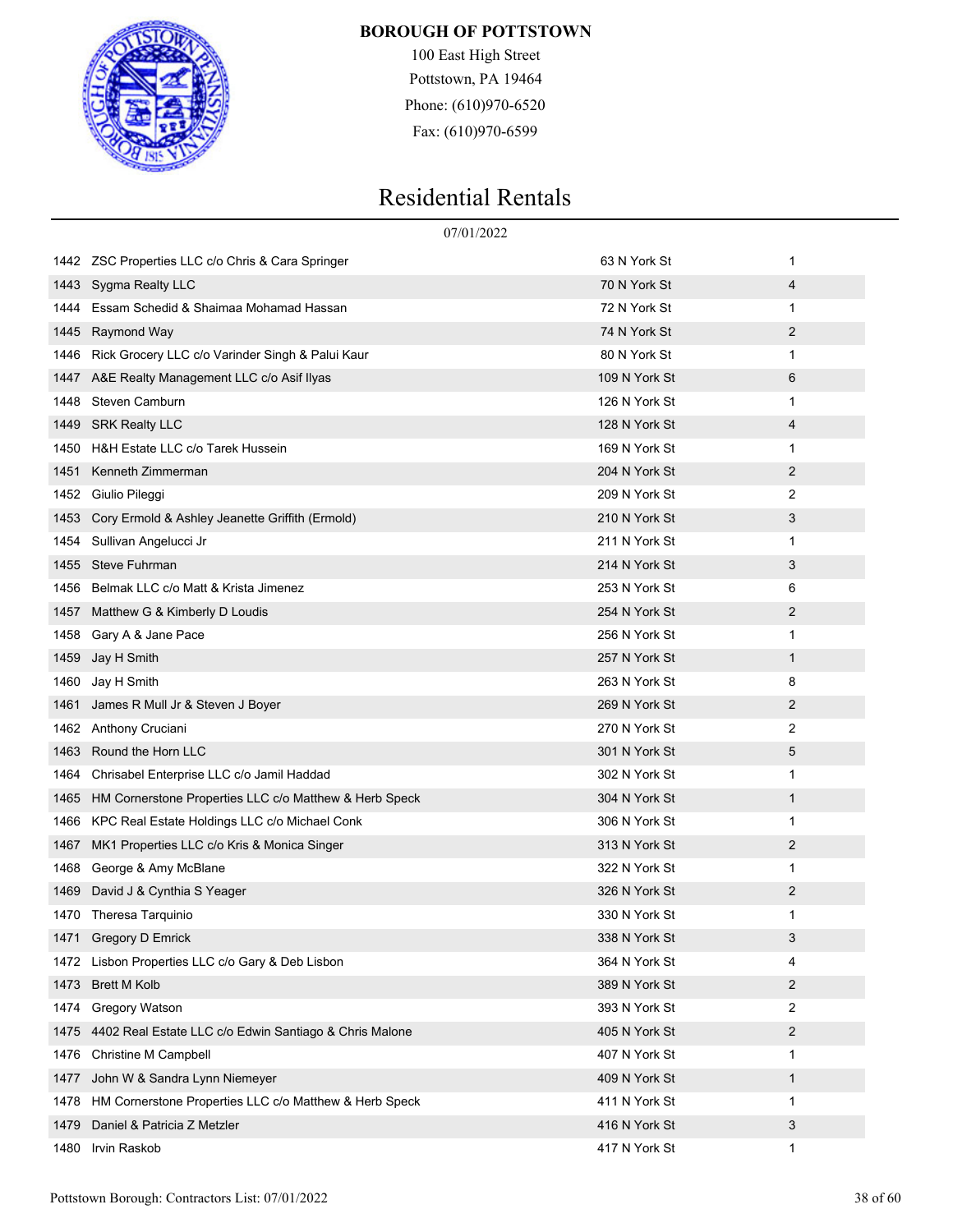**BOROUGH OF POTTSTOWN**

100 East High Street
Pottstown, PA 19464
Phone: (610)970-6520
Fax: (610)970-6599

# Residential Rentals

07/01/2022

| | | | |
|---|---|---|---|
| 1442 | ZSC Properties LLC c/o Chris & Cara Springer | 63 N York St | 1 |
| 1443 | Sygma Realty LLC | 70 N York St | 4 |
| 1444 | Essam Schedid & Shaimaa Mohamad Hassan | 72 N York St | 1 |
| 1445 | Raymond Way | 74 N York St | 2 |
| 1446 | Rick Grocery LLC c/o Varinder Singh & Palui Kaur | 80 N York St | 1 |
| 1447 | A&E Realty Management LLC c/o Asif Ilyas | 109 N York St | 6 |
| 1448 | Steven Camburn | 126 N York St | 1 |
| 1449 | SRK Realty LLC | 128 N York St | 4 |
| 1450 | H&H Estate LLC c/o Tarek Hussein | 169 N York St | 1 |
| 1451 | Kenneth Zimmerman | 204 N York St | 2 |
| 1452 | Giulio Pileggi | 209 N York St | 2 |
| 1453 | Cory Ermold & Ashley Jeanette Griffith (Ermold) | 210 N York St | 3 |
| 1454 | Sullivan Angelucci Jr | 211 N York St | 1 |
| 1455 | Steve Fuhrman | 214 N York St | 3 |
| 1456 | Belmak LLC c/o Matt & Krista Jimenez | 253 N York St | 6 |
| 1457 | Matthew G & Kimberly D Loudis | 254 N York St | 2 |
| 1458 | Gary A & Jane Pace | 256 N York St | 1 |
| 1459 | Jay H Smith | 257 N York St | 1 |
| 1460 | Jay H Smith | 263 N York St | 8 |
| 1461 | James R Mull Jr & Steven J Boyer | 269 N York St | 2 |
| 1462 | Anthony Cruciani | 270 N York St | 2 |
| 1463 | Round the Horn LLC | 301 N York St | 5 |
| 1464 | Chrisabel Enterprise LLC c/o Jamil Haddad | 302 N York St | 1 |
| 1465 | HM Cornerstone Properties LLC c/o Matthew & Herb Speck | 304 N York St | 1 |
| 1466 | KPC Real Estate Holdings LLC c/o Michael Conk | 306 N York St | 1 |
| 1467 | MK1 Properties LLC c/o Kris & Monica Singer | 313 N York St | 2 |
| 1468 | George & Amy McBlane | 322 N York St | 1 |
| 1469 | David J & Cynthia S Yeager | 326 N York St | 2 |
| 1470 | Theresa Tarquinio | 330 N York St | 1 |
| 1471 | Gregory D Emrick | 338 N York St | 3 |
| 1472 | Lisbon Properties LLC c/o Gary & Deb Lisbon | 364 N York St | 4 |
| 1473 | Brett M Kolb | 389 N York St | 2 |
| 1474 | Gregory Watson | 393 N York St | 2 |
| 1475 | 4402 Real Estate LLC c/o Edwin Santiago & Chris Malone | 405 N York St | 2 |
| 1476 | Christine M Campbell | 407 N York St | 1 |
| 1477 | John W & Sandra Lynn Niemeyer | 409 N York St | 1 |
| 1478 | HM Cornerstone Properties LLC c/o Matthew & Herb Speck | 411 N York St | 1 |
| 1479 | Daniel & Patricia Z Metzler | 416 N York St | 3 |
| 1480 | Irvin Raskob | 417 N York St | 1 |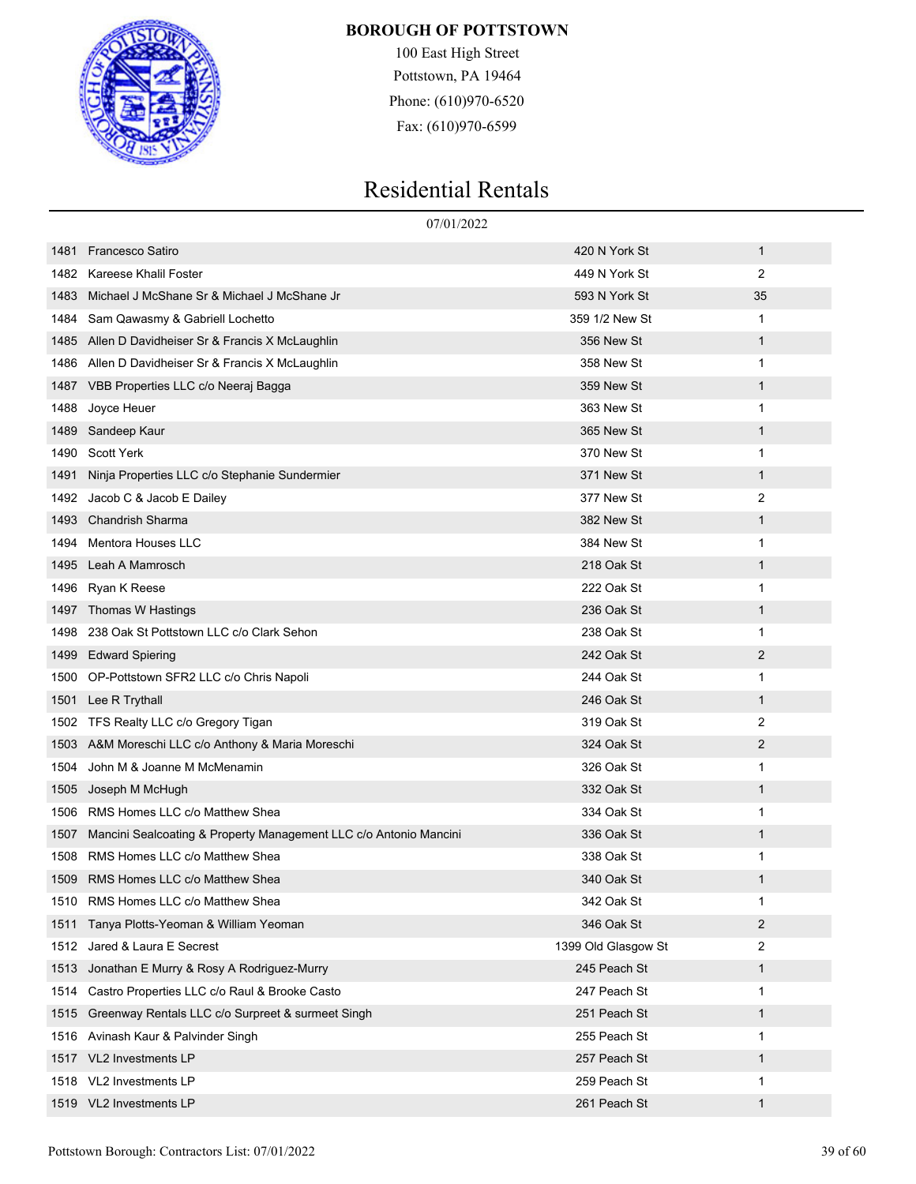**BOROUGH OF POTTSTOWN**

100 East High Street
Pottstown, PA 19464
Phone: (610)970-6520
Fax: (610)970-6599

# Residential Rentals

07/01/2022

| | | | |
|---|---|---|---|
| 1481 | Francesco Satiro | 420 N York St | 1 |
| 1482 | Kareese Khalil Foster | 449 N York St | 2 |
| 1483 | Michael J McShane Sr & Michael J McShane Jr | 593 N York St | 35 |
| 1484 | Sam Qawasmy & Gabriell Lochetto | 359 1/2 New St | 1 |
| 1485 | Allen D Davidheiser Sr & Francis X McLaughlin | 356 New St | 1 |
| 1486 | Allen D Davidheiser Sr & Francis X McLaughlin | 358 New St | 1 |
| 1487 | VBB Properties LLC c/o Neeraj Bagga | 359 New St | 1 |
| 1488 | Joyce Heuer | 363 New St | 1 |
| 1489 | Sandeep Kaur | 365 New St | 1 |
| 1490 | Scott Yerk | 370 New St | 1 |
| 1491 | Ninja Properties LLC c/o Stephanie Sundermier | 371 New St | 1 |
| 1492 | Jacob C & Jacob E Dailey | 377 New St | 2 |
| 1493 | Chandrish Sharma | 382 New St | 1 |
| 1494 | Mentora Houses LLC | 384 New St | 1 |
| 1495 | Leah A Mamrosch | 218 Oak St | 1 |
| 1496 | Ryan K Reese | 222 Oak St | 1 |
| 1497 | Thomas W Hastings | 236 Oak St | 1 |
| 1498 | 238 Oak St Pottstown LLC c/o Clark Sehon | 238 Oak St | 1 |
| 1499 | Edward Spiering | 242 Oak St | 2 |
| 1500 | OP-Pottstown SFR2 LLC c/o Chris Napoli | 244 Oak St | 1 |
| 1501 | Lee R Trythall | 246 Oak St | 1 |
| 1502 | TFS Realty LLC c/o Gregory Tigan | 319 Oak St | 2 |
| 1503 | A&M Moreschi LLC c/o Anthony & Maria Moreschi | 324 Oak St | 2 |
| 1504 | John M & Joanne M McMenamin | 326 Oak St | 1 |
| 1505 | Joseph M McHugh | 332 Oak St | 1 |
| 1506 | RMS Homes LLC c/o Matthew Shea | 334 Oak St | 1 |
| 1507 | Mancini Sealcoating & Property Management LLC c/o Antonio Mancini | 336 Oak St | 1 |
| 1508 | RMS Homes LLC c/o Matthew Shea | 338 Oak St | 1 |
| 1509 | RMS Homes LLC c/o Matthew Shea | 340 Oak St | 1 |
| 1510 | RMS Homes LLC c/o Matthew Shea | 342 Oak St | 1 |
| 1511 | Tanya Plotts-Yeoman & William Yeoman | 346 Oak St | 2 |
| 1512 | Jared & Laura E Secrest | 1399 Old Glasgow St | 2 |
| 1513 | Jonathan E Murry & Rosy A Rodriguez-Murry | 245 Peach St | 1 |
| 1514 | Castro Properties LLC c/o Raul & Brooke Casto | 247 Peach St | 1 |
| 1515 | Greenway Rentals LLC c/o Surpreet & surmeet Singh | 251 Peach St | 1 |
| 1516 | Avinash Kaur & Palvinder Singh | 255 Peach St | 1 |
| 1517 | VL2 Investments LP | 257 Peach St | 1 |
| 1518 | VL2 Investments LP | 259 Peach St | 1 |
| 1519 | VL2 Investments LP | 261 Peach St | 1 |

Pottstown Borough: Contractors List: 07/01/2022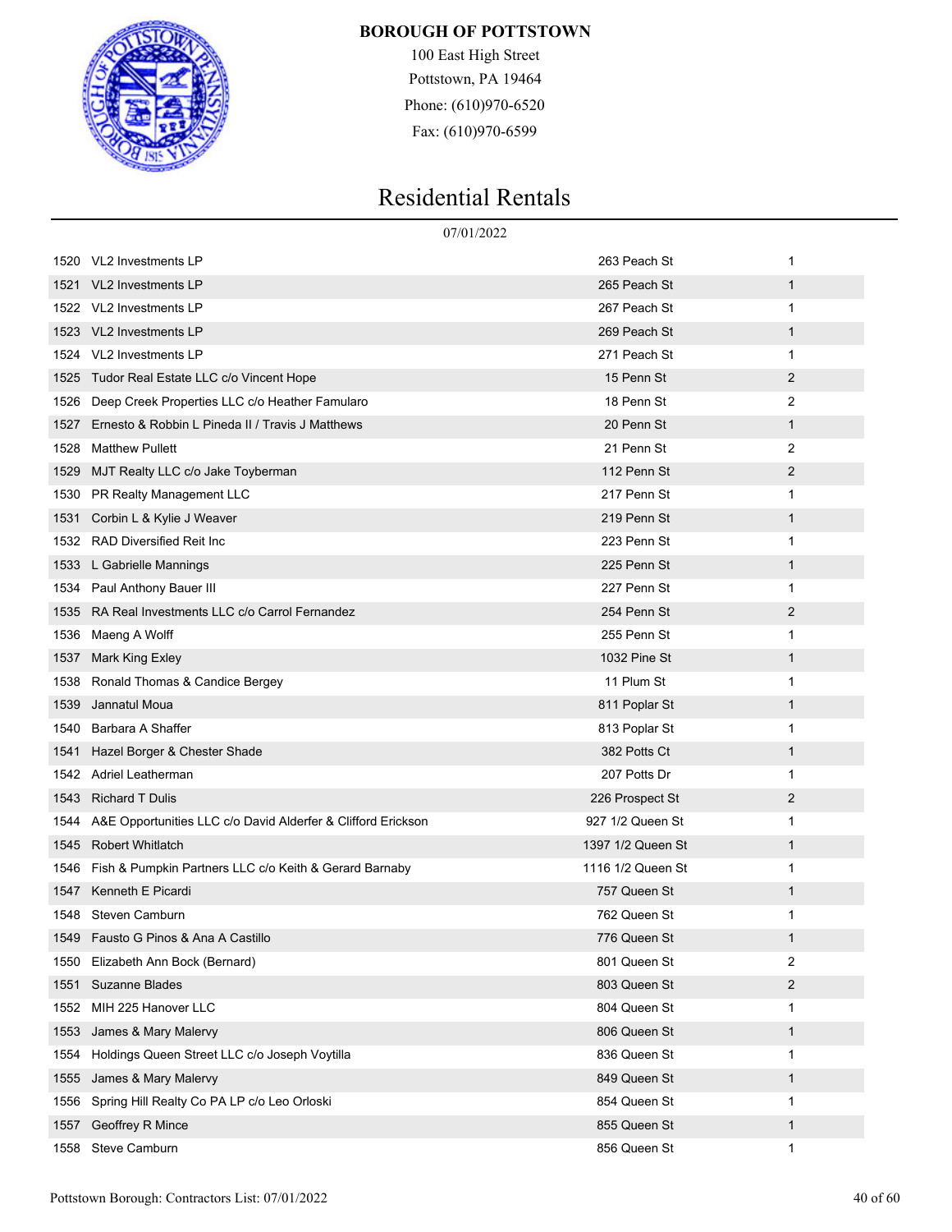**BOROUGH OF POTTSTOWN**

100 East High Street
Pottstown, PA 19464
Phone: (610)970-6520
Fax: (610)970-6599

# Residential Rentals

07/01/2022

| | | | |
|---|---|---|---|
| 1520 | VL2 Investments LP | 263 Peach St | 1 |
| 1521 | VL2 Investments LP | 265 Peach St | 1 |
| 1522 | VL2 Investments LP | 267 Peach St | 1 |
| 1523 | VL2 Investments LP | 269 Peach St | 1 |
| 1524 | VL2 Investments LP | 271 Peach St | 1 |
| 1525 | Tudor Real Estate LLC c/o Vincent Hope | 15 Penn St | 2 |
| 1526 | Deep Creek Properties LLC c/o Heather Famularo | 18 Penn St | 2 |
| 1527 | Ernesto & Robbin L Pineda II / Travis J Matthews | 20 Penn St | 1 |
| 1528 | Matthew Pullett | 21 Penn St | 2 |
| 1529 | MJT Realty LLC c/o Jake Toyberman | 112 Penn St | 2 |
| 1530 | PR Realty Management LLC | 217 Penn St | 1 |
| 1531 | Corbin L & Kylie J Weaver | 219 Penn St | 1 |
| 1532 | RAD Diversified Reit Inc | 223 Penn St | 1 |
| 1533 | L Gabrielle Mannings | 225 Penn St | 1 |
| 1534 | Paul Anthony Bauer III | 227 Penn St | 1 |
| 1535 | RA Real Investments LLC c/o Carrol Fernandez | 254 Penn St | 2 |
| 1536 | Maeng A Wolff | 255 Penn St | 1 |
| 1537 | Mark King Exley | 1032 Pine St | 1 |
| 1538 | Ronald Thomas & Candice Bergey | 11 Plum St | 1 |
| 1539 | Jannatul Moua | 811 Poplar St | 1 |
| 1540 | Barbara A Shaffer | 813 Poplar St | 1 |
| 1541 | Hazel Borger & Chester Shade | 382 Potts Ct | 1 |
| 1542 | Adriel Leatherman | 207 Potts Dr | 1 |
| 1543 | Richard T Dulis | 226 Prospect St | 2 |
| 1544 | A&E Opportunities LLC c/o David Alderfer & Clifford Erickson | 927 1/2 Queen St | 1 |
| 1545 | Robert Whitlatch | 1397 1/2 Queen St | 1 |
| 1546 | Fish & Pumpkin Partners LLC c/o Keith & Gerard Barnaby | 1116 1/2 Queen St | 1 |
| 1547 | Kenneth E Picardi | 757 Queen St | 1 |
| 1548 | Steven Camburn | 762 Queen St | 1 |
| 1549 | Fausto G Pinos & Ana A Castillo | 776 Queen St | 1 |
| 1550 | Elizabeth Ann Bock (Bernard) | 801 Queen St | 2 |
| 1551 | Suzanne Blades | 803 Queen St | 2 |
| 1552 | MIH 225 Hanover LLC | 804 Queen St | 1 |
| 1553 | James & Mary Malervy | 806 Queen St | 1 |
| 1554 | Holdings Queen Street LLC c/o Joseph Voytilla | 836 Queen St | 1 |
| 1555 | James & Mary Malervy | 849 Queen St | 1 |
| 1556 | Spring Hill Realty Co PA LP c/o Leo Orloski | 854 Queen St | 1 |
| 1557 | Geoffrey R Mince | 855 Queen St | 1 |
| 1558 | Steve Camburn | 856 Queen St | 1 |

Pottstown Borough: Contractors List: 07/01/2022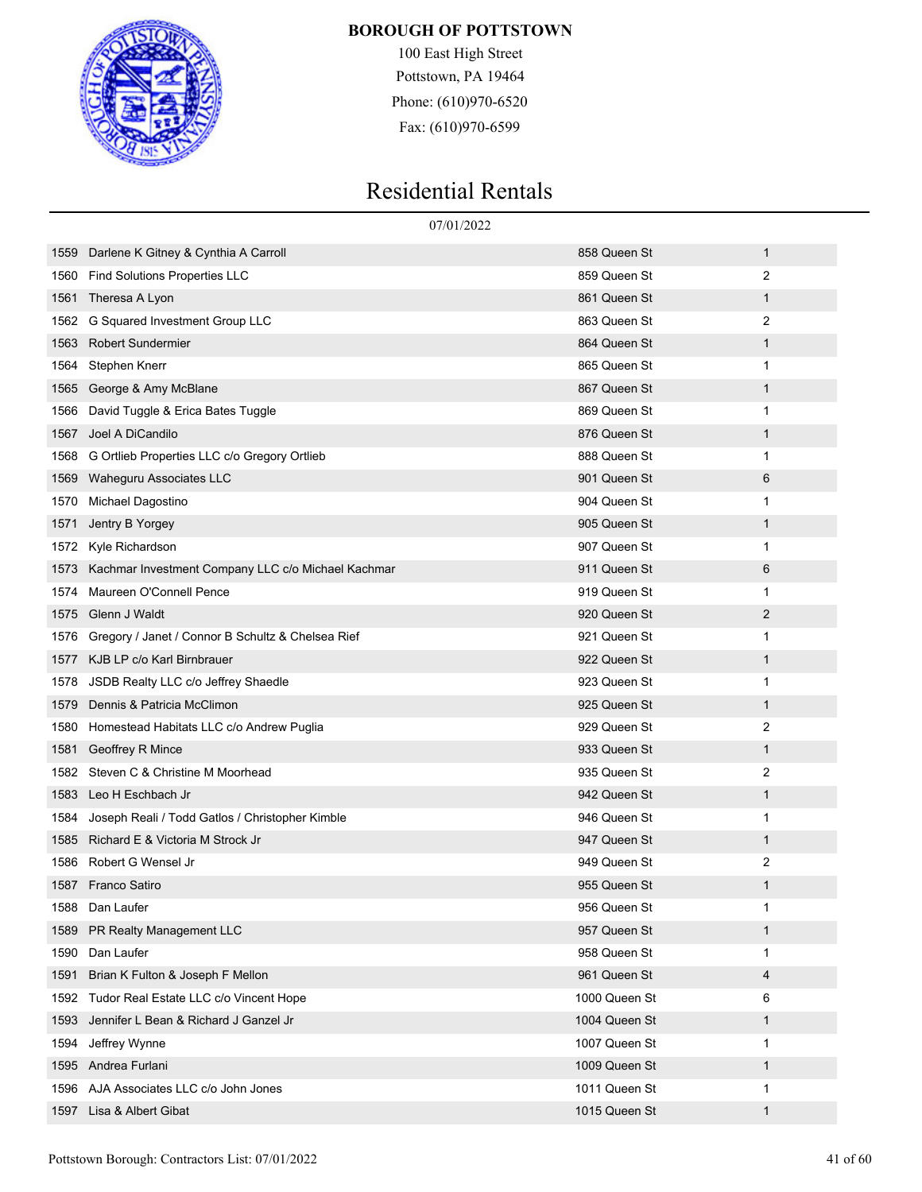**BOROUGH OF POTTSTOWN**

100 East High Street
Pottstown, PA 19464
Phone: (610)970-6520
Fax: (610)970-6599

# Residential Rentals

07/01/2022

| | | | |
|---|---|---|---|
| 1559 | Darlene K Gitney & Cynthia A Carroll | 858 Queen St | 1 |
| 1560 | Find Solutions Properties LLC | 859 Queen St | 2 |
| 1561 | Theresa A Lyon | 861 Queen St | 1 |
| 1562 | G Squared Investment Group LLC | 863 Queen St | 2 |
| 1563 | Robert Sundermier | 864 Queen St | 1 |
| 1564 | Stephen Knerr | 865 Queen St | 1 |
| 1565 | George & Amy McBlane | 867 Queen St | 1 |
| 1566 | David Tuggle & Erica Bates Tuggle | 869 Queen St | 1 |
| 1567 | Joel A DiCandilo | 876 Queen St | 1 |
| 1568 | G Ortlieb Properties LLC c/o Gregory Ortlieb | 888 Queen St | 1 |
| 1569 | Waheguru Associates LLC | 901 Queen St | 6 |
| 1570 | Michael Dagostino | 904 Queen St | 1 |
| 1571 | Jentry B Yorgey | 905 Queen St | 1 |
| 1572 | Kyle Richardson | 907 Queen St | 1 |
| 1573 | Kachmar Investment Company LLC c/o Michael Kachmar | 911 Queen St | 6 |
| 1574 | Maureen O'Connell Pence | 919 Queen St | 1 |
| 1575 | Glenn J Waldt | 920 Queen St | 2 |
| 1576 | Gregory / Janet / Connor B Schultz & Chelsea Rief | 921 Queen St | 1 |
| 1577 | KJB LP c/o Karl Birnbrauer | 922 Queen St | 1 |
| 1578 | JSDB Realty LLC c/o Jeffrey Shaedle | 923 Queen St | 1 |
| 1579 | Dennis & Patricia McClimon | 925 Queen St | 1 |
| 1580 | Homestead Habitats LLC c/o Andrew Puglia | 929 Queen St | 2 |
| 1581 | Geoffrey R Mince | 933 Queen St | 1 |
| 1582 | Steven C & Christine M Moorhead | 935 Queen St | 2 |
| 1583 | Leo H Eschbach Jr | 942 Queen St | 1 |
| 1584 | Joseph Reali / Todd Gatlos / Christopher Kimble | 946 Queen St | 1 |
| 1585 | Richard E & Victoria M Strock Jr | 947 Queen St | 1 |
| 1586 | Robert G Wensel Jr | 949 Queen St | 2 |
| 1587 | Franco Satiro | 955 Queen St | 1 |
| 1588 | Dan Laufer | 956 Queen St | 1 |
| 1589 | PR Realty Management LLC | 957 Queen St | 1 |
| 1590 | Dan Laufer | 958 Queen St | 1 |
| 1591 | Brian K Fulton & Joseph F Mellon | 961 Queen St | 4 |
| 1592 | Tudor Real Estate LLC c/o Vincent Hope | 1000 Queen St | 6 |
| 1593 | Jennifer L Bean & Richard J Ganzel Jr | 1004 Queen St | 1 |
| 1594 | Jeffrey Wynne | 1007 Queen St | 1 |
| 1595 | Andrea Furlani | 1009 Queen St | 1 |
| 1596 | AJA Associates LLC c/o John Jones | 1011 Queen St | 1 |
| 1597 | Lisa & Albert Gibat | 1015 Queen St | 1 |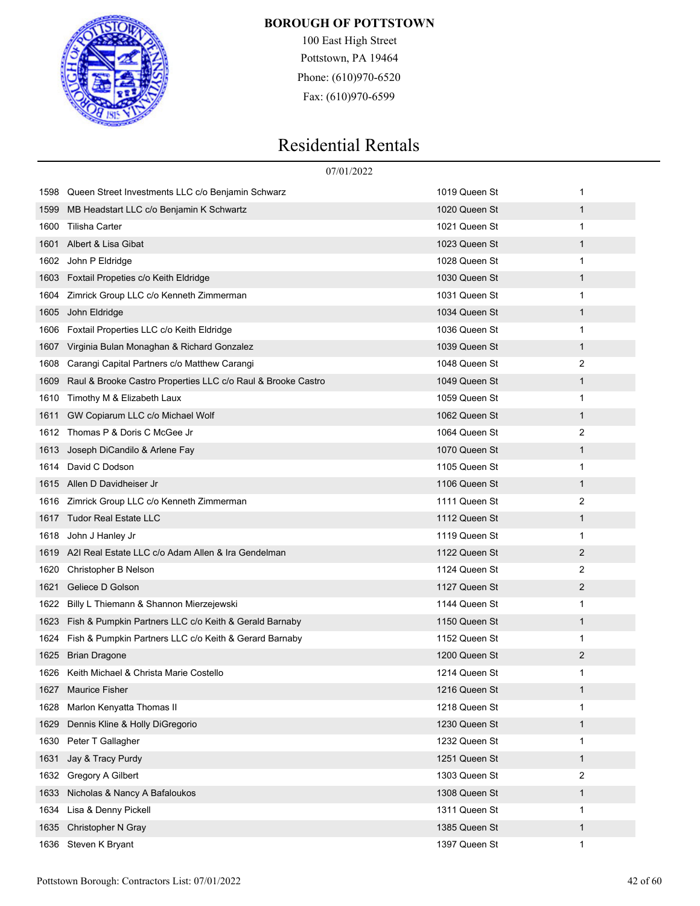**BOROUGH OF POTTSTOWN**

100 East High Street
Pottstown, PA 19464
Phone: (610)970-6520
Fax: (610)970-6599

# Residential Rentals

07/01/2022

| | | | |
|---|---|---|---|
| 1598 | Queen Street Investments LLC c/o Benjamin Schwarz | 1019 Queen St | 1 |
| 1599 | MB Headstart LLC c/o Benjamin K Schwartz | 1020 Queen St | 1 |
| 1600 | Tilisha Carter | 1021 Queen St | 1 |
| 1601 | Albert & Lisa Gibat | 1023 Queen St | 1 |
| 1602 | John P Eldridge | 1028 Queen St | 1 |
| 1603 | Foxtail Propeties c/o Keith Eldridge | 1030 Queen St | 1 |
| 1604 | Zimrick Group LLC c/o Kenneth Zimmerman | 1031 Queen St | 1 |
| 1605 | John Eldridge | 1034 Queen St | 1 |
| 1606 | Foxtail Properties LLC c/o Keith Eldridge | 1036 Queen St | 1 |
| 1607 | Virginia Bulan Monaghan & Richard Gonzalez | 1039 Queen St | 1 |
| 1608 | Carangi Capital Partners c/o Matthew Carangi | 1048 Queen St | 2 |
| 1609 | Raul & Brooke Castro Properties LLC c/o Raul & Brooke Castro | 1049 Queen St | 1 |
| 1610 | Timothy M & Elizabeth Laux | 1059 Queen St | 1 |
| 1611 | GW Copiarum LLC c/o Michael Wolf | 1062 Queen St | 1 |
| 1612 | Thomas P & Doris C McGee Jr | 1064 Queen St | 2 |
| 1613 | Joseph DiCandilo & Arlene Fay | 1070 Queen St | 1 |
| 1614 | David C Dodson | 1105 Queen St | 1 |
| 1615 | Allen D Davidheiser Jr | 1106 Queen St | 1 |
| 1616 | Zimrick Group LLC c/o Kenneth Zimmerman | 1111 Queen St | 2 |
| 1617 | Tudor Real Estate LLC | 1112 Queen St | 1 |
| 1618 | John J Hanley Jr | 1119 Queen St | 1 |
| 1619 | A2I Real Estate LLC c/o Adam Allen & Ira Gendelman | 1122 Queen St | 2 |
| 1620 | Christopher B Nelson | 1124 Queen St | 2 |
| 1621 | Geliece D Golson | 1127 Queen St | 2 |
| 1622 | Billy L Thiemann & Shannon Mierzejewski | 1144 Queen St | 1 |
| 1623 | Fish & Pumpkin Partners LLC c/o Keith & Gerald Barnaby | 1150 Queen St | 1 |
| 1624 | Fish & Pumpkin Partners LLC c/o Keith & Gerard Barnaby | 1152 Queen St | 1 |
| 1625 | Brian Dragone | 1200 Queen St | 2 |
| 1626 | Keith Michael & Christa Marie Costello | 1214 Queen St | 1 |
| 1627 | Maurice Fisher | 1216 Queen St | 1 |
| 1628 | Marlon Kenyatta Thomas II | 1218 Queen St | 1 |
| 1629 | Dennis Kline & Holly DiGregorio | 1230 Queen St | 1 |
| 1630 | Peter T Gallagher | 1232 Queen St | 1 |
| 1631 | Jay & Tracy Purdy | 1251 Queen St | 1 |
| 1632 | Gregory A Gilbert | 1303 Queen St | 2 |
| 1633 | Nicholas & Nancy A Bafaloukos | 1308 Queen St | 1 |
| 1634 | Lisa & Denny Pickell | 1311 Queen St | 1 |
| 1635 | Christopher N Gray | 1385 Queen St | 1 |
| 1636 | Steven K Bryant | 1397 Queen St | 1 |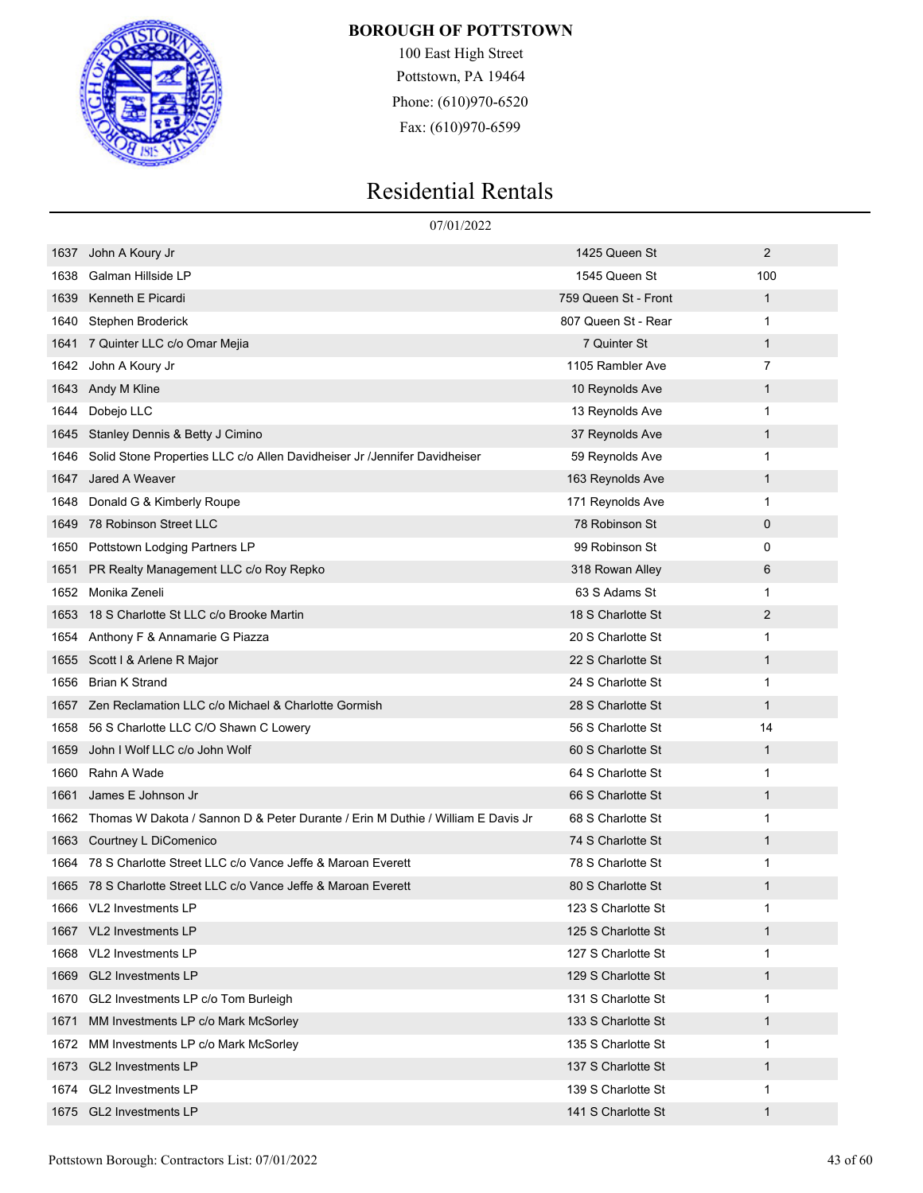**BOROUGH OF POTTSTOWN**

100 East High Street
Pottstown, PA 19464
Phone: (610)970-6520
Fax: (610)970-6599

# Residential Rentals

07/01/2022

| | | | |
|---|---|---|---|
| 1637 | John A Koury Jr | 1425 Queen St | 2 |
| 1638 | Galman Hillside LP | 1545 Queen St | 100 |
| 1639 | Kenneth E Picardi | 759 Queen St - Front | 1 |
| 1640 | Stephen Broderick | 807 Queen St - Rear | 1 |
| 1641 | 7 Quinter LLC c/o Omar Mejia | 7 Quinter St | 1 |
| 1642 | John A Koury Jr | 1105 Rambler Ave | 7 |
| 1643 | Andy M Kline | 10 Reynolds Ave | 1 |
| 1644 | Dobejo LLC | 13 Reynolds Ave | 1 |
| 1645 | Stanley Dennis & Betty J Cimino | 37 Reynolds Ave | 1 |
| 1646 | Solid Stone Properties LLC c/o Allen Davidheiser Jr /Jennifer Davidheiser | 59 Reynolds Ave | 1 |
| 1647 | Jared A Weaver | 163 Reynolds Ave | 1 |
| 1648 | Donald G & Kimberly Roupe | 171 Reynolds Ave | 1 |
| 1649 | 78 Robinson Street LLC | 78 Robinson St | 0 |
| 1650 | Pottstown Lodging Partners LP | 99 Robinson St | 0 |
| 1651 | PR Realty Management LLC c/o Roy Repko | 318 Rowan Alley | 6 |
| 1652 | Monika Zeneli | 63 S Adams St | 1 |
| 1653 | 18 S Charlotte St LLC c/o Brooke Martin | 18 S Charlotte St | 2 |
| 1654 | Anthony F & Annamarie G Piazza | 20 S Charlotte St | 1 |
| 1655 | Scott I & Arlene R Major | 22 S Charlotte St | 1 |
| 1656 | Brian K Strand | 24 S Charlotte St | 1 |
| 1657 | Zen Reclamation LLC c/o Michael & Charlotte Gormish | 28 S Charlotte St | 1 |
| 1658 | 56 S Charlotte LLC C/O Shawn C Lowery | 56 S Charlotte St | 14 |
| 1659 | John I Wolf LLC c/o John Wolf | 60 S Charlotte St | 1 |
| 1660 | Rahn A Wade | 64 S Charlotte St | 1 |
| 1661 | James E Johnson Jr | 66 S Charlotte St | 1 |
| 1662 | Thomas W Dakota / Sannon D & Peter Durante / Erin M Duthie / William E Davis Jr | 68 S Charlotte St | 1 |
| 1663 | Courtney L DiComenico | 74 S Charlotte St | 1 |
| 1664 | 78 S Charlotte Street LLC c/o Vance Jeffe & Maroan Everett | 78 S Charlotte St | 1 |
| 1665 | 78 S Charlotte Street LLC c/o Vance Jeffe & Maroan Everett | 80 S Charlotte St | 1 |
| 1666 | VL2 Investments LP | 123 S Charlotte St | 1 |
| 1667 | VL2 Investments LP | 125 S Charlotte St | 1 |
| 1668 | VL2 Investments LP | 127 S Charlotte St | 1 |
| 1669 | GL2 Investments LP | 129 S Charlotte St | 1 |
| 1670 | GL2 Investments LP c/o Tom Burleigh | 131 S Charlotte St | 1 |
| 1671 | MM Investments LP c/o Mark McSorley | 133 S Charlotte St | 1 |
| 1672 | MM Investments LP c/o Mark McSorley | 135 S Charlotte St | 1 |
| 1673 | GL2 Investments LP | 137 S Charlotte St | 1 |
| 1674 | GL2 Investments LP | 139 S Charlotte St | 1 |
| 1675 | GL2 Investments LP | 141 S Charlotte St | 1 |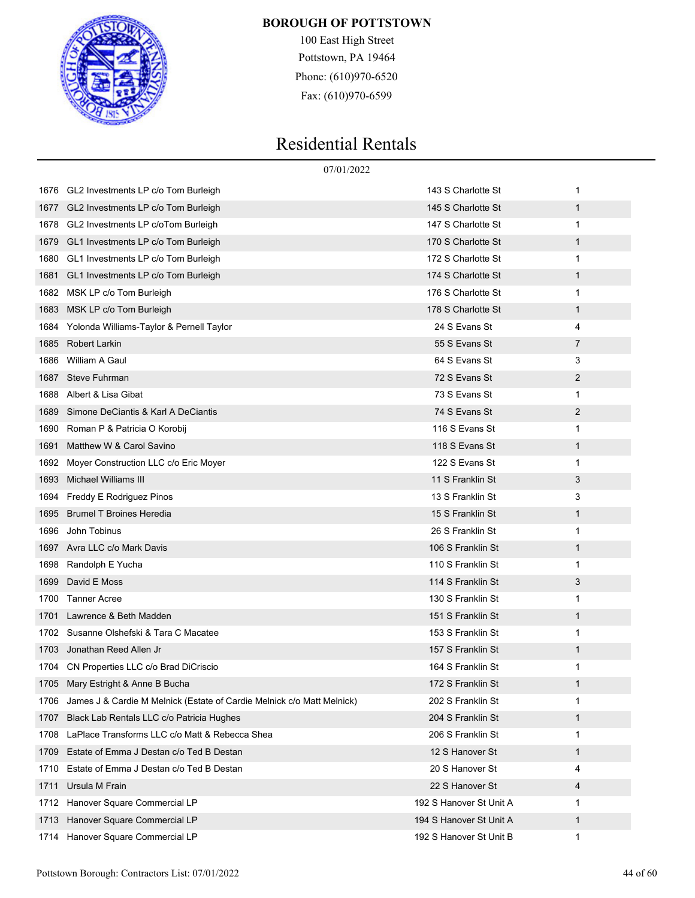**BOROUGH OF POTTSTOWN**

100 East High Street
Pottstown, PA 19464
Phone: (610)970-6520
Fax: (610)970-6599

# Residential Rentals

07/01/2022

| | | | |
|---|---|---|---|
| 1676 | GL2 Investments LP c/o Tom Burleigh | 143 S Charlotte St | 1 |
| 1677 | GL2 Investments LP c/o Tom Burleigh | 145 S Charlotte St | 1 |
| 1678 | GL2 Investments LP c/oTom Burleigh | 147 S Charlotte St | 1 |
| 1679 | GL1 Investments LP c/o Tom Burleigh | 170 S Charlotte St | 1 |
| 1680 | GL1 Investments LP c/o Tom Burleigh | 172 S Charlotte St | 1 |
| 1681 | GL1 Investments LP c/o Tom Burleigh | 174 S Charlotte St | 1 |
| 1682 | MSK LP c/o Tom Burleigh | 176 S Charlotte St | 1 |
| 1683 | MSK LP c/o Tom Burleigh | 178 S Charlotte St | 1 |
| 1684 | Yolonda Williams-Taylor & Pernell Taylor | 24 S Evans St | 4 |
| 1685 | Robert Larkin | 55 S Evans St | 7 |
| 1686 | William A Gaul | 64 S Evans St | 3 |
| 1687 | Steve Fuhrman | 72 S Evans St | 2 |
| 1688 | Albert & Lisa Gibat | 73 S Evans St | 1 |
| 1689 | Simone DeCiantis & Karl A DeCiantis | 74 S Evans St | 2 |
| 1690 | Roman P & Patricia O Korobij | 116 S Evans St | 1 |
| 1691 | Matthew W & Carol Savino | 118 S Evans St | 1 |
| 1692 | Moyer Construction LLC c/o Eric Moyer | 122 S Evans St | 1 |
| 1693 | Michael Williams III | 11 S Franklin St | 3 |
| 1694 | Freddy E Rodriguez Pinos | 13 S Franklin St | 3 |
| 1695 | Brumel T Broines Heredia | 15 S Franklin St | 1 |
| 1696 | John Tobinus | 26 S Franklin St | 1 |
| 1697 | Avra LLC c/o Mark Davis | 106 S Franklin St | 1 |
| 1698 | Randolph E Yucha | 110 S Franklin St | 1 |
| 1699 | David E Moss | 114 S Franklin St | 3 |
| 1700 | Tanner Acree | 130 S Franklin St | 1 |
| 1701 | Lawrence & Beth Madden | 151 S Franklin St | 1 |
| 1702 | Susanne Olshefski & Tara C Macatee | 153 S Franklin St | 1 |
| 1703 | Jonathan Reed Allen Jr | 157 S Franklin St | 1 |
| 1704 | CN Properties LLC c/o Brad DiCriscio | 164 S Franklin St | 1 |
| 1705 | Mary Estright & Anne B Bucha | 172 S Franklin St | 1 |
| 1706 | James J & Cardie M Melnick (Estate of Cardie Melnick c/o Matt Melnick) | 202 S Franklin St | 1 |
| 1707 | Black Lab Rentals LLC c/o Patricia Hughes | 204 S Franklin St | 1 |
| 1708 | LaPlace Transforms LLC c/o Matt & Rebecca Shea | 206 S Franklin St | 1 |
| 1709 | Estate of Emma J Destan c/o Ted B Destan | 12 S Hanover St | 1 |
| 1710 | Estate of Emma J Destan c/o Ted B Destan | 20 S Hanover St | 4 |
| 1711 | Ursula M Frain | 22 S Hanover St | 4 |
| 1712 | Hanover Square Commercial LP | 192 S Hanover St Unit A | 1 |
| 1713 | Hanover Square Commercial LP | 194 S Hanover St Unit A | 1 |
| 1714 | Hanover Square Commercial LP | 192 S Hanover St Unit B | 1 |

Pottstown Borough: Contractors List: 07/01/2022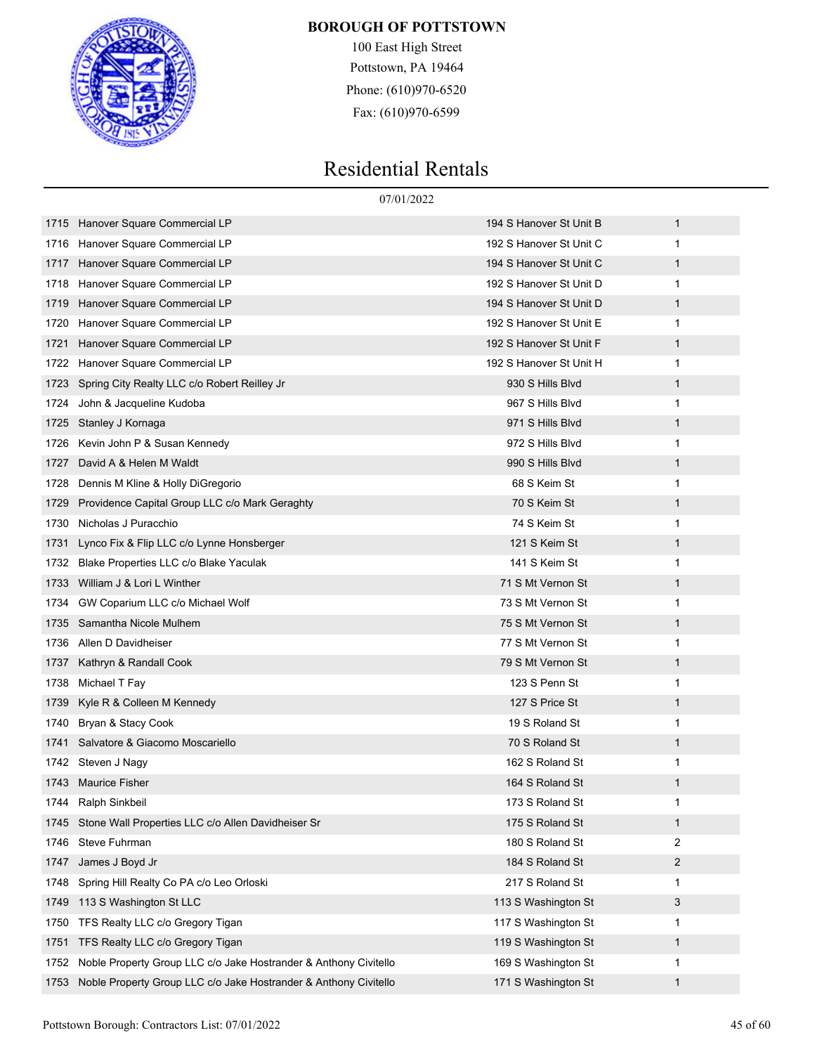**BOROUGH OF POTTSTOWN**

100 East High Street
Pottstown, PA 19464
Phone: (610)970-6520
Fax: (610)970-6599

# Residential Rentals

07/01/2022

| | | | |
|---|---|---|---|
| 1715 | Hanover Square Commercial LP | 194 S Hanover St Unit B | 1 |
| 1716 | Hanover Square Commercial LP | 192 S Hanover St Unit C | 1 |
| 1717 | Hanover Square Commercial LP | 194 S Hanover St Unit C | 1 |
| 1718 | Hanover Square Commercial LP | 192 S Hanover St Unit D | 1 |
| 1719 | Hanover Square Commercial LP | 194 S Hanover St Unit D | 1 |
| 1720 | Hanover Square Commercial LP | 192 S Hanover St Unit E | 1 |
| 1721 | Hanover Square Commercial LP | 192 S Hanover St Unit F | 1 |
| 1722 | Hanover Square Commercial LP | 192 S Hanover St Unit H | 1 |
| 1723 | Spring City Realty LLC c/o Robert Reilley Jr | 930 S Hills Blvd | 1 |
| 1724 | John & Jacqueline Kudoba | 967 S Hills Blvd | 1 |
| 1725 | Stanley J Kornaga | 971 S Hills Blvd | 1 |
| 1726 | Kevin John P & Susan Kennedy | 972 S Hills Blvd | 1 |
| 1727 | David A & Helen M Waldt | 990 S Hills Blvd | 1 |
| 1728 | Dennis M Kline & Holly DiGregorio | 68 S Keim St | 1 |
| 1729 | Providence Capital Group LLC c/o Mark Geraghty | 70 S Keim St | 1 |
| 1730 | Nicholas J Puracchio | 74 S Keim St | 1 |
| 1731 | Lynco Fix & Flip LLC c/o Lynne Honsberger | 121 S Keim St | 1 |
| 1732 | Blake Properties LLC c/o Blake Yaculak | 141 S Keim St | 1 |
| 1733 | William J & Lori L Winther | 71 S Mt Vernon St | 1 |
| 1734 | GW Coparium LLC c/o Michael Wolf | 73 S Mt Vernon St | 1 |
| 1735 | Samantha Nicole Mulhem | 75 S Mt Vernon St | 1 |
| 1736 | Allen D Davidheiser | 77 S Mt Vernon St | 1 |
| 1737 | Kathryn & Randall Cook | 79 S Mt Vernon St | 1 |
| 1738 | Michael T Fay | 123 S Penn St | 1 |
| 1739 | Kyle R & Colleen M Kennedy | 127 S Price St | 1 |
| 1740 | Bryan & Stacy Cook | 19 S Roland St | 1 |
| 1741 | Salvatore & Giacomo Moscariello | 70 S Roland St | 1 |
| 1742 | Steven J Nagy | 162 S Roland St | 1 |
| 1743 | Maurice Fisher | 164 S Roland St | 1 |
| 1744 | Ralph Sinkbeil | 173 S Roland St | 1 |
| 1745 | Stone Wall Properties LLC c/o Allen Davidheiser Sr | 175 S Roland St | 1 |
| 1746 | Steve Fuhrman | 180 S Roland St | 2 |
| 1747 | James J Boyd Jr | 184 S Roland St | 2 |
| 1748 | Spring Hill Realty Co PA c/o Leo Orloski | 217 S Roland St | 1 |
| 1749 | 113 S Washington St LLC | 113 S Washington St | 3 |
| 1750 | TFS Realty LLC c/o Gregory Tigan | 117 S Washington St | 1 |
| 1751 | TFS Realty LLC c/o Gregory Tigan | 119 S Washington St | 1 |
| 1752 | Noble Property Group LLC c/o Jake Hostrander & Anthony Civitello | 169 S Washington St | 1 |
| 1753 | Noble Property Group LLC c/o Jake Hostrander & Anthony Civitello | 171 S Washington St | 1 |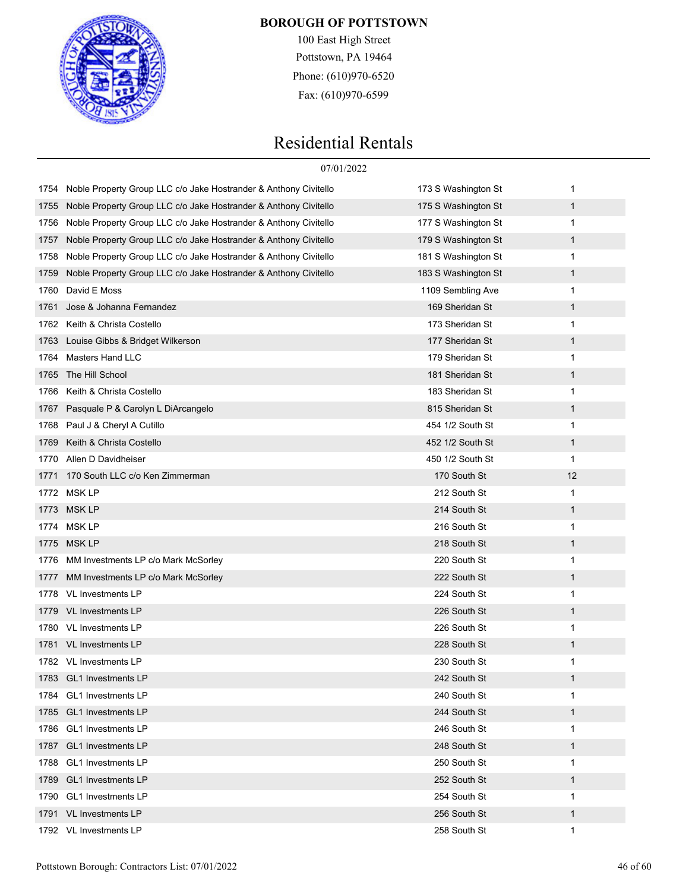**BOROUGH OF POTTSTOWN**

100 East High Street
Pottstown, PA 19464
Phone: (610)970-6520
Fax: (610)970-6599

# Residential Rentals

07/01/2022

| | | | |
|---|---|---|---|
| 1754 | Noble Property Group LLC c/o Jake Hostrander & Anthony Civitello | 173 S Washington St | 1 |
| 1755 | Noble Property Group LLC c/o Jake Hostrander & Anthony Civitello | 175 S Washington St | 1 |
| 1756 | Noble Property Group LLC c/o Jake Hostrander & Anthony Civitello | 177 S Washington St | 1 |
| 1757 | Noble Property Group LLC c/o Jake Hostrander & Anthony Civitello | 179 S Washington St | 1 |
| 1758 | Noble Property Group LLC c/o Jake Hostrander & Anthony Civitello | 181 S Washington St | 1 |
| 1759 | Noble Property Group LLC c/o Jake Hostrander & Anthony Civitello | 183 S Washington St | 1 |
| 1760 | David E Moss | 1109 Sembling Ave | 1 |
| 1761 | Jose & Johanna Fernandez | 169 Sheridan St | 1 |
| 1762 | Keith & Christa Costello | 173 Sheridan St | 1 |
| 1763 | Louise Gibbs & Bridget Wilkerson | 177 Sheridan St | 1 |
| 1764 | Masters Hand LLC | 179 Sheridan St | 1 |
| 1765 | The Hill School | 181 Sheridan St | 1 |
| 1766 | Keith & Christa Costello | 183 Sheridan St | 1 |
| 1767 | Pasquale P & Carolyn L DiArcangelo | 815 Sheridan St | 1 |
| 1768 | Paul J & Cheryl A Cutillo | 454 1/2 South St | 1 |
| 1769 | Keith & Christa Costello | 452 1/2 South St | 1 |
| 1770 | Allen D Davidheiser | 450 1/2 South St | 1 |
| 1771 | 170 South LLC c/o Ken Zimmerman | 170 South St | 12 |
| 1772 | MSK LP | 212 South St | 1 |
| 1773 | MSK LP | 214 South St | 1 |
| 1774 | MSK LP | 216 South St | 1 |
| 1775 | MSK LP | 218 South St | 1 |
| 1776 | MM Investments LP c/o Mark McSorley | 220 South St | 1 |
| 1777 | MM Investments LP c/o Mark McSorley | 222 South St | 1 |
| 1778 | VL Investments LP | 224 South St | 1 |
| 1779 | VL Investments LP | 226 South St | 1 |
| 1780 | VL Investments LP | 226 South St | 1 |
| 1781 | VL Investments LP | 228 South St | 1 |
| 1782 | VL Investments LP | 230 South St | 1 |
| 1783 | GL1 Investments LP | 242 South St | 1 |
| 1784 | GL1 Investments LP | 240 South St | 1 |
| 1785 | GL1 Investments LP | 244 South St | 1 |
| 1786 | GL1 Investments LP | 246 South St | 1 |
| 1787 | GL1 Investments LP | 248 South St | 1 |
| 1788 | GL1 Investments LP | 250 South St | 1 |
| 1789 | GL1 Investments LP | 252 South St | 1 |
| 1790 | GL1 Investments LP | 254 South St | 1 |
| 1791 | VL Investments LP | 256 South St | 1 |
| 1792 | VL Investments LP | 258 South St | 1 |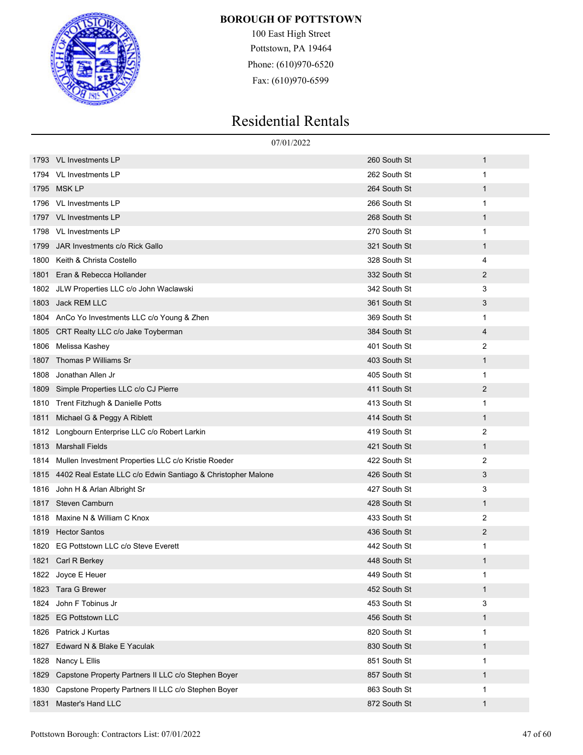**BOROUGH OF POTTSTOWN**

100 East High Street
Pottstown, PA 19464
Phone: (610)970-6520
Fax: (610)970-6599

# Residential Rentals

07/01/2022

| | | | |
|---|---|---|---|
| 1793 | VL Investments LP | 260 South St | 1 |
| 1794 | VL Investments LP | 262 South St | 1 |
| 1795 | MSK LP | 264 South St | 1 |
| 1796 | VL Investments LP | 266 South St | 1 |
| 1797 | VL Investments LP | 268 South St | 1 |
| 1798 | VL Investments LP | 270 South St | 1 |
| 1799 | JAR Investments c/o Rick Gallo | 321 South St | 1 |
| 1800 | Keith & Christa Costello | 328 South St | 4 |
| 1801 | Eran & Rebecca Hollander | 332 South St | 2 |
| 1802 | JLW Properties LLC c/o John Waclawski | 342 South St | 3 |
| 1803 | Jack REM LLC | 361 South St | 3 |
| 1804 | AnCo Yo Investments LLC c/o Young & Zhen | 369 South St | 1 |
| 1805 | CRT Realty LLC c/o Jake Toyberman | 384 South St | 4 |
| 1806 | Melissa Kashey | 401 South St | 2 |
| 1807 | Thomas P Williams Sr | 403 South St | 1 |
| 1808 | Jonathan Allen Jr | 405 South St | 1 |
| 1809 | Simple Properties LLC c/o CJ Pierre | 411 South St | 2 |
| 1810 | Trent Fitzhugh & Danielle Potts | 413 South St | 1 |
| 1811 | Michael G & Peggy A Riblett | 414 South St | 1 |
| 1812 | Longbourn Enterprise LLC c/o Robert Larkin | 419 South St | 2 |
| 1813 | Marshall Fields | 421 South St | 1 |
| 1814 | Mullen Investment Properties LLC c/o Kristie Roeder | 422 South St | 2 |
| 1815 | 4402 Real Estate LLC c/o Edwin Santiago & Christopher Malone | 426 South St | 3 |
| 1816 | John H & Arlan Albright Sr | 427 South St | 3 |
| 1817 | Steven Camburn | 428 South St | 1 |
| 1818 | Maxine N & William C Knox | 433 South St | 2 |
| 1819 | Hector Santos | 436 South St | 2 |
| 1820 | EG Pottstown LLC c/o Steve Everett | 442 South St | 1 |
| 1821 | Carl R Berkey | 448 South St | 1 |
| 1822 | Joyce E Heuer | 449 South St | 1 |
| 1823 | Tara G Brewer | 452 South St | 1 |
| 1824 | John F Tobinus Jr | 453 South St | 3 |
| 1825 | EG Pottstown LLC | 456 South St | 1 |
| 1826 | Patrick J Kurtas | 820 South St | 1 |
| 1827 | Edward N & Blake E Yaculak | 830 South St | 1 |
| 1828 | Nancy L Ellis | 851 South St | 1 |
| 1829 | Capstone Property Partners II LLC c/o Stephen Boyer | 857 South St | 1 |
| 1830 | Capstone Property Partners II LLC c/o Stephen Boyer | 863 South St | 1 |
| 1831 | Master's Hand LLC | 872 South St | 1 |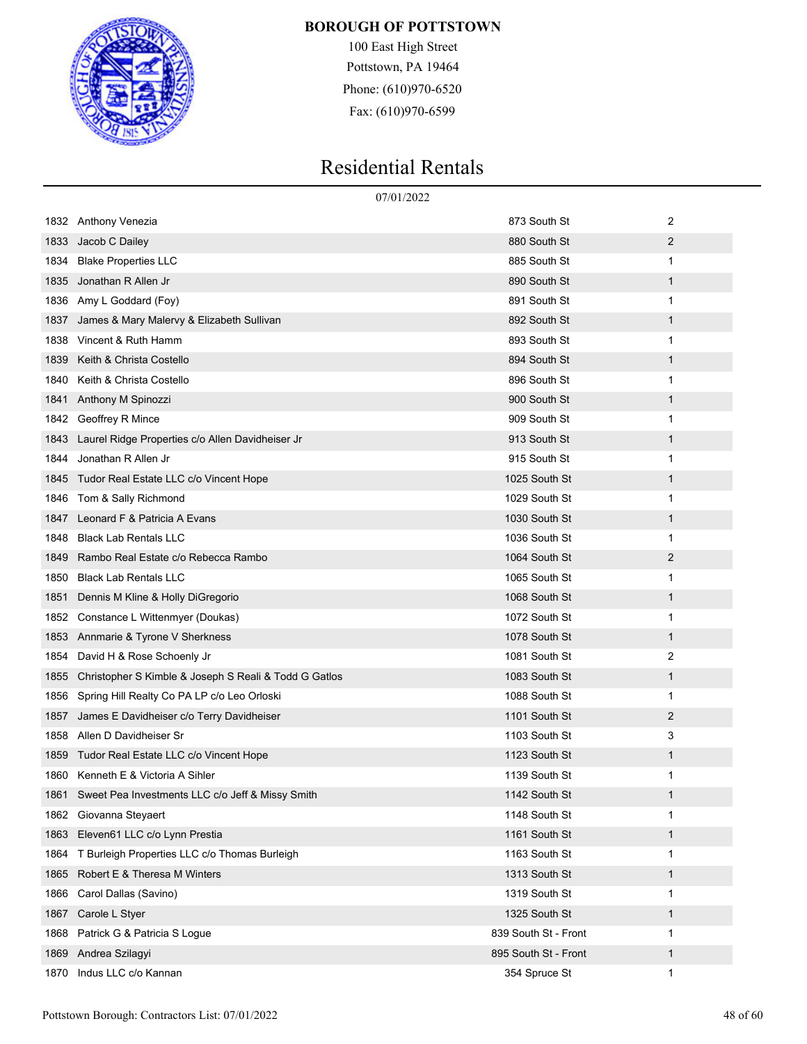**BOROUGH OF POTTSTOWN**

100 East High Street
Pottstown, PA 19464
Phone: (610)970-6520
Fax: (610)970-6599

# Residential Rentals

07/01/2022

| | | | |
|---|---|---|---|
| 1832 | Anthony Venezia | 873 South St | 2 |
| 1833 | Jacob C Dailey | 880 South St | 2 |
| 1834 | Blake Properties LLC | 885 South St | 1 |
| 1835 | Jonathan R Allen Jr | 890 South St | 1 |
| 1836 | Amy L Goddard (Foy) | 891 South St | 1 |
| 1837 | James & Mary Malervy & Elizabeth Sullivan | 892 South St | 1 |
| 1838 | Vincent & Ruth Hamm | 893 South St | 1 |
| 1839 | Keith & Christa Costello | 894 South St | 1 |
| 1840 | Keith & Christa Costello | 896 South St | 1 |
| 1841 | Anthony M Spinozzi | 900 South St | 1 |
| 1842 | Geoffrey R Mince | 909 South St | 1 |
| 1843 | Laurel Ridge Properties c/o Allen Davidheiser Jr | 913 South St | 1 |
| 1844 | Jonathan R Allen Jr | 915 South St | 1 |
| 1845 | Tudor Real Estate LLC c/o Vincent Hope | 1025 South St | 1 |
| 1846 | Tom & Sally Richmond | 1029 South St | 1 |
| 1847 | Leonard F & Patricia A Evans | 1030 South St | 1 |
| 1848 | Black Lab Rentals LLC | 1036 South St | 1 |
| 1849 | Rambo Real Estate c/o Rebecca Rambo | 1064 South St | 2 |
| 1850 | Black Lab Rentals LLC | 1065 South St | 1 |
| 1851 | Dennis M Kline & Holly DiGregorio | 1068 South St | 1 |
| 1852 | Constance L Wittenmyer (Doukas) | 1072 South St | 1 |
| 1853 | Annmarie & Tyrone V Sherkness | 1078 South St | 1 |
| 1854 | David H & Rose Schoenly Jr | 1081 South St | 2 |
| 1855 | Christopher S Kimble & Joseph S Reali & Todd G Gatlos | 1083 South St | 1 |
| 1856 | Spring Hill Realty Co PA LP c/o Leo Orloski | 1088 South St | 1 |
| 1857 | James E Davidheiser c/o Terry Davidheiser | 1101 South St | 2 |
| 1858 | Allen D Davidheiser Sr | 1103 South St | 3 |
| 1859 | Tudor Real Estate LLC c/o Vincent Hope | 1123 South St | 1 |
| 1860 | Kenneth E & Victoria A Sihler | 1139 South St | 1 |
| 1861 | Sweet Pea Investments LLC c/o Jeff & Missy Smith | 1142 South St | 1 |
| 1862 | Giovanna Steyaert | 1148 South St | 1 |
| 1863 | Eleven61 LLC c/o Lynn Prestia | 1161 South St | 1 |
| 1864 | T Burleigh Properties LLC c/o Thomas Burleigh | 1163 South St | 1 |
| 1865 | Robert E & Theresa M Winters | 1313 South St | 1 |
| 1866 | Carol Dallas (Savino) | 1319 South St | 1 |
| 1867 | Carole L Styer | 1325 South St | 1 |
| 1868 | Patrick G & Patricia S Logue | 839 South St - Front | 1 |
| 1869 | Andrea Szilagyi | 895 South St - Front | 1 |
| 1870 | Indus LLC c/o Kannan | 354 Spruce St | 1 |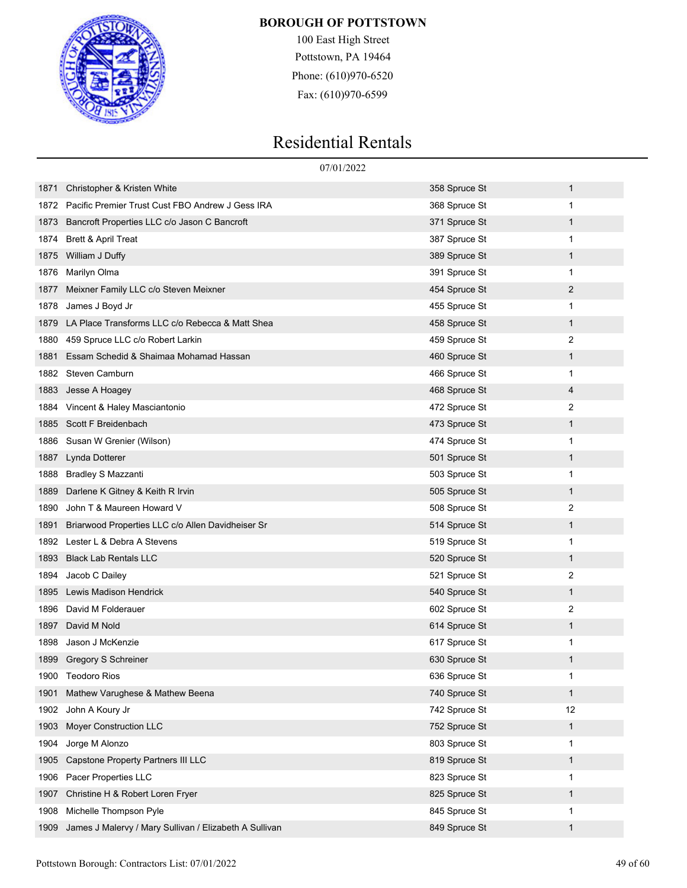**BOROUGH OF POTTSTOWN**

100 East High Street
Pottstown, PA 19464
Phone: (610)970-6520
Fax: (610)970-6599

# Residential Rentals

07/01/2022

| | | | |
|---|---|---|---|
| 1871 | Christopher & Kristen White | 358 Spruce St | 1 |
| 1872 | Pacific Premier Trust Cust FBO Andrew J Gess IRA | 368 Spruce St | 1 |
| 1873 | Bancroft Properties LLC c/o Jason C Bancroft | 371 Spruce St | 1 |
| 1874 | Brett & April Treat | 387 Spruce St | 1 |
| 1875 | William J Duffy | 389 Spruce St | 1 |
| 1876 | Marilyn Olma | 391 Spruce St | 1 |
| 1877 | Meixner Family LLC c/o Steven Meixner | 454 Spruce St | 2 |
| 1878 | James J Boyd Jr | 455 Spruce St | 1 |
| 1879 | LA Place Transforms LLC c/o Rebecca & Matt Shea | 458 Spruce St | 1 |
| 1880 | 459 Spruce LLC c/o Robert Larkin | 459 Spruce St | 2 |
| 1881 | Essam Schedid & Shaimaa Mohamad Hassan | 460 Spruce St | 1 |
| 1882 | Steven Camburn | 466 Spruce St | 1 |
| 1883 | Jesse A Hoagey | 468 Spruce St | 4 |
| 1884 | Vincent & Haley Masciantonio | 472 Spruce St | 2 |
| 1885 | Scott F Breidenbach | 473 Spruce St | 1 |
| 1886 | Susan W Grenier (Wilson) | 474 Spruce St | 1 |
| 1887 | Lynda Dotterer | 501 Spruce St | 1 |
| 1888 | Bradley S Mazzanti | 503 Spruce St | 1 |
| 1889 | Darlene K Gitney & Keith R Irvin | 505 Spruce St | 1 |
| 1890 | John T & Maureen Howard V | 508 Spruce St | 2 |
| 1891 | Briarwood Properties LLC c/o Allen Davidheiser Sr | 514 Spruce St | 1 |
| 1892 | Lester L & Debra A Stevens | 519 Spruce St | 1 |
| 1893 | Black Lab Rentals LLC | 520 Spruce St | 1 |
| 1894 | Jacob C Dailey | 521 Spruce St | 2 |
| 1895 | Lewis Madison Hendrick | 540 Spruce St | 1 |
| 1896 | David M Folderauer | 602 Spruce St | 2 |
| 1897 | David M Nold | 614 Spruce St | 1 |
| 1898 | Jason J McKenzie | 617 Spruce St | 1 |
| 1899 | Gregory S Schreiner | 630 Spruce St | 1 |
| 1900 | Teodoro Rios | 636 Spruce St | 1 |
| 1901 | Mathew Varughese & Mathew Beena | 740 Spruce St | 1 |
| 1902 | John A Koury Jr | 742 Spruce St | 12 |
| 1903 | Moyer Construction LLC | 752 Spruce St | 1 |
| 1904 | Jorge M Alonzo | 803 Spruce St | 1 |
| 1905 | Capstone Property Partners III LLC | 819 Spruce St | 1 |
| 1906 | Pacer Properties LLC | 823 Spruce St | 1 |
| 1907 | Christine H & Robert Loren Fryer | 825 Spruce St | 1 |
| 1908 | Michelle Thompson Pyle | 845 Spruce St | 1 |
| 1909 | James J Malervy / Mary Sullivan / Elizabeth A Sullivan | 849 Spruce St | 1 |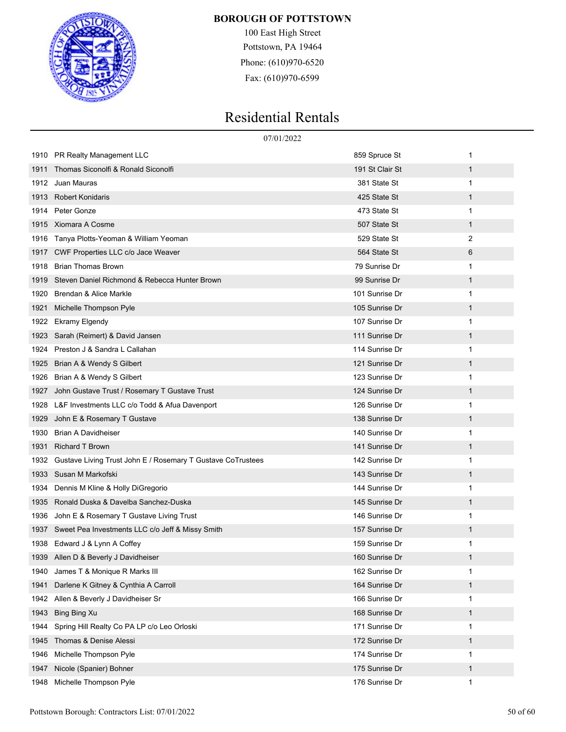**BOROUGH OF POTTSTOWN**

100 East High Street
Pottstown, PA 19464
Phone: (610)970-6520
Fax: (610)970-6599

# Residential Rentals

07/01/2022

| | | | |
|---|---|---|---|
| 1910 | PR Realty Management LLC | 859 Spruce St | 1 |
| 1911 | Thomas Siconolfi & Ronald Siconolfi | 191 St Clair St | 1 |
| 1912 | Juan Mauras | 381 State St | 1 |
| 1913 | Robert Konidaris | 425 State St | 1 |
| 1914 | Peter Gonze | 473 State St | 1 |
| 1915 | Xiomara A Cosme | 507 State St | 1 |
| 1916 | Tanya Plotts-Yeoman & William Yeoman | 529 State St | 2 |
| 1917 | CWF Properties LLC c/o Jace Weaver | 564 State St | 6 |
| 1918 | Brian Thomas Brown | 79 Sunrise Dr | 1 |
| 1919 | Steven Daniel Richmond & Rebecca Hunter Brown | 99 Sunrise Dr | 1 |
| 1920 | Brendan & Alice Markle | 101 Sunrise Dr | 1 |
| 1921 | Michelle Thompson Pyle | 105 Sunrise Dr | 1 |
| 1922 | Ekramy Elgendy | 107 Sunrise Dr | 1 |
| 1923 | Sarah (Reimert) & David Jansen | 111 Sunrise Dr | 1 |
| 1924 | Preston J & Sandra L Callahan | 114 Sunrise Dr | 1 |
| 1925 | Brian A & Wendy S Gilbert | 121 Sunrise Dr | 1 |
| 1926 | Brian A & Wendy S Gilbert | 123 Sunrise Dr | 1 |
| 1927 | John Gustave Trust / Rosemary T Gustave Trust | 124 Sunrise Dr | 1 |
| 1928 | L&F Investments LLC c/o Todd & Afua Davenport | 126 Sunrise Dr | 1 |
| 1929 | John E & Rosemary T Gustave | 138 Sunrise Dr | 1 |
| 1930 | Brian A Davidheiser | 140 Sunrise Dr | 1 |
| 1931 | Richard T Brown | 141 Sunrise Dr | 1 |
| 1932 | Gustave Living Trust John E / Rosemary T Gustave CoTrustees | 142 Sunrise Dr | 1 |
| 1933 | Susan M Markofski | 143 Sunrise Dr | 1 |
| 1934 | Dennis M Kline & Holly DiGregorio | 144 Sunrise Dr | 1 |
| 1935 | Ronald Duska & Davelba Sanchez-Duska | 145 Sunrise Dr | 1 |
| 1936 | John E & Rosemary T Gustave Living Trust | 146 Sunrise Dr | 1 |
| 1937 | Sweet Pea Investments LLC c/o Jeff & Missy Smith | 157 Sunrise Dr | 1 |
| 1938 | Edward J & Lynn A Coffey | 159 Sunrise Dr | 1 |
| 1939 | Allen D & Beverly J Davidheiser | 160 Sunrise Dr | 1 |
| 1940 | James T & Monique R Marks III | 162 Sunrise Dr | 1 |
| 1941 | Darlene K Gitney & Cynthia A Carroll | 164 Sunrise Dr | 1 |
| 1942 | Allen & Beverly J Davidheiser Sr | 166 Sunrise Dr | 1 |
| 1943 | Bing Bing Xu | 168 Sunrise Dr | 1 |
| 1944 | Spring Hill Realty Co PA LP c/o Leo Orloski | 171 Sunrise Dr | 1 |
| 1945 | Thomas & Denise Alessi | 172 Sunrise Dr | 1 |
| 1946 | Michelle Thompson Pyle | 174 Sunrise Dr | 1 |
| 1947 | Nicole (Spanier) Bohner | 175 Sunrise Dr | 1 |
| 1948 | Michelle Thompson Pyle | 176 Sunrise Dr | 1 |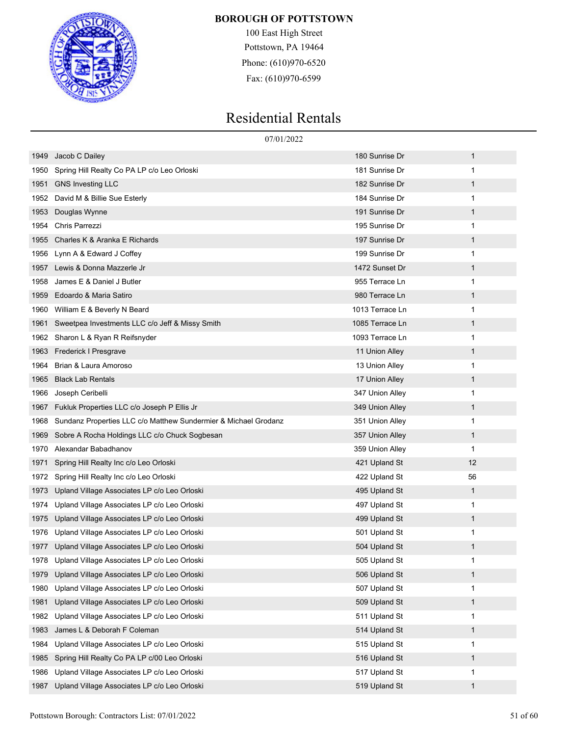**BOROUGH OF POTTSTOWN**

100 East High Street
Pottstown, PA 19464
Phone: (610)970-6520
Fax: (610)970-6599

# Residential Rentals

07/01/2022

| | | | |
|---|---|---|---|
| 1949 | Jacob C Dailey | 180 Sunrise Dr | 1 |
| 1950 | Spring Hill Realty Co PA LP c/o Leo Orloski | 181 Sunrise Dr | 1 |
| 1951 | GNS Investing LLC | 182 Sunrise Dr | 1 |
| 1952 | David M & Billie Sue Esterly | 184 Sunrise Dr | 1 |
| 1953 | Douglas Wynne | 191 Sunrise Dr | 1 |
| 1954 | Chris Parrezzi | 195 Sunrise Dr | 1 |
| 1955 | Charles K & Aranka E Richards | 197 Sunrise Dr | 1 |
| 1956 | Lynn A & Edward J Coffey | 199 Sunrise Dr | 1 |
| 1957 | Lewis & Donna Mazzerle Jr | 1472 Sunset Dr | 1 |
| 1958 | James E & Daniel J Butler | 955 Terrace Ln | 1 |
| 1959 | Edoardo & Maria Satiro | 980 Terrace Ln | 1 |
| 1960 | William E & Beverly N Beard | 1013 Terrace Ln | 1 |
| 1961 | Sweetpea Investments LLC c/o Jeff & Missy Smith | 1085 Terrace Ln | 1 |
| 1962 | Sharon L & Ryan R Reifsnyder | 1093 Terrace Ln | 1 |
| 1963 | Frederick I Presgrave | 11 Union Alley | 1 |
| 1964 | Brian & Laura Amoroso | 13 Union Alley | 1 |
| 1965 | Black Lab Rentals | 17 Union Alley | 1 |
| 1966 | Joseph Ceribelli | 347 Union Alley | 1 |
| 1967 | Fukluk Properties LLC c/o Joseph P Ellis Jr | 349 Union Alley | 1 |
| 1968 | Sundanz Properties LLC c/o Matthew Sundermier & Michael Grodanz | 351 Union Alley | 1 |
| 1969 | Sobre A Rocha Holdings LLC c/o Chuck Sogbesan | 357 Union Alley | 1 |
| 1970 | Alexandar Babadhanov | 359 Union Alley | 1 |
| 1971 | Spring Hill Realty Inc c/o Leo Orloski | 421 Upland St | 12 |
| 1972 | Spring Hill Realty Inc c/o Leo Orloski | 422 Upland St | 56 |
| 1973 | Upland Village Associates LP c/o Leo Orloski | 495 Upland St | 1 |
| 1974 | Upland Village Associates LP c/o Leo Orloski | 497 Upland St | 1 |
| 1975 | Upland Village Associates LP c/o Leo Orloski | 499 Upland St | 1 |
| 1976 | Upland Village Associates LP c/o Leo Orloski | 501 Upland St | 1 |
| 1977 | Upland Village Associates LP c/o Leo Orloski | 504 Upland St | 1 |
| 1978 | Upland Village Associates LP c/o Leo Orloski | 505 Upland St | 1 |
| 1979 | Upland Village Associates LP c/o Leo Orloski | 506 Upland St | 1 |
| 1980 | Upland Village Associates LP c/o Leo Orloski | 507 Upland St | 1 |
| 1981 | Upland Village Associates LP c/o Leo Orloski | 509 Upland St | 1 |
| 1982 | Upland Village Associates LP c/o Leo Orloski | 511 Upland St | 1 |
| 1983 | James L & Deborah F Coleman | 514 Upland St | 1 |
| 1984 | Upland Village Associates LP c/o Leo Orloski | 515 Upland St | 1 |
| 1985 | Spring Hill Realty Co PA LP c/00 Leo Orloski | 516 Upland St | 1 |
| 1986 | Upland Village Associates LP c/o Leo Orloski | 517 Upland St | 1 |
| 1987 | Upland Village Associates LP c/o Leo Orloski | 519 Upland St | 1 |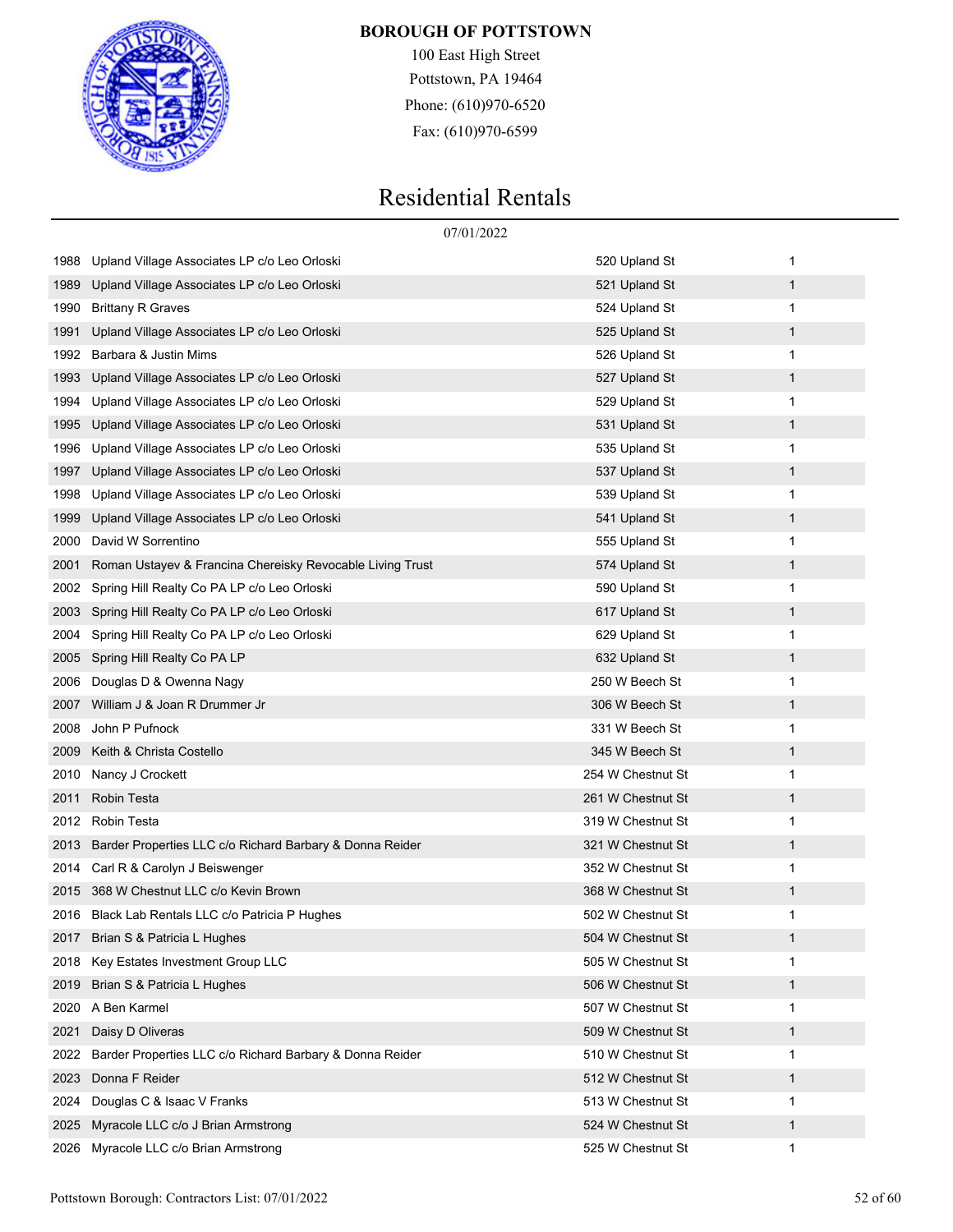**BOROUGH OF POTTSTOWN**

100 East High Street
Pottstown, PA 19464
Phone: (610)970-6520
Fax: (610)970-6599

# Residential Rentals

07/01/2022

| | | | |
|---|---|---|---|
| 1988 | Upland Village Associates LP c/o Leo Orloski | 520 Upland St | 1 |
| 1989 | Upland Village Associates LP c/o Leo Orloski | 521 Upland St | 1 |
| 1990 | Brittany R Graves | 524 Upland St | 1 |
| 1991 | Upland Village Associates LP c/o Leo Orloski | 525 Upland St | 1 |
| 1992 | Barbara & Justin Mims | 526 Upland St | 1 |
| 1993 | Upland Village Associates LP c/o Leo Orloski | 527 Upland St | 1 |
| 1994 | Upland Village Associates LP c/o Leo Orloski | 529 Upland St | 1 |
| 1995 | Upland Village Associates LP c/o Leo Orloski | 531 Upland St | 1 |
| 1996 | Upland Village Associates LP c/o Leo Orloski | 535 Upland St | 1 |
| 1997 | Upland Village Associates LP c/o Leo Orloski | 537 Upland St | 1 |
| 1998 | Upland Village Associates LP c/o Leo Orloski | 539 Upland St | 1 |
| 1999 | Upland Village Associates LP c/o Leo Orloski | 541 Upland St | 1 |
| 2000 | David W Sorrentino | 555 Upland St | 1 |
| 2001 | Roman Ustayev & Francina Chereisky Revocable Living Trust | 574 Upland St | 1 |
| 2002 | Spring Hill Realty Co PA LP c/o Leo Orloski | 590 Upland St | 1 |
| 2003 | Spring Hill Realty Co PA LP c/o Leo Orloski | 617 Upland St | 1 |
| 2004 | Spring Hill Realty Co PA LP c/o Leo Orloski | 629 Upland St | 1 |
| 2005 | Spring Hill Realty Co PA LP | 632 Upland St | 1 |
| 2006 | Douglas D & Owenna Nagy | 250 W Beech St | 1 |
| 2007 | William J & Joan R Drummer Jr | 306 W Beech St | 1 |
| 2008 | John P Pufnock | 331 W Beech St | 1 |
| 2009 | Keith & Christa Costello | 345 W Beech St | 1 |
| 2010 | Nancy J Crockett | 254 W Chestnut St | 1 |
| 2011 | Robin Testa | 261 W Chestnut St | 1 |
| 2012 | Robin Testa | 319 W Chestnut St | 1 |
| 2013 | Barder Properties LLC c/o Richard Barbary & Donna Reider | 321 W Chestnut St | 1 |
| 2014 | Carl R & Carolyn J Beiswenger | 352 W Chestnut St | 1 |
| 2015 | 368 W Chestnut LLC c/o Kevin Brown | 368 W Chestnut St | 1 |
| 2016 | Black Lab Rentals LLC c/o Patricia P Hughes | 502 W Chestnut St | 1 |
| 2017 | Brian S & Patricia L Hughes | 504 W Chestnut St | 1 |
| 2018 | Key Estates Investment Group LLC | 505 W Chestnut St | 1 |
| 2019 | Brian S & Patricia L Hughes | 506 W Chestnut St | 1 |
| 2020 | A Ben Karmel | 507 W Chestnut St | 1 |
| 2021 | Daisy D Oliveras | 509 W Chestnut St | 1 |
| 2022 | Barder Properties LLC c/o Richard Barbary & Donna Reider | 510 W Chestnut St | 1 |
| 2023 | Donna F Reider | 512 W Chestnut St | 1 |
| 2024 | Douglas C & Isaac V Franks | 513 W Chestnut St | 1 |
| 2025 | Myracole LLC c/o J Brian Armstrong | 524 W Chestnut St | 1 |
| 2026 | Myracole LLC c/o Brian Armstrong | 525 W Chestnut St | 1 |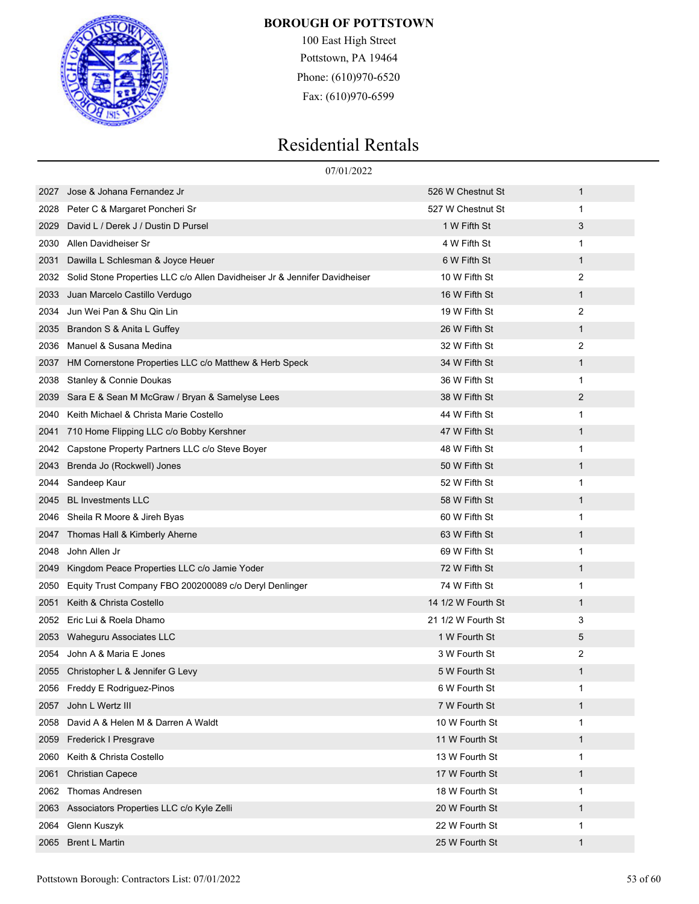**BOROUGH OF POTTSTOWN**

100 East High Street
Pottstown, PA 19464
Phone: (610)970-6520
Fax: (610)970-6599

# Residential Rentals

07/01/2022

| | | | |
|---|---|---|---|
| 2027 | Jose & Johana Fernandez Jr | 526 W Chestnut St | 1 |
| 2028 | Peter C & Margaret Poncheri Sr | 527 W Chestnut St | 1 |
| 2029 | David L / Derek J / Dustin D Pursel | 1 W Fifth St | 3 |
| 2030 | Allen Davidheiser Sr | 4 W Fifth St | 1 |
| 2031 | Dawilla L Schlesman & Joyce Heuer | 6 W Fifth St | 1 |
| 2032 | Solid Stone Properties LLC c/o Allen Davidheiser Jr & Jennifer Davidheiser | 10 W Fifth St | 2 |
| 2033 | Juan Marcelo Castillo Verdugo | 16 W Fifth St | 1 |
| 2034 | Jun Wei Pan & Shu Qin Lin | 19 W Fifth St | 2 |
| 2035 | Brandon S & Anita L Guffey | 26 W Fifth St | 1 |
| 2036 | Manuel & Susana Medina | 32 W Fifth St | 2 |
| 2037 | HM Cornerstone Properties LLC c/o Matthew & Herb Speck | 34 W Fifth St | 1 |
| 2038 | Stanley & Connie Doukas | 36 W Fifth St | 1 |
| 2039 | Sara E & Sean M McGraw / Bryan & Samelyse Lees | 38 W Fifth St | 2 |
| 2040 | Keith Michael & Christa Marie Costello | 44 W Fifth St | 1 |
| 2041 | 710 Home Flipping LLC c/o Bobby Kershner | 47 W Fifth St | 1 |
| 2042 | Capstone Property Partners LLC c/o Steve Boyer | 48 W Fifth St | 1 |
| 2043 | Brenda Jo (Rockwell) Jones | 50 W Fifth St | 1 |
| 2044 | Sandeep Kaur | 52 W Fifth St | 1 |
| 2045 | BL Investments LLC | 58 W Fifth St | 1 |
| 2046 | Sheila R Moore & Jireh Byas | 60 W Fifth St | 1 |
| 2047 | Thomas Hall & Kimberly Aherne | 63 W Fifth St | 1 |
| 2048 | John Allen Jr | 69 W Fifth St | 1 |
| 2049 | Kingdom Peace Properties LLC c/o Jamie Yoder | 72 W Fifth St | 1 |
| 2050 | Equity Trust Company FBO 200200089 c/o Deryl Denlinger | 74 W Fifth St | 1 |
| 2051 | Keith & Christa Costello | 14 1/2 W Fourth St | 1 |
| 2052 | Eric Lui & Roela Dhamo | 21 1/2 W Fourth St | 3 |
| 2053 | Waheguru Associates LLC | 1 W Fourth St | 5 |
| 2054 | John A & Maria E Jones | 3 W Fourth St | 2 |
| 2055 | Christopher L & Jennifer G Levy | 5 W Fourth St | 1 |
| 2056 | Freddy E Rodriguez-Pinos | 6 W Fourth St | 1 |
| 2057 | John L Wertz III | 7 W Fourth St | 1 |
| 2058 | David A & Helen M & Darren A Waldt | 10 W Fourth St | 1 |
| 2059 | Frederick I Presgrave | 11 W Fourth St | 1 |
| 2060 | Keith & Christa Costello | 13 W Fourth St | 1 |
| 2061 | Christian Capece | 17 W Fourth St | 1 |
| 2062 | Thomas Andresen | 18 W Fourth St | 1 |
| 2063 | Associators Properties LLC c/o Kyle Zelli | 20 W Fourth St | 1 |
| 2064 | Glenn Kuszyk | 22 W Fourth St | 1 |
| 2065 | Brent L Martin | 25 W Fourth St | 1 |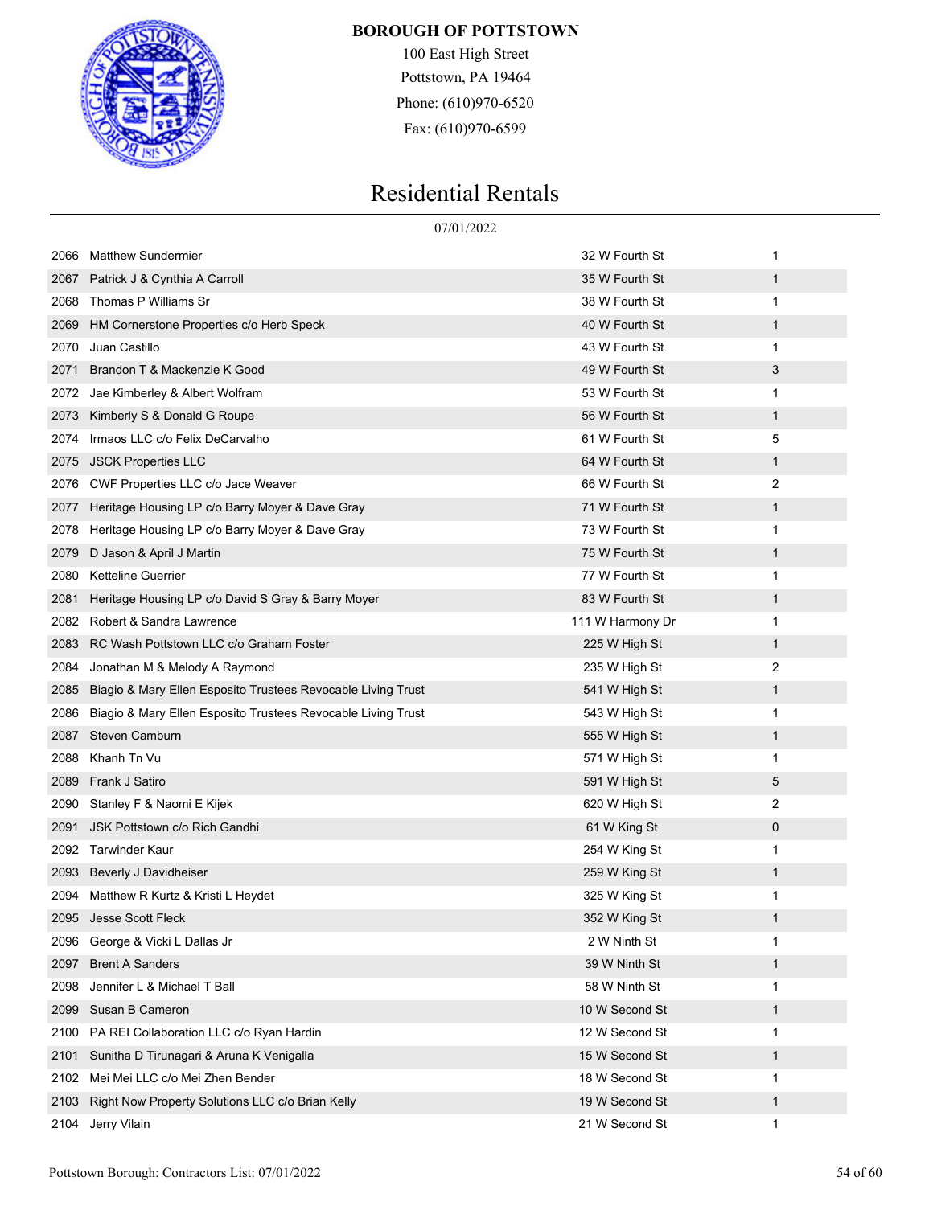**BOROUGH OF POTTSTOWN**

100 East High Street
Pottstown, PA 19464
Phone: (610)970-6520
Fax: (610)970-6599

# Residential Rentals

07/01/2022

| | | | |
|---|---|---|---|
| 2066 | Matthew Sundermier | 32 W Fourth St | 1 |
| 2067 | Patrick J & Cynthia A Carroll | 35 W Fourth St | 1 |
| 2068 | Thomas P Williams Sr | 38 W Fourth St | 1 |
| 2069 | HM Cornerstone Properties c/o Herb Speck | 40 W Fourth St | 1 |
| 2070 | Juan Castillo | 43 W Fourth St | 1 |
| 2071 | Brandon T & Mackenzie K Good | 49 W Fourth St | 3 |
| 2072 | Jae Kimberley & Albert Wolfram | 53 W Fourth St | 1 |
| 2073 | Kimberly S & Donald G Roupe | 56 W Fourth St | 1 |
| 2074 | Irmaos LLC c/o Felix DeCarvalho | 61 W Fourth St | 5 |
| 2075 | JSCK Properties LLC | 64 W Fourth St | 1 |
| 2076 | CWF Properties LLC c/o Jace Weaver | 66 W Fourth St | 2 |
| 2077 | Heritage Housing LP c/o Barry Moyer & Dave Gray | 71 W Fourth St | 1 |
| 2078 | Heritage Housing LP c/o Barry Moyer & Dave Gray | 73 W Fourth St | 1 |
| 2079 | D Jason & April J Martin | 75 W Fourth St | 1 |
| 2080 | Ketteline Guerrier | 77 W Fourth St | 1 |
| 2081 | Heritage Housing LP c/o David S Gray & Barry Moyer | 83 W Fourth St | 1 |
| 2082 | Robert & Sandra Lawrence | 111 W Harmony Dr | 1 |
| 2083 | RC Wash Pottstown LLC c/o Graham Foster | 225 W High St | 1 |
| 2084 | Jonathan M & Melody A Raymond | 235 W High St | 2 |
| 2085 | Biagio & Mary Ellen Esposito Trustees Revocable Living Trust | 541 W High St | 1 |
| 2086 | Biagio & Mary Ellen Esposito Trustees Revocable Living Trust | 543 W High St | 1 |
| 2087 | Steven Camburn | 555 W High St | 1 |
| 2088 | Khanh Tn Vu | 571 W High St | 1 |
| 2089 | Frank J Satiro | 591 W High St | 5 |
| 2090 | Stanley F & Naomi E Kijek | 620 W High St | 2 |
| 2091 | JSK Pottstown c/o Rich Gandhi | 61 W King St | 0 |
| 2092 | Tarwinder Kaur | 254 W King St | 1 |
| 2093 | Beverly J Davidheiser | 259 W King St | 1 |
| 2094 | Matthew R Kurtz & Kristi L Heydet | 325 W King St | 1 |
| 2095 | Jesse Scott Fleck | 352 W King St | 1 |
| 2096 | George & Vicki L Dallas Jr | 2 W Ninth St | 1 |
| 2097 | Brent A Sanders | 39 W Ninth St | 1 |
| 2098 | Jennifer L & Michael T Ball | 58 W Ninth St | 1 |
| 2099 | Susan B Cameron | 10 W Second St | 1 |
| 2100 | PA REI Collaboration LLC c/o Ryan Hardin | 12 W Second St | 1 |
| 2101 | Sunitha D Tirunagari & Aruna K Venigalla | 15 W Second St | 1 |
| 2102 | Mei Mei LLC c/o Mei Zhen Bender | 18 W Second St | 1 |
| 2103 | Right Now Property Solutions LLC c/o Brian Kelly | 19 W Second St | 1 |
| 2104 | Jerry Vilain | 21 W Second St | 1 |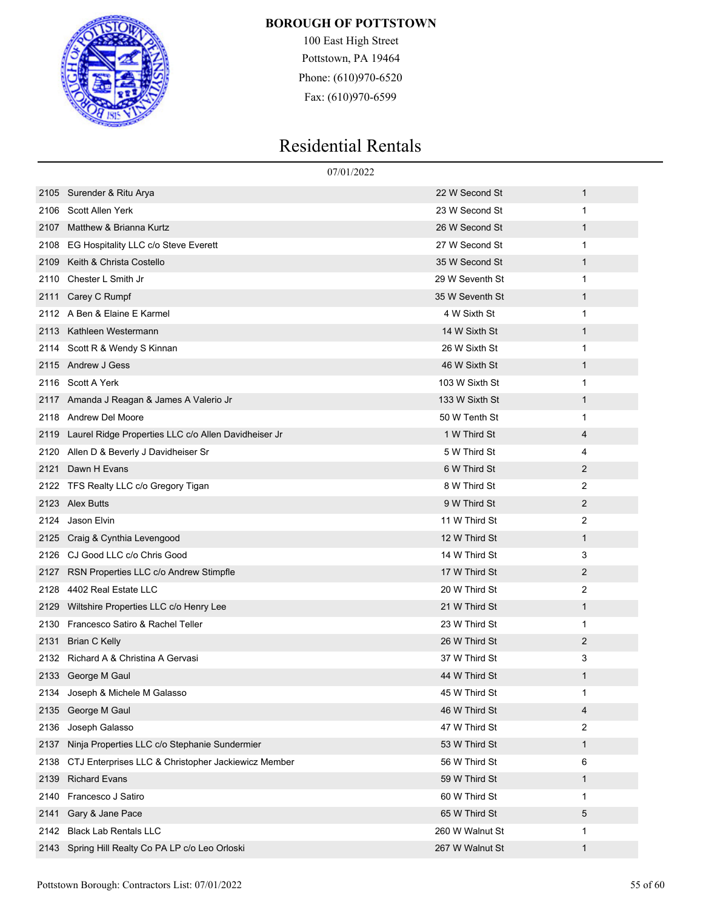**BOROUGH OF POTTSTOWN**

100 East High Street
Pottstown, PA 19464
Phone: (610)970-6520
Fax: (610)970-6599

# Residential Rentals

07/01/2022

| | | | |
|---|---|---|---|
| 2105 | Surender & Ritu Arya | 22 W Second St | 1 |
| 2106 | Scott Allen Yerk | 23 W Second St | 1 |
| 2107 | Matthew & Brianna Kurtz | 26 W Second St | 1 |
| 2108 | EG Hospitality LLC c/o Steve Everett | 27 W Second St | 1 |
| 2109 | Keith & Christa Costello | 35 W Second St | 1 |
| 2110 | Chester L Smith Jr | 29 W Seventh St | 1 |
| 2111 | Carey C Rumpf | 35 W Seventh St | 1 |
| 2112 | A Ben & Elaine E Karmel | 4 W Sixth St | 1 |
| 2113 | Kathleen Westermann | 14 W Sixth St | 1 |
| 2114 | Scott R & Wendy S Kinnan | 26 W Sixth St | 1 |
| 2115 | Andrew J Gess | 46 W Sixth St | 1 |
| 2116 | Scott A Yerk | 103 W Sixth St | 1 |
| 2117 | Amanda J Reagan & James A Valerio Jr | 133 W Sixth St | 1 |
| 2118 | Andrew Del Moore | 50 W Tenth St | 1 |
| 2119 | Laurel Ridge Properties LLC c/o Allen Davidheiser Jr | 1 W Third St | 4 |
| 2120 | Allen D & Beverly J Davidheiser Sr | 5 W Third St | 4 |
| 2121 | Dawn H Evans | 6 W Third St | 2 |
| 2122 | TFS Realty LLC c/o Gregory Tigan | 8 W Third St | 2 |
| 2123 | Alex Butts | 9 W Third St | 2 |
| 2124 | Jason Elvin | 11 W Third St | 2 |
| 2125 | Craig & Cynthia Levengood | 12 W Third St | 1 |
| 2126 | CJ Good LLC c/o Chris Good | 14 W Third St | 3 |
| 2127 | RSN Properties LLC c/o Andrew Stimpfle | 17 W Third St | 2 |
| 2128 | 4402 Real Estate LLC | 20 W Third St | 2 |
| 2129 | Wiltshire Properties LLC c/o Henry Lee | 21 W Third St | 1 |
| 2130 | Francesco Satiro & Rachel Teller | 23 W Third St | 1 |
| 2131 | Brian C Kelly | 26 W Third St | 2 |
| 2132 | Richard A & Christina A Gervasi | 37 W Third St | 3 |
| 2133 | George M Gaul | 44 W Third St | 1 |
| 2134 | Joseph & Michele M Galasso | 45 W Third St | 1 |
| 2135 | George M Gaul | 46 W Third St | 4 |
| 2136 | Joseph Galasso | 47 W Third St | 2 |
| 2137 | Ninja Properties LLC c/o Stephanie Sundermier | 53 W Third St | 1 |
| 2138 | CTJ Enterprises LLC & Christopher Jackiewicz Member | 56 W Third St | 6 |
| 2139 | Richard Evans | 59 W Third St | 1 |
| 2140 | Francesco J Satiro | 60 W Third St | 1 |
| 2141 | Gary & Jane Pace | 65 W Third St | 5 |
| 2142 | Black Lab Rentals LLC | 260 W Walnut St | 1 |
| 2143 | Spring Hill Realty Co PA LP c/o Leo Orloski | 267 W Walnut St | 1 |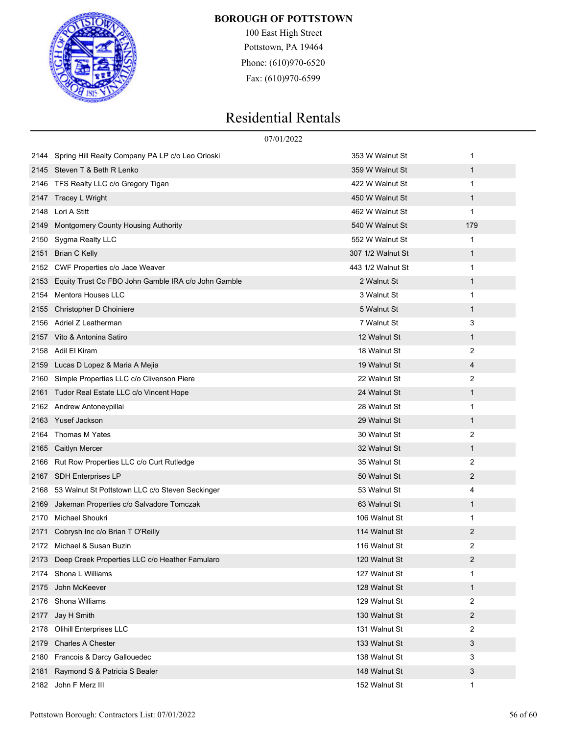# BOROUGH OF POTTSTOWN

100 East High Street
Pottstown, PA 19464
Phone: (610)970-6520
Fax: (610)970-6599

## Residential Rentals

07/01/2022

| | | | |
|---|---|---|---|
| 2144 | Spring Hill Realty Company PA LP c/o Leo Orloski | 353 W Walnut St | 1 |
| 2145 | Steven T & Beth R Lenko | 359 W Walnut St | 1 |
| 2146 | TFS Realty LLC c/o Gregory Tigan | 422 W Walnut St | 1 |
| 2147 | Tracey L Wright | 450 W Walnut St | 1 |
| 2148 | Lori A Stitt | 462 W Walnut St | 1 |
| 2149 | Montgomery County Housing Authority | 540 W Walnut St | 179 |
| 2150 | Sygma Realty LLC | 552 W Walnut St | 1 |
| 2151 | Brian C Kelly | 307 1/2 Walnut St | 1 |
| 2152 | CWF Properties c/o Jace Weaver | 443 1/2 Walnut St | 1 |
| 2153 | Equity Trust Co FBO John Gamble IRA c/o John Gamble | 2 Walnut St | 1 |
| 2154 | Mentora Houses LLC | 3 Walnut St | 1 |
| 2155 | Christopher D Choiniere | 5 Walnut St | 1 |
| 2156 | Adriel Z Leatherman | 7 Walnut St | 3 |
| 2157 | Vito & Antonina Satiro | 12 Walnut St | 1 |
| 2158 | Adil El Kiram | 18 Walnut St | 2 |
| 2159 | Lucas D Lopez & Maria A Mejia | 19 Walnut St | 4 |
| 2160 | Simple Properties LLC c/o Clivenson Piere | 22 Walnut St | 2 |
| 2161 | Tudor Real Estate LLC c/o Vincent Hope | 24 Walnut St | 1 |
| 2162 | Andrew Antoneypillai | 28 Walnut St | 1 |
| 2163 | Yusef Jackson | 29 Walnut St | 1 |
| 2164 | Thomas M Yates | 30 Walnut St | 2 |
| 2165 | Caitlyn Mercer | 32 Walnut St | 1 |
| 2166 | Rut Row Properties LLC c/o Curt Rutledge | 35 Walnut St | 2 |
| 2167 | SDH Enterprises LP | 50 Walnut St | 2 |
| 2168 | 53 Walnut St Pottstown LLC c/o Steven Seckinger | 53 Walnut St | 4 |
| 2169 | Jakeman Properties c/o Salvadore Tomczak | 63 Walnut St | 1 |
| 2170 | Michael Shoukri | 106 Walnut St | 1 |
| 2171 | Cobrysh Inc c/o Brian T O'Reilly | 114 Walnut St | 2 |
| 2172 | Michael & Susan Buzin | 116 Walnut St | 2 |
| 2173 | Deep Creek Properties LLC c/o Heather Famularo | 120 Walnut St | 2 |
| 2174 | Shona L Williams | 127 Walnut St | 1 |
| 2175 | John McKeever | 128 Walnut St | 1 |
| 2176 | Shona Williams | 129 Walnut St | 2 |
| 2177 | Jay H Smith | 130 Walnut St | 2 |
| 2178 | Olihill Enterprises LLC | 131 Walnut St | 2 |
| 2179 | Charles A Chester | 133 Walnut St | 3 |
| 2180 | Francois & Darcy Gallouedec | 138 Walnut St | 3 |
| 2181 | Raymond S & Patricia S Bealer | 148 Walnut St | 3 |
| 2182 | John F Merz III | 152 Walnut St | 1 |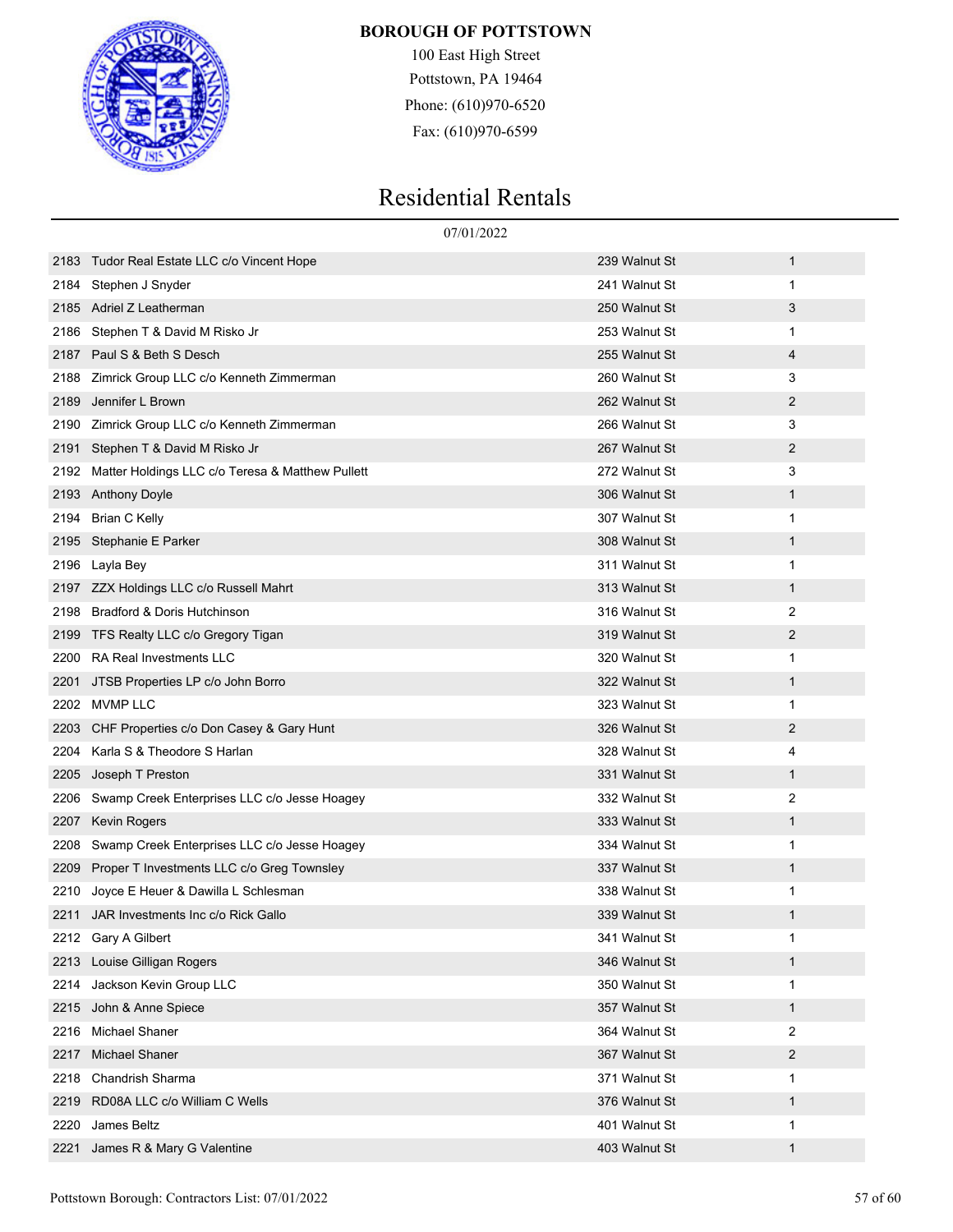**BOROUGH OF POTTSTOWN**

100 East High Street
Pottstown, PA 19464
Phone: (610)970-6520
Fax: (610)970-6599

# Residential Rentals

07/01/2022

| | | | |
|---|---|---|---|
| 2183 | Tudor Real Estate LLC c/o Vincent Hope | 239 Walnut St | 1 |
| 2184 | Stephen J Snyder | 241 Walnut St | 1 |
| 2185 | Adriel Z Leatherman | 250 Walnut St | 3 |
| 2186 | Stephen T & David M Risko Jr | 253 Walnut St | 1 |
| 2187 | Paul S & Beth S Desch | 255 Walnut St | 4 |
| 2188 | Zimrick Group LLC c/o Kenneth Zimmerman | 260 Walnut St | 3 |
| 2189 | Jennifer L Brown | 262 Walnut St | 2 |
| 2190 | Zimrick Group LLC c/o Kenneth Zimmerman | 266 Walnut St | 3 |
| 2191 | Stephen T & David M Risko Jr | 267 Walnut St | 2 |
| 2192 | Matter Holdings LLC c/o Teresa & Matthew Pullett | 272 Walnut St | 3 |
| 2193 | Anthony Doyle | 306 Walnut St | 1 |
| 2194 | Brian C Kelly | 307 Walnut St | 1 |
| 2195 | Stephanie E Parker | 308 Walnut St | 1 |
| 2196 | Layla Bey | 311 Walnut St | 1 |
| 2197 | ZZX Holdings LLC c/o Russell Mahrt | 313 Walnut St | 1 |
| 2198 | Bradford & Doris Hutchinson | 316 Walnut St | 2 |
| 2199 | TFS Realty LLC c/o Gregory Tigan | 319 Walnut St | 2 |
| 2200 | RA Real Investments LLC | 320 Walnut St | 1 |
| 2201 | JTSB Properties LP c/o John Borro | 322 Walnut St | 1 |
| 2202 | MVMP LLC | 323 Walnut St | 1 |
| 2203 | CHF Properties c/o Don Casey & Gary Hunt | 326 Walnut St | 2 |
| 2204 | Karla S & Theodore S Harlan | 328 Walnut St | 4 |
| 2205 | Joseph T Preston | 331 Walnut St | 1 |
| 2206 | Swamp Creek Enterprises LLC c/o Jesse Hoagey | 332 Walnut St | 2 |
| 2207 | Kevin Rogers | 333 Walnut St | 1 |
| 2208 | Swamp Creek Enterprises LLC c/o Jesse Hoagey | 334 Walnut St | 1 |
| 2209 | Proper T Investments LLC c/o Greg Townsley | 337 Walnut St | 1 |
| 2210 | Joyce E Heuer & Dawilla L Schlesman | 338 Walnut St | 1 |
| 2211 | JAR Investments Inc c/o Rick Gallo | 339 Walnut St | 1 |
| 2212 | Gary A Gilbert | 341 Walnut St | 1 |
| 2213 | Louise Gilligan Rogers | 346 Walnut St | 1 |
| 2214 | Jackson Kevin Group LLC | 350 Walnut St | 1 |
| 2215 | John & Anne Spiece | 357 Walnut St | 1 |
| 2216 | Michael Shaner | 364 Walnut St | 2 |
| 2217 | Michael Shaner | 367 Walnut St | 2 |
| 2218 | Chandrish Sharma | 371 Walnut St | 1 |
| 2219 | RD08A LLC c/o William C Wells | 376 Walnut St | 1 |
| 2220 | James Beltz | 401 Walnut St | 1 |
| 2221 | James R & Mary G Valentine | 403 Walnut St | 1 |

Pottstown Borough: Contractors List: 07/01/2022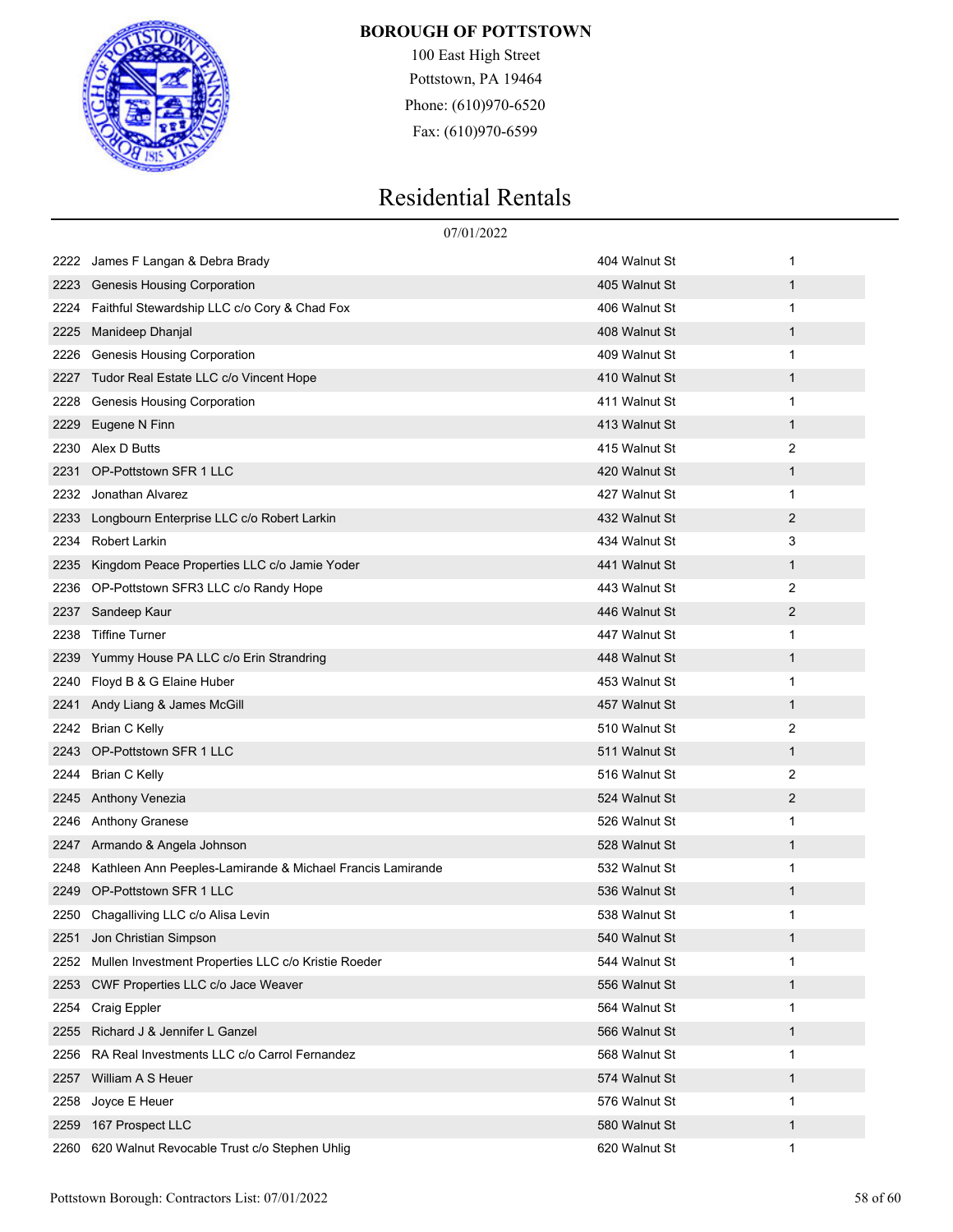**BOROUGH OF POTTSTOWN**
100 East High Street
Pottstown, PA 19464
Phone: (610)970-6520
Fax: (610)970-6599

# Residential Rentals

07/01/2022

| | | | |
|---|---|---|---|
| 2222 | James F Langan & Debra Brady | 404 Walnut St | 1 |
| 2223 | Genesis Housing Corporation | 405 Walnut St | 1 |
| 2224 | Faithful Stewardship LLC c/o Cory & Chad Fox | 406 Walnut St | 1 |
| 2225 | Manideep Dhanjal | 408 Walnut St | 1 |
| 2226 | Genesis Housing Corporation | 409 Walnut St | 1 |
| 2227 | Tudor Real Estate LLC c/o Vincent Hope | 410 Walnut St | 1 |
| 2228 | Genesis Housing Corporation | 411 Walnut St | 1 |
| 2229 | Eugene N Finn | 413 Walnut St | 1 |
| 2230 | Alex D Butts | 415 Walnut St | 2 |
| 2231 | OP-Pottstown SFR 1 LLC | 420 Walnut St | 1 |
| 2232 | Jonathan Alvarez | 427 Walnut St | 1 |
| 2233 | Longbourn Enterprise LLC c/o Robert Larkin | 432 Walnut St | 2 |
| 2234 | Robert Larkin | 434 Walnut St | 3 |
| 2235 | Kingdom Peace Properties LLC c/o Jamie Yoder | 441 Walnut St | 1 |
| 2236 | OP-Pottstown SFR3 LLC c/o Randy Hope | 443 Walnut St | 2 |
| 2237 | Sandeep Kaur | 446 Walnut St | 2 |
| 2238 | Tiffine Turner | 447 Walnut St | 1 |
| 2239 | Yummy House PA LLC c/o Erin Strandring | 448 Walnut St | 1 |
| 2240 | Floyd B & G Elaine Huber | 453 Walnut St | 1 |
| 2241 | Andy Liang & James McGill | 457 Walnut St | 1 |
| 2242 | Brian C Kelly | 510 Walnut St | 2 |
| 2243 | OP-Pottstown SFR 1 LLC | 511 Walnut St | 1 |
| 2244 | Brian C Kelly | 516 Walnut St | 2 |
| 2245 | Anthony Venezia | 524 Walnut St | 2 |
| 2246 | Anthony Granese | 526 Walnut St | 1 |
| 2247 | Armando & Angela Johnson | 528 Walnut St | 1 |
| 2248 | Kathleen Ann Peeples-Lamirande & Michael Francis Lamirande | 532 Walnut St | 1 |
| 2249 | OP-Pottstown SFR 1 LLC | 536 Walnut St | 1 |
| 2250 | Chagalliving LLC c/o Alisa Levin | 538 Walnut St | 1 |
| 2251 | Jon Christian Simpson | 540 Walnut St | 1 |
| 2252 | Mullen Investment Properties LLC c/o Kristie Roeder | 544 Walnut St | 1 |
| 2253 | CWF Properties LLC c/o Jace Weaver | 556 Walnut St | 1 |
| 2254 | Craig Eppler | 564 Walnut St | 1 |
| 2255 | Richard J & Jennifer L Ganzel | 566 Walnut St | 1 |
| 2256 | RA Real Investments LLC c/o Carrol Fernandez | 568 Walnut St | 1 |
| 2257 | William A S Heuer | 574 Walnut St | 1 |
| 2258 | Joyce E Heuer | 576 Walnut St | 1 |
| 2259 | 167 Prospect LLC | 580 Walnut St | 1 |
| 2260 | 620 Walnut Revocable Trust c/o Stephen Uhlig | 620 Walnut St | 1 |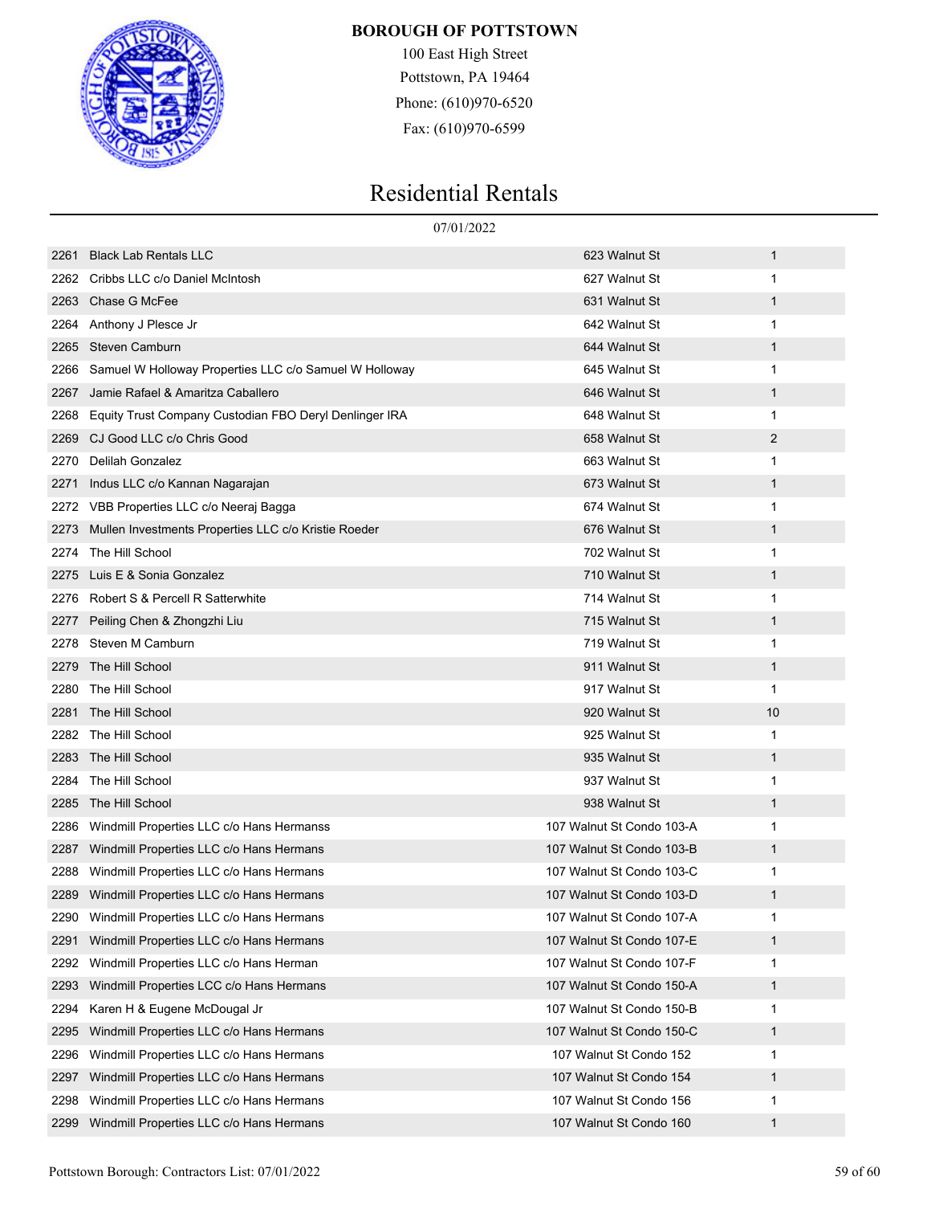**BOROUGH OF POTTSTOWN**

100 East High Street
Pottstown, PA 19464
Phone: (610)970-6520
Fax: (610)970-6599

# Residential Rentals

07/01/2022

| | | | |
|---|---|---|---|
| 2261 | Black Lab Rentals LLC | 623 Walnut St | 1 |
| 2262 | Cribbs LLC c/o Daniel McIntosh | 627 Walnut St | 1 |
| 2263 | Chase G McFee | 631 Walnut St | 1 |
| 2264 | Anthony J Plesce Jr | 642 Walnut St | 1 |
| 2265 | Steven Camburn | 644 Walnut St | 1 |
| 2266 | Samuel W Holloway Properties LLC c/o Samuel W Holloway | 645 Walnut St | 1 |
| 2267 | Jamie Rafael & Amaritza Caballero | 646 Walnut St | 1 |
| 2268 | Equity Trust Company Custodian FBO Deryl Denlinger IRA | 648 Walnut St | 1 |
| 2269 | CJ Good LLC c/o Chris Good | 658 Walnut St | 2 |
| 2270 | Delilah Gonzalez | 663 Walnut St | 1 |
| 2271 | Indus LLC c/o Kannan Nagarajan | 673 Walnut St | 1 |
| 2272 | VBB Properties LLC c/o Neeraj Bagga | 674 Walnut St | 1 |
| 2273 | Mullen Investments Properties LLC c/o Kristie Roeder | 676 Walnut St | 1 |
| 2274 | The Hill School | 702 Walnut St | 1 |
| 2275 | Luis E & Sonia Gonzalez | 710 Walnut St | 1 |
| 2276 | Robert S & Percell R Satterwhite | 714 Walnut St | 1 |
| 2277 | Peiling Chen & Zhongzhi Liu | 715 Walnut St | 1 |
| 2278 | Steven M Camburn | 719 Walnut St | 1 |
| 2279 | The Hill School | 911 Walnut St | 1 |
| 2280 | The Hill School | 917 Walnut St | 1 |
| 2281 | The Hill School | 920 Walnut St | 10 |
| 2282 | The Hill School | 925 Walnut St | 1 |
| 2283 | The Hill School | 935 Walnut St | 1 |
| 2284 | The Hill School | 937 Walnut St | 1 |
| 2285 | The Hill School | 938 Walnut St | 1 |
| 2286 | Windmill Properties LLC c/o Hans Hermanss | 107 Walnut St Condo 103-A | 1 |
| 2287 | Windmill Properties LLC c/o Hans Hermans | 107 Walnut St Condo 103-B | 1 |
| 2288 | Windmill Properties LLC c/o Hans Hermans | 107 Walnut St Condo 103-C | 1 |
| 2289 | Windmill Properties LLC c/o Hans Hermans | 107 Walnut St Condo 103-D | 1 |
| 2290 | Windmill Properties LLC c/o Hans Hermans | 107 Walnut St Condo 107-A | 1 |
| 2291 | Windmill Properties LLC c/o Hans Hermans | 107 Walnut St Condo 107-E | 1 |
| 2292 | Windmill Properties LLC c/o Hans Herman | 107 Walnut St Condo 107-F | 1 |
| 2293 | Windmill Properties LCC c/o Hans Hermans | 107 Walnut St Condo 150-A | 1 |
| 2294 | Karen H & Eugene McDougal Jr | 107 Walnut St Condo 150-B | 1 |
| 2295 | Windmill Properties LLC c/o Hans Hermans | 107 Walnut St Condo 150-C | 1 |
| 2296 | Windmill Properties LLC c/o Hans Hermans | 107 Walnut St Condo 152 | 1 |
| 2297 | Windmill Properties LLC c/o Hans Hermans | 107 Walnut St Condo 154 | 1 |
| 2298 | Windmill Properties LLC c/o Hans Hermans | 107 Walnut St Condo 156 | 1 |
| 2299 | Windmill Properties LLC c/o Hans Hermans | 107 Walnut St Condo 160 | 1 |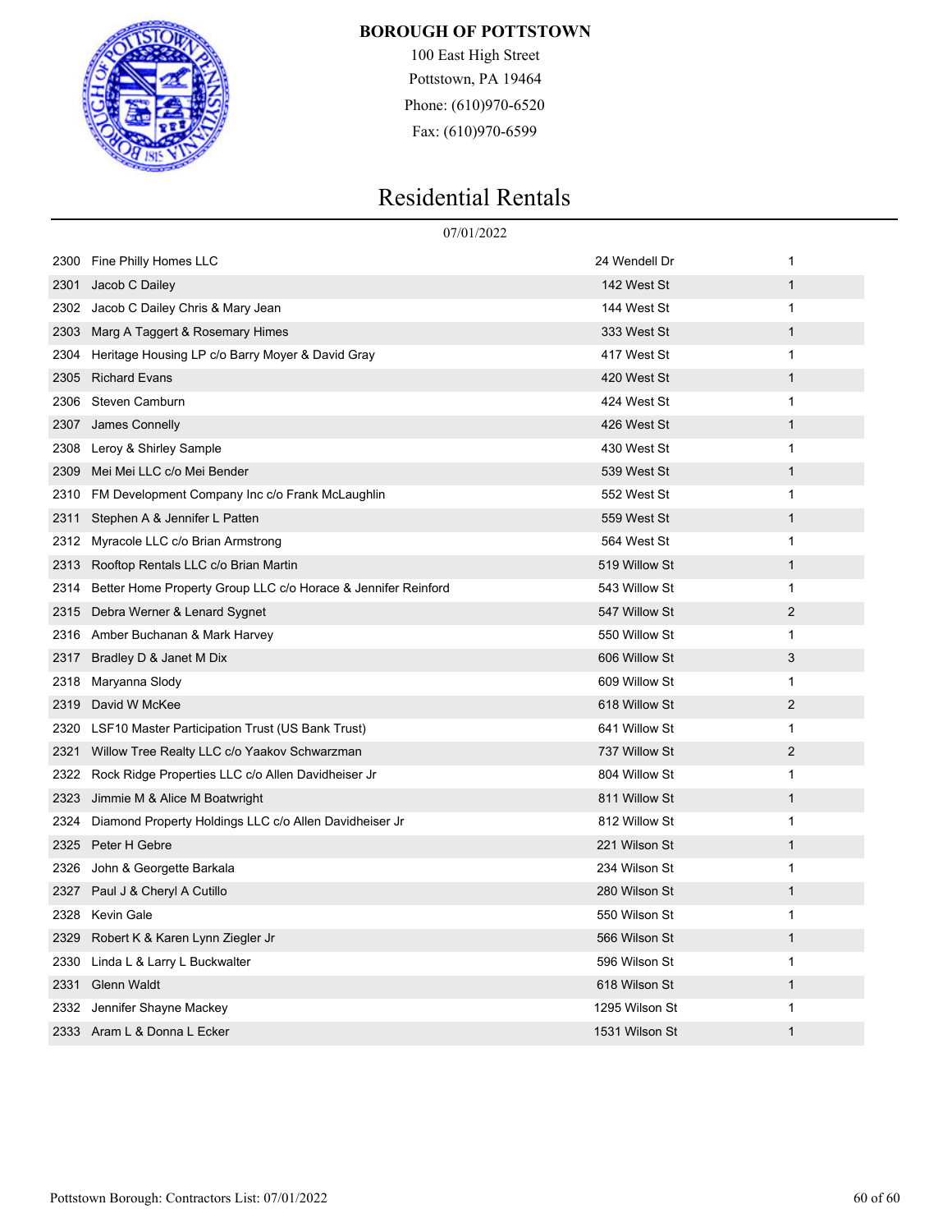**BOROUGH OF POTTSTOWN**

100 East High Street
Pottstown, PA 19464
Phone: (610)970-6520
Fax: (610)970-6599

# Residential Rentals

07/01/2022

| | | | |
|---|---|---|---|
| 2300 | Fine Philly Homes LLC | 24 Wendell Dr | 1 |
| 2301 | Jacob C Dailey | 142 West St | 1 |
| 2302 | Jacob C Dailey Chris & Mary Jean | 144 West St | 1 |
| 2303 | Marg A Taggert & Rosemary Himes | 333 West St | 1 |
| 2304 | Heritage Housing LP c/o Barry Moyer & David Gray | 417 West St | 1 |
| 2305 | Richard Evans | 420 West St | 1 |
| 2306 | Steven Camburn | 424 West St | 1 |
| 2307 | James Connelly | 426 West St | 1 |
| 2308 | Leroy & Shirley Sample | 430 West St | 1 |
| 2309 | Mei Mei LLC c/o Mei Bender | 539 West St | 1 |
| 2310 | FM Development Company Inc c/o Frank McLaughlin | 552 West St | 1 |
| 2311 | Stephen A & Jennifer L Patten | 559 West St | 1 |
| 2312 | Myracole LLC c/o Brian Armstrong | 564 West St | 1 |
| 2313 | Rooftop Rentals LLC c/o Brian Martin | 519 Willow St | 1 |
| 2314 | Better Home Property Group LLC c/o Horace & Jennifer Reinford | 543 Willow St | 1 |
| 2315 | Debra Werner & Lenard Sygnet | 547 Willow St | 2 |
| 2316 | Amber Buchanan & Mark Harvey | 550 Willow St | 1 |
| 2317 | Bradley D & Janet M Dix | 606 Willow St | 3 |
| 2318 | Maryanna Slody | 609 Willow St | 1 |
| 2319 | David W McKee | 618 Willow St | 2 |
| 2320 | LSF10 Master Participation Trust (US Bank Trust) | 641 Willow St | 1 |
| 2321 | Willow Tree Realty LLC c/o Yaakov Schwarzman | 737 Willow St | 2 |
| 2322 | Rock Ridge Properties LLC c/o Allen Davidheiser Jr | 804 Willow St | 1 |
| 2323 | Jimmie M & Alice M Boatwright | 811 Willow St | 1 |
| 2324 | Diamond Property Holdings LLC c/o Allen Davidheiser Jr | 812 Willow St | 1 |
| 2325 | Peter H Gebre | 221 Wilson St | 1 |
| 2326 | John & Georgette Barkala | 234 Wilson St | 1 |
| 2327 | Paul J & Cheryl A Cutillo | 280 Wilson St | 1 |
| 2328 | Kevin Gale | 550 Wilson St | 1 |
| 2329 | Robert K & Karen Lynn Ziegler Jr | 566 Wilson St | 1 |
| 2330 | Linda L & Larry L Buckwalter | 596 Wilson St | 1 |
| 2331 | Glenn Waldt | 618 Wilson St | 1 |
| 2332 | Jennifer Shayne Mackey | 1295 Wilson St | 1 |
| 2333 | Aram L & Donna L Ecker | 1531 Wilson St | 1 |